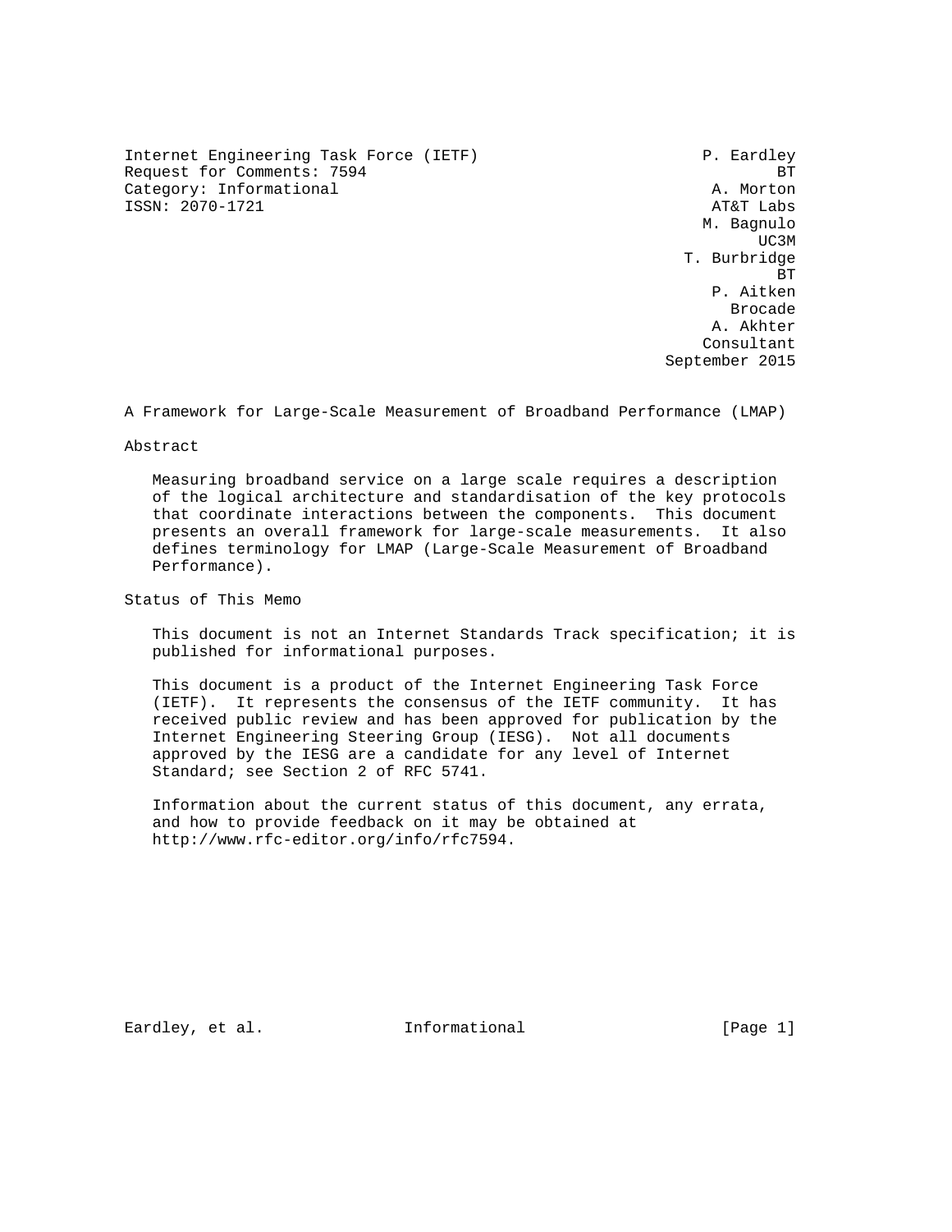Internet Engineering Task Force (IETF) P. Eardley
Request for Comments: 7594 BT
Category: Informational A. Morton
ISSN: 2070-1721 AT&T Labs
M. Bagnulo
UC3M
T. Burbridge
BT
P. Aitken
Brocade
A. Akhter
Consultant
September 2015

# A Framework for Large-Scale Measurement of Broadband Performance (LMAP)

## Abstract

Measuring broadband service on a large scale requires a description of the logical architecture and standardisation of the key protocols that coordinate interactions between the components. This document presents an overall framework for large-scale measurements. It also defines terminology for LMAP (Large-Scale Measurement of Broadband Performance).

## Status of This Memo

This document is not an Internet Standards Track specification; it is published for informational purposes.

This document is a product of the Internet Engineering Task Force (IETF). It represents the consensus of the IETF community. It has received public review and has been approved for publication by the Internet Engineering Steering Group (IESG). Not all documents approved by the IESG are a candidate for any level of Internet Standard; see Section 2 of RFC 5741.

Information about the current status of this document, any errata, and how to provide feedback on it may be obtained at http://www.rfc-editor.org/info/rfc7594.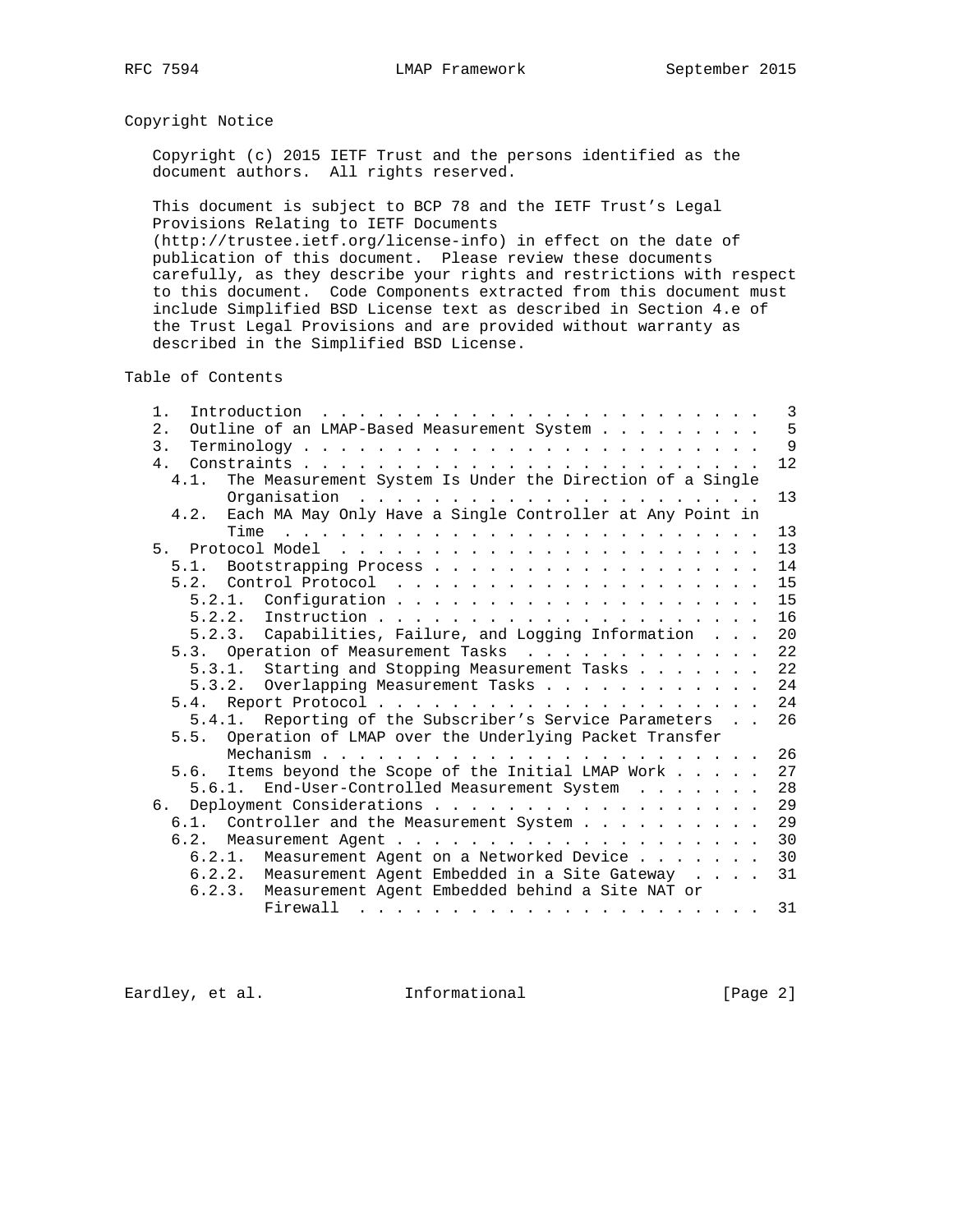## Copyright Notice

Copyright (c) 2015 IETF Trust and the persons identified as the document authors. All rights reserved.

This document is subject to BCP 78 and the IETF Trust's Legal Provisions Relating to IETF Documents (http://trustee.ietf.org/license-info) in effect on the date of publication of this document. Please review these documents carefully, as they describe your rights and restrictions with respect to this document. Code Components extracted from this document must include Simplified BSD License text as described in Section 4.e of the Trust Legal Provisions and are provided without warranty as described in the Simplified BSD License.

## Table of Contents

```
   1.  Introduction . . . . . . . . . . . . . . . . . . . . . . . .   3
   2.  Outline of an LMAP-Based Measurement System . . . . . . . . .   5
   3.  Terminology . . . . . . . . . . . . . . . . . . . . . . . . .   9
   4.  Constraints . . . . . . . . . . . . . . . . . . . . . . . . .  12
     4.1.  The Measurement System Is Under the Direction of a Single
           Organisation  . . . . . . . . . . . . . . . . . . . . . .  13
     4.2.  Each MA May Only Have a Single Controller at Any Point in
           Time  . . . . . . . . . . . . . . . . . . . . . . . . . .  13
   5.  Protocol Model  . . . . . . . . . . . . . . . . . . . . . . .  13
     5.1.  Bootstrapping Process . . . . . . . . . . . . . . . . . .  14
     5.2.  Control Protocol  . . . . . . . . . . . . . . . . . . . .  15
       5.2.1.  Configuration . . . . . . . . . . . . . . . . . . . .  15
       5.2.2.  Instruction . . . . . . . . . . . . . . . . . . . . .  16
       5.2.3.  Capabilities, Failure, and Logging Information  . . .  20
     5.3.  Operation of Measurement Tasks  . . . . . . . . . . . . .  22
       5.3.1.  Starting and Stopping Measurement Tasks . . . . . . .  22
       5.3.2.  Overlapping Measurement Tasks . . . . . . . . . . . .  24
     5.4.  Report Protocol . . . . . . . . . . . . . . . . . . . . .  24
       5.4.1.  Reporting of the Subscriber's Service Parameters  . .  26
     5.5.  Operation of LMAP over the Underlying Packet Transfer
           Mechanism . . . . . . . . . . . . . . . . . . . . . . . .  26
     5.6.  Items beyond the Scope of the Initial LMAP Work . . . . .  27
       5.6.1.  End-User-Controlled Measurement System  . . . . . . .  28
   6.  Deployment Considerations . . . . . . . . . . . . . . . . . .  29
     6.1.  Controller and the Measurement System . . . . . . . . . .  29
     6.2.  Measurement Agent . . . . . . . . . . . . . . . . . . . .  30
       6.2.1.  Measurement Agent on a Networked Device . . . . . . .  30
       6.2.2.  Measurement Agent Embedded in a Site Gateway  . . . .  31
       6.2.3.  Measurement Agent Embedded behind a Site NAT or
               Firewall  . . . . . . . . . . . . . . . . . . . . . .  31
```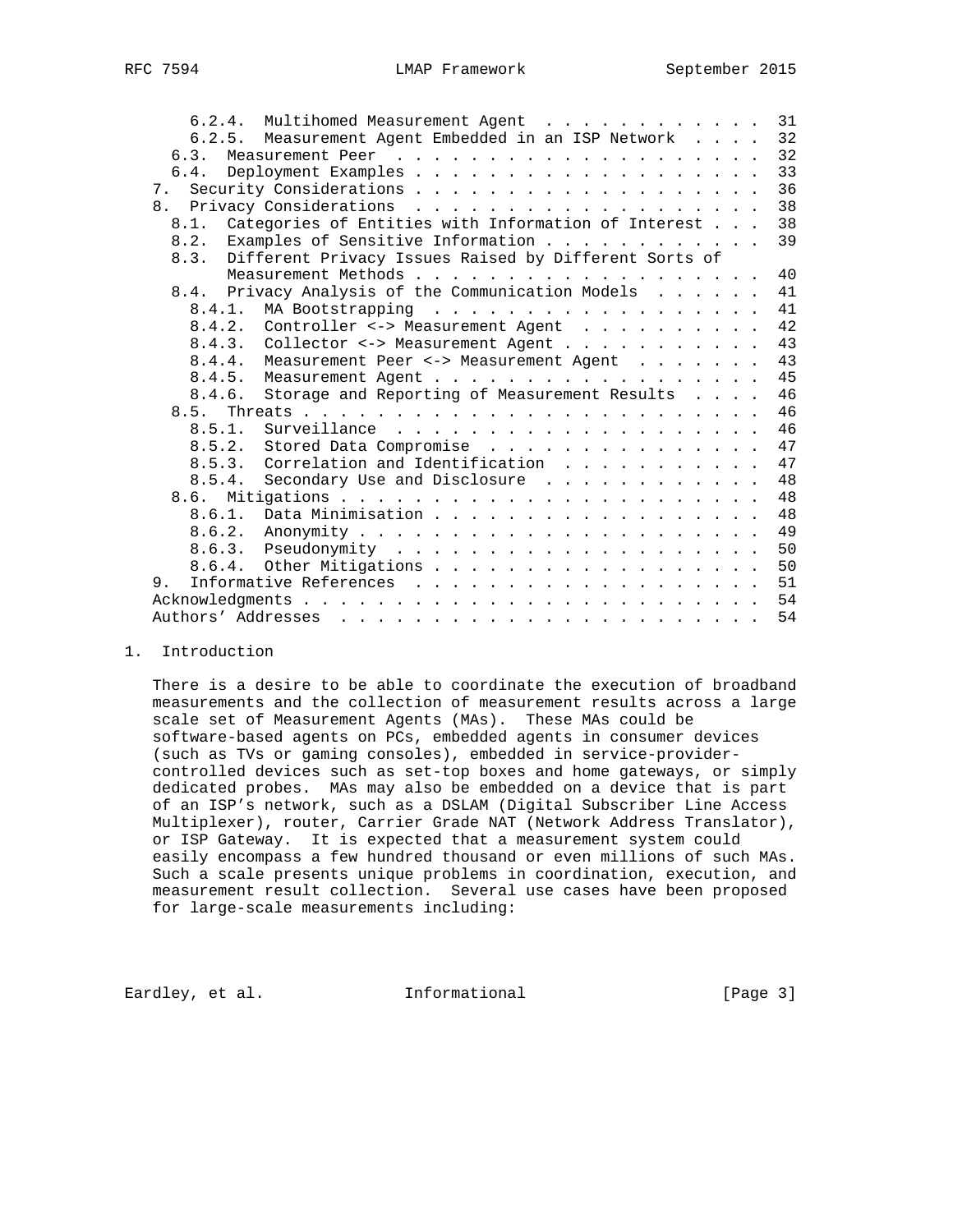6.2.4. Multihomed Measurement Agent . . . . . . . . . . . . 31
6.2.5. Measurement Agent Embedded in an ISP Network . . . . 32
6.3. Measurement Peer . . . . . . . . . . . . . . . . . . . . 32
6.4. Deployment Examples . . . . . . . . . . . . . . . . . . . 33
7. Security Considerations . . . . . . . . . . . . . . . . . . . 36
8. Privacy Considerations . . . . . . . . . . . . . . . . . . . 38
8.1. Categories of Entities with Information of Interest . . . 38
8.2. Examples of Sensitive Information . . . . . . . . . . . . 39
8.3. Different Privacy Issues Raised by Different Sorts of Measurement Methods . . . . . . . . . . . . . . . . . . . 40
8.4. Privacy Analysis of the Communication Models . . . . . . 41
8.4.1. MA Bootstrapping . . . . . . . . . . . . . . . . . . 41
8.4.2. Controller <-> Measurement Agent . . . . . . . . . . 42
8.4.3. Collector <-> Measurement Agent . . . . . . . . . . . 43
8.4.4. Measurement Peer <-> Measurement Agent . . . . . . . 43
8.4.5. Measurement Agent . . . . . . . . . . . . . . . . . . 45
8.4.6. Storage and Reporting of Measurement Results . . . . 46
8.5. Threats . . . . . . . . . . . . . . . . . . . . . . . . . 46
8.5.1. Surveillance . . . . . . . . . . . . . . . . . . . . 46
8.5.2. Stored Data Compromise . . . . . . . . . . . . . . . 47
8.5.3. Correlation and Identification . . . . . . . . . . . 47
8.5.4. Secondary Use and Disclosure . . . . . . . . . . . . 48
8.6. Mitigations . . . . . . . . . . . . . . . . . . . . . . . 48
8.6.1. Data Minimisation . . . . . . . . . . . . . . . . . . 48
8.6.2. Anonymity . . . . . . . . . . . . . . . . . . . . . . 49
8.6.3. Pseudonymity . . . . . . . . . . . . . . . . . . . . 50
8.6.4. Other Mitigations . . . . . . . . . . . . . . . . . . 50
9. Informative References . . . . . . . . . . . . . . . . . . . 51
Acknowledgments . . . . . . . . . . . . . . . . . . . . . . . . . 54
Authors' Addresses . . . . . . . . . . . . . . . . . . . . . . . 54

## 1. Introduction

There is a desire to be able to coordinate the execution of broadband measurements and the collection of measurement results across a large scale set of Measurement Agents (MAs). These MAs could be software-based agents on PCs, embedded agents in consumer devices (such as TVs or gaming consoles), embedded in service-provider-controlled devices such as set-top boxes and home gateways, or simply dedicated probes. MAs may also be embedded on a device that is part of an ISP's network, such as a DSLAM (Digital Subscriber Line Access Multiplexer), router, Carrier Grade NAT (Network Address Translator), or ISP Gateway. It is expected that a measurement system could easily encompass a few hundred thousand or even millions of such MAs. Such a scale presents unique problems in coordination, execution, and measurement result collection. Several use cases have been proposed for large-scale measurements including: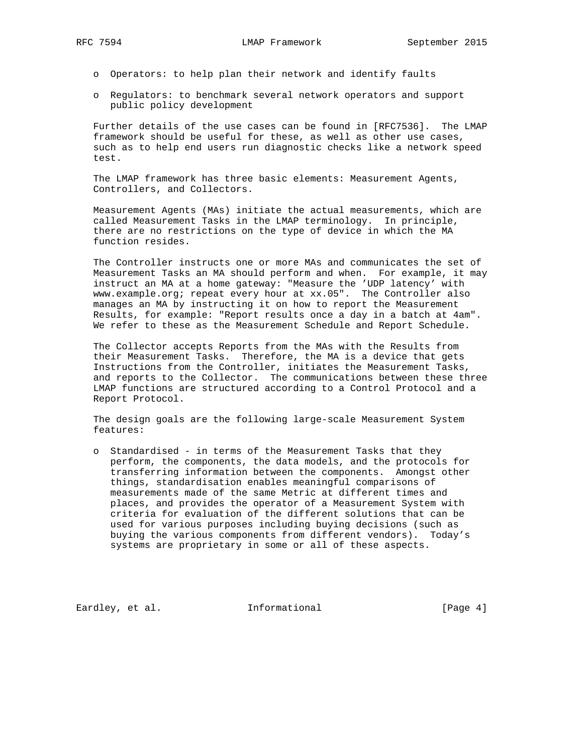- Operators: to help plan their network and identify faults

- Regulators: to benchmark several network operators and support public policy development

Further details of the use cases can be found in [RFC7536]. The LMAP framework should be useful for these, as well as other use cases, such as to help end users run diagnostic checks like a network speed test.

The LMAP framework has three basic elements: Measurement Agents, Controllers, and Collectors.

Measurement Agents (MAs) initiate the actual measurements, which are called Measurement Tasks in the LMAP terminology. In principle, there are no restrictions on the type of device in which the MA function resides.

The Controller instructs one or more MAs and communicates the set of Measurement Tasks an MA should perform and when. For example, it may instruct an MA at a home gateway: "Measure the 'UDP latency' with www.example.org; repeat every hour at xx.05". The Controller also manages an MA by instructing it on how to report the Measurement Results, for example: "Report results once a day in a batch at 4am". We refer to these as the Measurement Schedule and Report Schedule.

The Collector accepts Reports from the MAs with the Results from their Measurement Tasks. Therefore, the MA is a device that gets Instructions from the Controller, initiates the Measurement Tasks, and reports to the Collector. The communications between these three LMAP functions are structured according to a Control Protocol and a Report Protocol.

The design goals are the following large-scale Measurement System features:

- Standardised - in terms of the Measurement Tasks that they perform, the components, the data models, and the protocols for transferring information between the components. Amongst other things, standardisation enables meaningful comparisons of measurements made of the same Metric at different times and places, and provides the operator of a Measurement System with criteria for evaluation of the different solutions that can be used for various purposes including buying decisions (such as buying the various components from different vendors). Today's systems are proprietary in some or all of these aspects.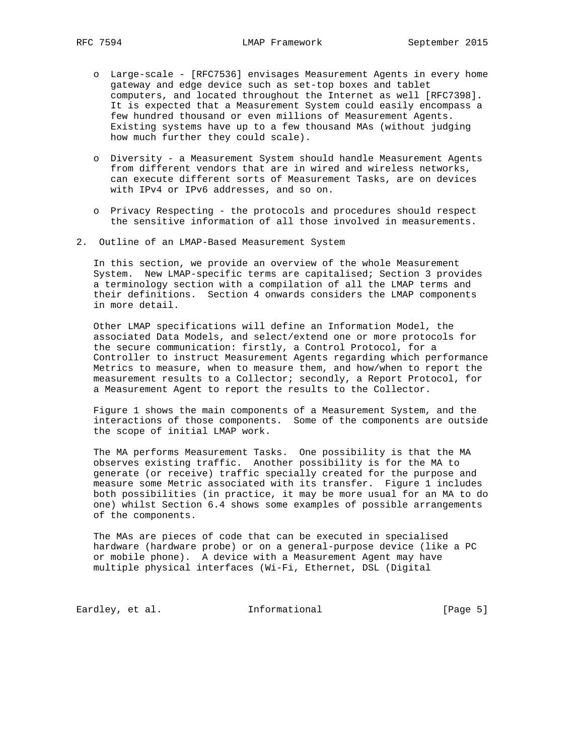- Large-scale - [RFC7536] envisages Measurement Agents in every home gateway and edge device such as set-top boxes and tablet computers, and located throughout the Internet as well [RFC7398]. It is expected that a Measurement System could easily encompass a few hundred thousand or even millions of Measurement Agents. Existing systems have up to a few thousand MAs (without judging how much further they could scale).

- Diversity - a Measurement System should handle Measurement Agents from different vendors that are in wired and wireless networks, can execute different sorts of Measurement Tasks, are on devices with IPv4 or IPv6 addresses, and so on.

- Privacy Respecting - the protocols and procedures should respect the sensitive information of all those involved in measurements.

## 2. Outline of an LMAP-Based Measurement System

In this section, we provide an overview of the whole Measurement System. New LMAP-specific terms are capitalised; Section 3 provides a terminology section with a compilation of all the LMAP terms and their definitions. Section 4 onwards considers the LMAP components in more detail.

Other LMAP specifications will define an Information Model, the associated Data Models, and select/extend one or more protocols for the secure communication: firstly, a Control Protocol, for a Controller to instruct Measurement Agents regarding which performance Metrics to measure, when to measure them, and how/when to report the measurement results to a Collector; secondly, a Report Protocol, for a Measurement Agent to report the results to the Collector.

Figure 1 shows the main components of a Measurement System, and the interactions of those components. Some of the components are outside the scope of initial LMAP work.

The MA performs Measurement Tasks. One possibility is that the MA observes existing traffic. Another possibility is for the MA to generate (or receive) traffic specially created for the purpose and measure some Metric associated with its transfer. Figure 1 includes both possibilities (in practice, it may be more usual for an MA to do one) whilst Section 6.4 shows some examples of possible arrangements of the components.

The MAs are pieces of code that can be executed in specialised hardware (hardware probe) or on a general-purpose device (like a PC or mobile phone). A device with a Measurement Agent may have multiple physical interfaces (Wi-Fi, Ethernet, DSL (Digital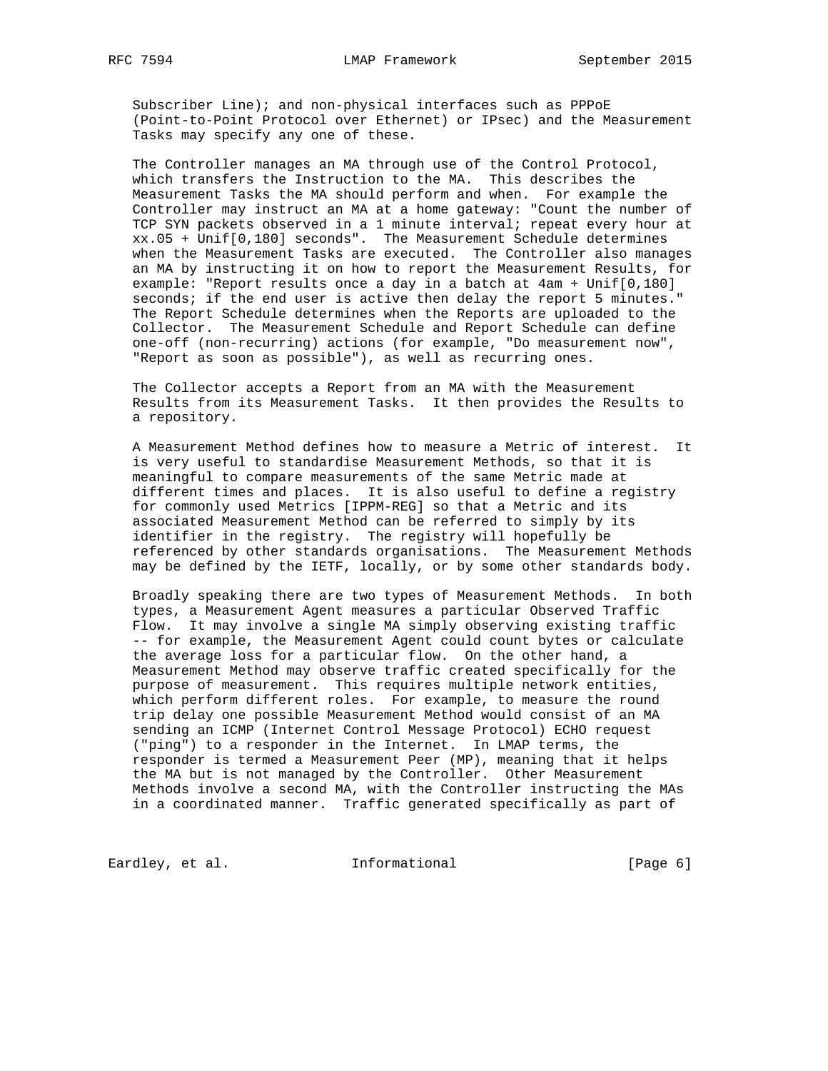Subscriber Line); and non-physical interfaces such as PPPoE (Point-to-Point Protocol over Ethernet) or IPsec) and the Measurement Tasks may specify any one of these.

The Controller manages an MA through use of the Control Protocol, which transfers the Instruction to the MA. This describes the Measurement Tasks the MA should perform and when. For example the Controller may instruct an MA at a home gateway: "Count the number of TCP SYN packets observed in a 1 minute interval; repeat every hour at xx.05 + Unif[0,180] seconds". The Measurement Schedule determines when the Measurement Tasks are executed. The Controller also manages an MA by instructing it on how to report the Measurement Results, for example: "Report results once a day in a batch at 4am + Unif[0,180] seconds; if the end user is active then delay the report 5 minutes." The Report Schedule determines when the Reports are uploaded to the Collector. The Measurement Schedule and Report Schedule can define one-off (non-recurring) actions (for example, "Do measurement now", "Report as soon as possible"), as well as recurring ones.

The Collector accepts a Report from an MA with the Measurement Results from its Measurement Tasks. It then provides the Results to a repository.

A Measurement Method defines how to measure a Metric of interest. It is very useful to standardise Measurement Methods, so that it is meaningful to compare measurements of the same Metric made at different times and places. It is also useful to define a registry for commonly used Metrics [IPPM-REG] so that a Metric and its associated Measurement Method can be referred to simply by its identifier in the registry. The registry will hopefully be referenced by other standards organisations. The Measurement Methods may be defined by the IETF, locally, or by some other standards body.

Broadly speaking there are two types of Measurement Methods. In both types, a Measurement Agent measures a particular Observed Traffic Flow. It may involve a single MA simply observing existing traffic -- for example, the Measurement Agent could count bytes or calculate the average loss for a particular flow. On the other hand, a Measurement Method may observe traffic created specifically for the purpose of measurement. This requires multiple network entities, which perform different roles. For example, to measure the round trip delay one possible Measurement Method would consist of an MA sending an ICMP (Internet Control Message Protocol) ECHO request ("ping") to a responder in the Internet. In LMAP terms, the responder is termed a Measurement Peer (MP), meaning that it helps the MA but is not managed by the Controller. Other Measurement Methods involve a second MA, with the Controller instructing the MAs in a coordinated manner. Traffic generated specifically as part of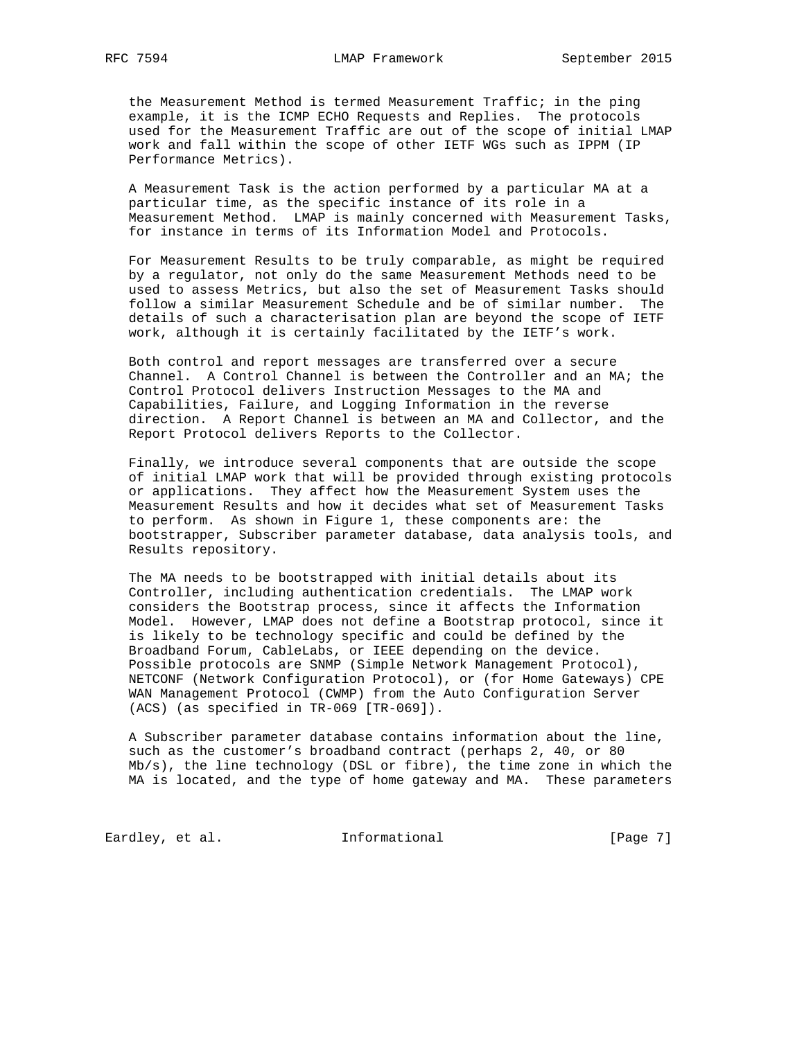the Measurement Method is termed Measurement Traffic; in the ping example, it is the ICMP ECHO Requests and Replies. The protocols used for the Measurement Traffic are out of the scope of initial LMAP work and fall within the scope of other IETF WGs such as IPPM (IP Performance Metrics).

A Measurement Task is the action performed by a particular MA at a particular time, as the specific instance of its role in a Measurement Method. LMAP is mainly concerned with Measurement Tasks, for instance in terms of its Information Model and Protocols.

For Measurement Results to be truly comparable, as might be required by a regulator, not only do the same Measurement Methods need to be used to assess Metrics, but also the set of Measurement Tasks should follow a similar Measurement Schedule and be of similar number. The details of such a characterisation plan are beyond the scope of IETF work, although it is certainly facilitated by the IETF's work.

Both control and report messages are transferred over a secure Channel. A Control Channel is between the Controller and an MA; the Control Protocol delivers Instruction Messages to the MA and Capabilities, Failure, and Logging Information in the reverse direction. A Report Channel is between an MA and Collector, and the Report Protocol delivers Reports to the Collector.

Finally, we introduce several components that are outside the scope of initial LMAP work that will be provided through existing protocols or applications. They affect how the Measurement System uses the Measurement Results and how it decides what set of Measurement Tasks to perform. As shown in Figure 1, these components are: the bootstrapper, Subscriber parameter database, data analysis tools, and Results repository.

The MA needs to be bootstrapped with initial details about its Controller, including authentication credentials. The LMAP work considers the Bootstrap process, since it affects the Information Model. However, LMAP does not define a Bootstrap protocol, since it is likely to be technology specific and could be defined by the Broadband Forum, CableLabs, or IEEE depending on the device. Possible protocols are SNMP (Simple Network Management Protocol), NETCONF (Network Configuration Protocol), or (for Home Gateways) CPE WAN Management Protocol (CWMP) from the Auto Configuration Server (ACS) (as specified in TR-069 [TR-069]).

A Subscriber parameter database contains information about the line, such as the customer's broadband contract (perhaps 2, 40, or 80 Mb/s), the line technology (DSL or fibre), the time zone in which the MA is located, and the type of home gateway and MA. These parameters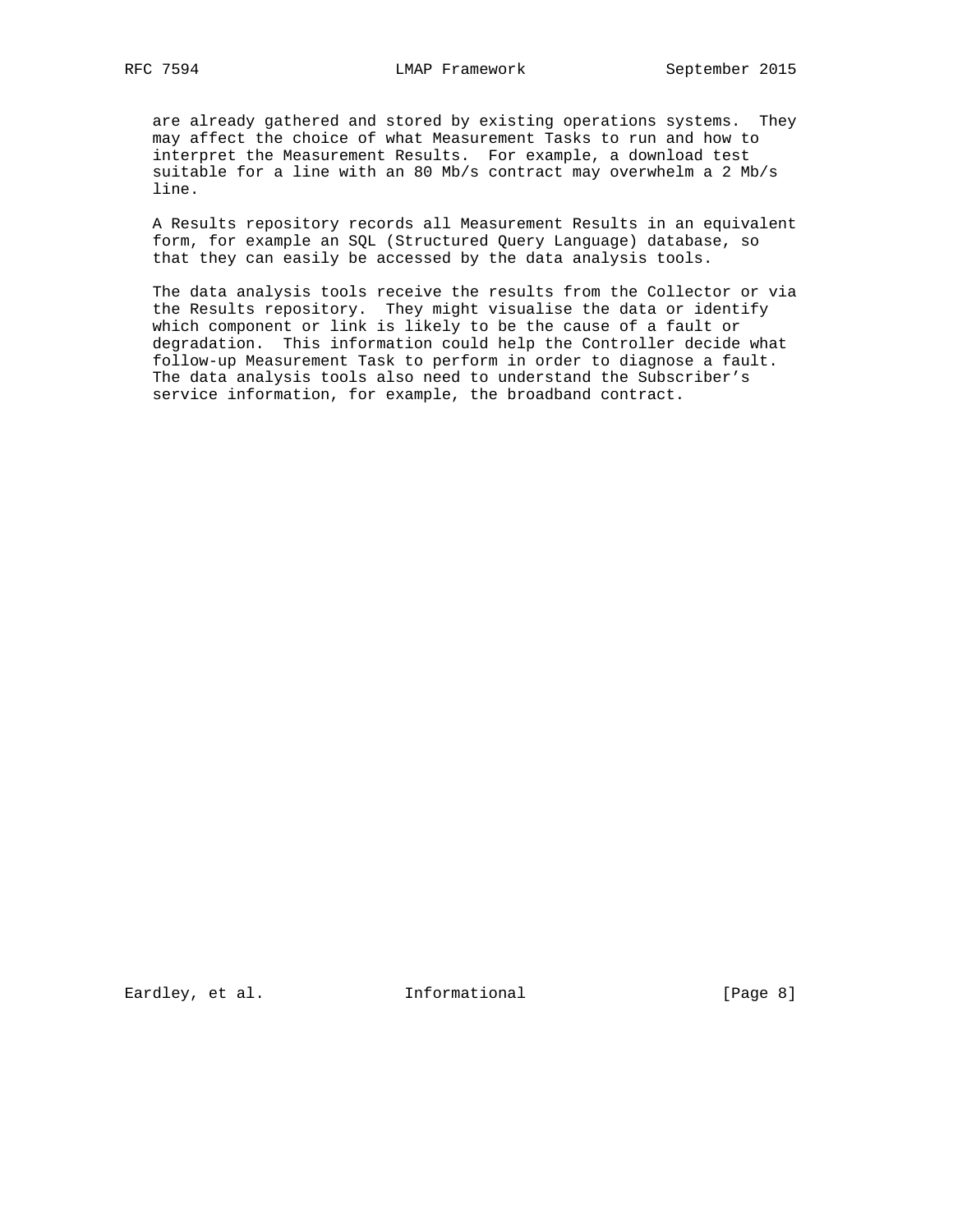are already gathered and stored by existing operations systems. They may affect the choice of what Measurement Tasks to run and how to interpret the Measurement Results. For example, a download test suitable for a line with an 80 Mb/s contract may overwhelm a 2 Mb/s line.

A Results repository records all Measurement Results in an equivalent form, for example an SQL (Structured Query Language) database, so that they can easily be accessed by the data analysis tools.

The data analysis tools receive the results from the Collector or via the Results repository. They might visualise the data or identify which component or link is likely to be the cause of a fault or degradation. This information could help the Controller decide what follow-up Measurement Task to perform in order to diagnose a fault. The data analysis tools also need to understand the Subscriber's service information, for example, the broadband contract.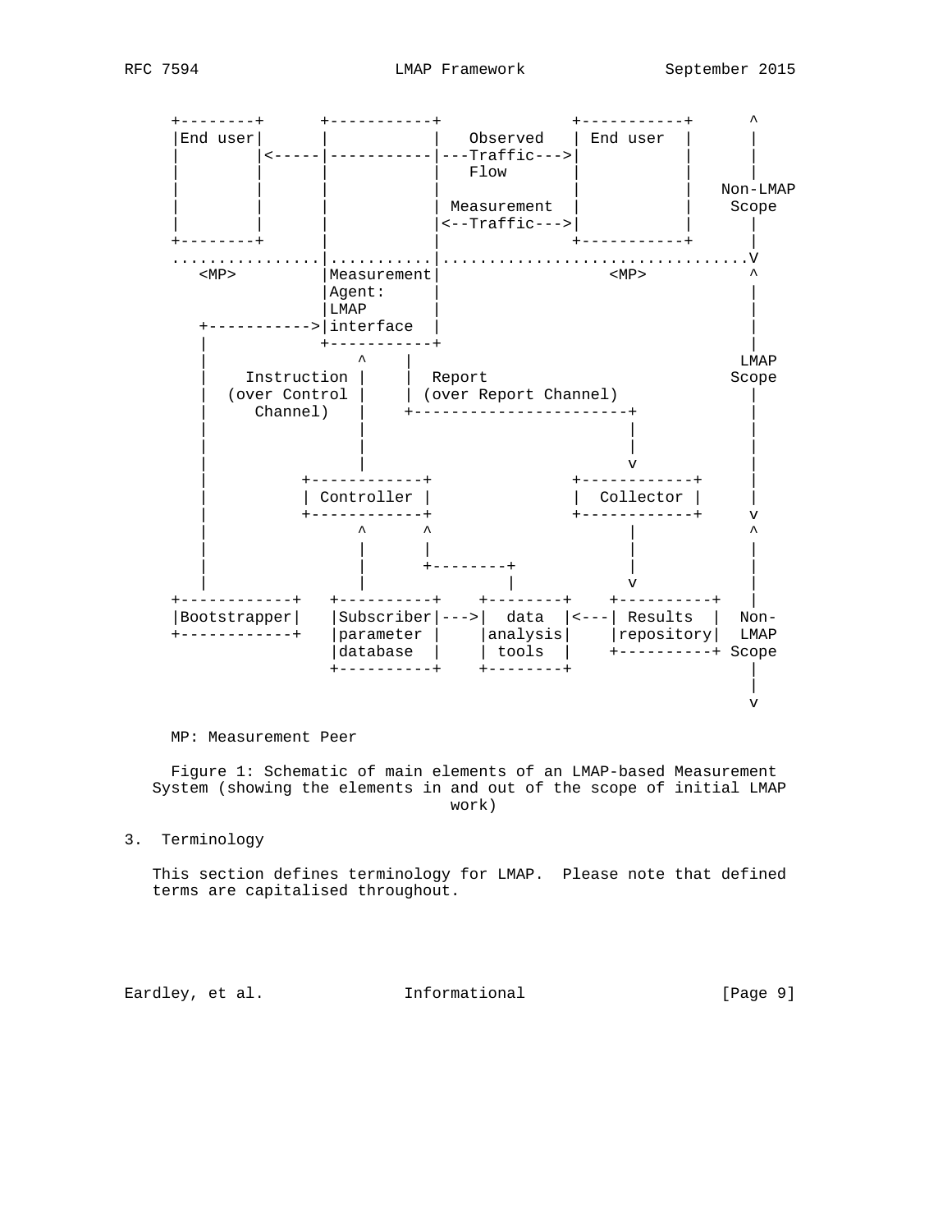```
     +--------+       +-----------+               +-----------+      ^
     |End user|       |           |   Observed    | End user  |      |
     |        |<-----|-----------|---Traffic--->|           |      |
     |        |       |           |    Flow       |           |      |
     |        |       |           |               |           |   Non-LMAP
     |        |       |           |  Measurement  |           |    Scope
     |        |       |           |<--Traffic--->|           |      |
     +--------+       |           |               +-----------+      |
     ................|...........|................................V
        <MP>          |Measurement|                  <MP>            ^
                      |Agent:     |                                  |
                      |LMAP       |                                  |
        +----------->|interface  |                                  |
        |             +-----------+                                  |
        |                 ^    |                                    LMAP
        |    Instruction |    |  Report                            Scope
        |   (over Control |    | (over Report Channel)               |
        |      Channel)   |    +-----------------------+             |
        |                 |                            |             |
        |                 |                            |             |
        |                 |                            v             |
        |          +------------+              +------------+        |
        |          | Controller |              |  Collector |        |
        |          +------------+              +------------+        v
        |                 ^      ^                     |             ^
        |                 |      |                     |             |
        |                 |      +--------+            |             |
        |                 |               |            v             |
     +------------+   +----------+    +--------+    +----------+    |
     |Bootstrapper|   |Subscriber|--->|  data  |<---| Results  |  Non-
     +------------+   |parameter |    |analysis|    |repository|  LMAP
                      |database  |    | tools  |    +----------+ Scope
                      +----------+    +--------+                    |
                                                                    |
                                                                    v
```

MP: Measurement Peer

Figure 1: Schematic of main elements of an LMAP-based Measurement System (showing the elements in and out of the scope of initial LMAP work)

## 3. Terminology

This section defines terminology for LMAP. Please note that defined terms are capitalised throughout.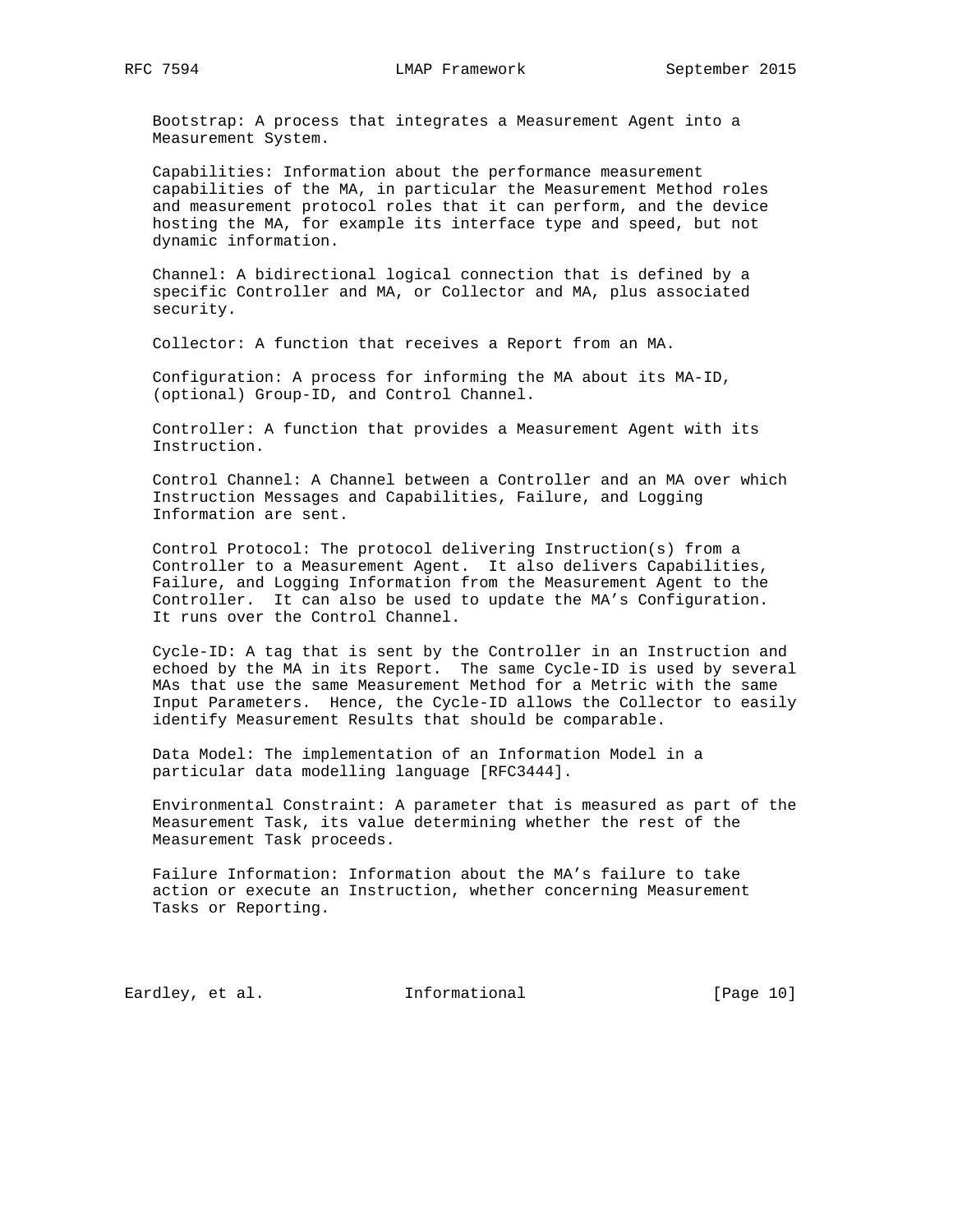Bootstrap: A process that integrates a Measurement Agent into a Measurement System.

Capabilities: Information about the performance measurement capabilities of the MA, in particular the Measurement Method roles and measurement protocol roles that it can perform, and the device hosting the MA, for example its interface type and speed, but not dynamic information.

Channel: A bidirectional logical connection that is defined by a specific Controller and MA, or Collector and MA, plus associated security.

Collector: A function that receives a Report from an MA.

Configuration: A process for informing the MA about its MA-ID, (optional) Group-ID, and Control Channel.

Controller: A function that provides a Measurement Agent with its Instruction.

Control Channel: A Channel between a Controller and an MA over which Instruction Messages and Capabilities, Failure, and Logging Information are sent.

Control Protocol: The protocol delivering Instruction(s) from a Controller to a Measurement Agent. It also delivers Capabilities, Failure, and Logging Information from the Measurement Agent to the Controller. It can also be used to update the MA's Configuration. It runs over the Control Channel.

Cycle-ID: A tag that is sent by the Controller in an Instruction and echoed by the MA in its Report. The same Cycle-ID is used by several MAs that use the same Measurement Method for a Metric with the same Input Parameters. Hence, the Cycle-ID allows the Collector to easily identify Measurement Results that should be comparable.

Data Model: The implementation of an Information Model in a particular data modelling language [RFC3444].

Environmental Constraint: A parameter that is measured as part of the Measurement Task, its value determining whether the rest of the Measurement Task proceeds.

Failure Information: Information about the MA's failure to take action or execute an Instruction, whether concerning Measurement Tasks or Reporting.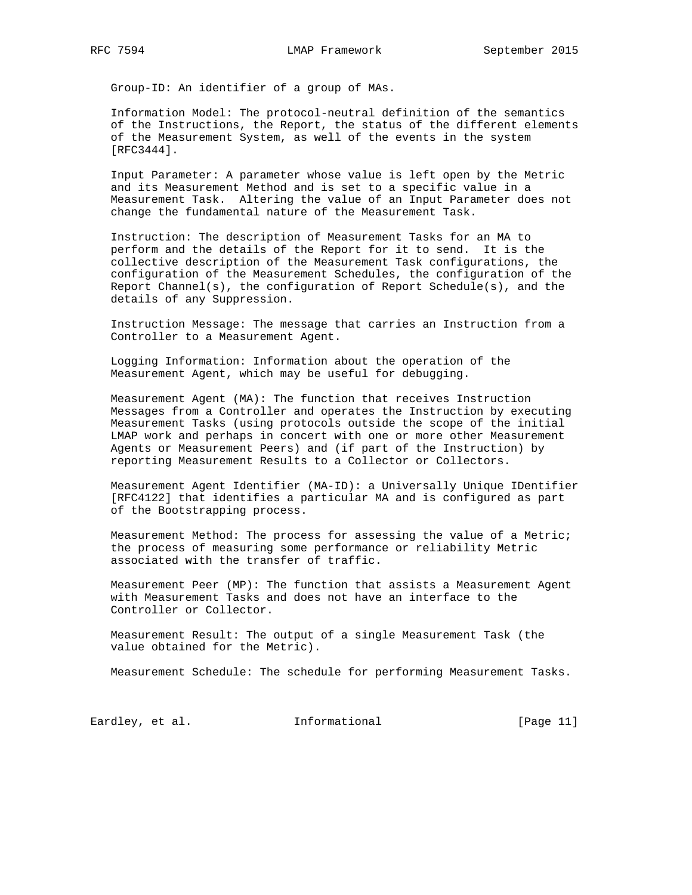Group-ID: An identifier of a group of MAs.

Information Model: The protocol-neutral definition of the semantics of the Instructions, the Report, the status of the different elements of the Measurement System, as well of the events in the system [RFC3444].

Input Parameter: A parameter whose value is left open by the Metric and its Measurement Method and is set to a specific value in a Measurement Task. Altering the value of an Input Parameter does not change the fundamental nature of the Measurement Task.

Instruction: The description of Measurement Tasks for an MA to perform and the details of the Report for it to send. It is the collective description of the Measurement Task configurations, the configuration of the Measurement Schedules, the configuration of the Report Channel(s), the configuration of Report Schedule(s), and the details of any Suppression.

Instruction Message: The message that carries an Instruction from a Controller to a Measurement Agent.

Logging Information: Information about the operation of the Measurement Agent, which may be useful for debugging.

Measurement Agent (MA): The function that receives Instruction Messages from a Controller and operates the Instruction by executing Measurement Tasks (using protocols outside the scope of the initial LMAP work and perhaps in concert with one or more other Measurement Agents or Measurement Peers) and (if part of the Instruction) by reporting Measurement Results to a Collector or Collectors.

Measurement Agent Identifier (MA-ID): a Universally Unique IDentifier [RFC4122] that identifies a particular MA and is configured as part of the Bootstrapping process.

Measurement Method: The process for assessing the value of a Metric; the process of measuring some performance or reliability Metric associated with the transfer of traffic.

Measurement Peer (MP): The function that assists a Measurement Agent with Measurement Tasks and does not have an interface to the Controller or Collector.

Measurement Result: The output of a single Measurement Task (the value obtained for the Metric).

Measurement Schedule: The schedule for performing Measurement Tasks.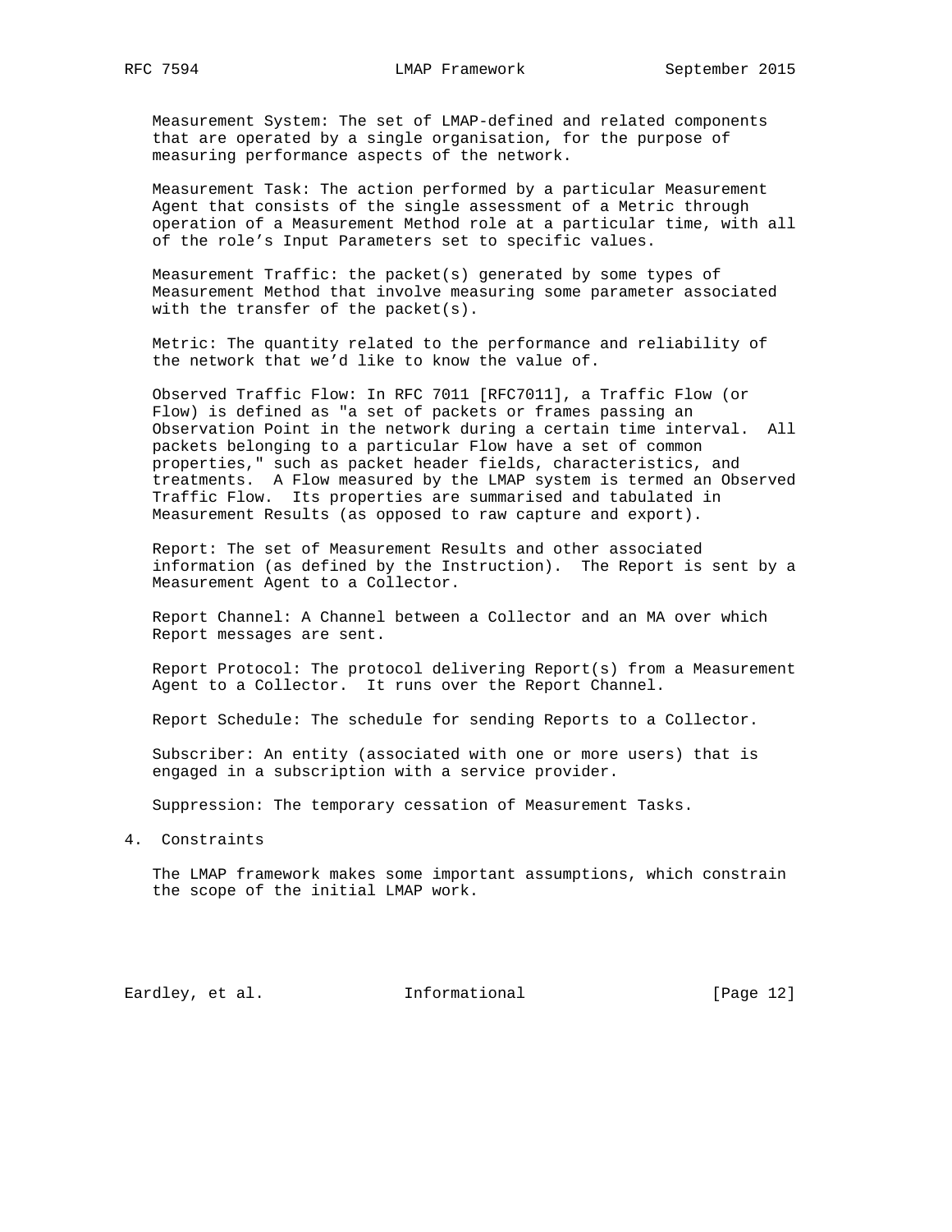Measurement System: The set of LMAP-defined and related components that are operated by a single organisation, for the purpose of measuring performance aspects of the network.

Measurement Task: The action performed by a particular Measurement Agent that consists of the single assessment of a Metric through operation of a Measurement Method role at a particular time, with all of the role's Input Parameters set to specific values.

Measurement Traffic: the packet(s) generated by some types of Measurement Method that involve measuring some parameter associated with the transfer of the packet(s).

Metric: The quantity related to the performance and reliability of the network that we'd like to know the value of.

Observed Traffic Flow: In RFC 7011 [RFC7011], a Traffic Flow (or Flow) is defined as "a set of packets or frames passing an Observation Point in the network during a certain time interval. All packets belonging to a particular Flow have a set of common properties," such as packet header fields, characteristics, and treatments. A Flow measured by the LMAP system is termed an Observed Traffic Flow. Its properties are summarised and tabulated in Measurement Results (as opposed to raw capture and export).

Report: The set of Measurement Results and other associated information (as defined by the Instruction). The Report is sent by a Measurement Agent to a Collector.

Report Channel: A Channel between a Collector and an MA over which Report messages are sent.

Report Protocol: The protocol delivering Report(s) from a Measurement Agent to a Collector. It runs over the Report Channel.

Report Schedule: The schedule for sending Reports to a Collector.

Subscriber: An entity (associated with one or more users) that is engaged in a subscription with a service provider.

Suppression: The temporary cessation of Measurement Tasks.

# 4. Constraints

The LMAP framework makes some important assumptions, which constrain the scope of the initial LMAP work.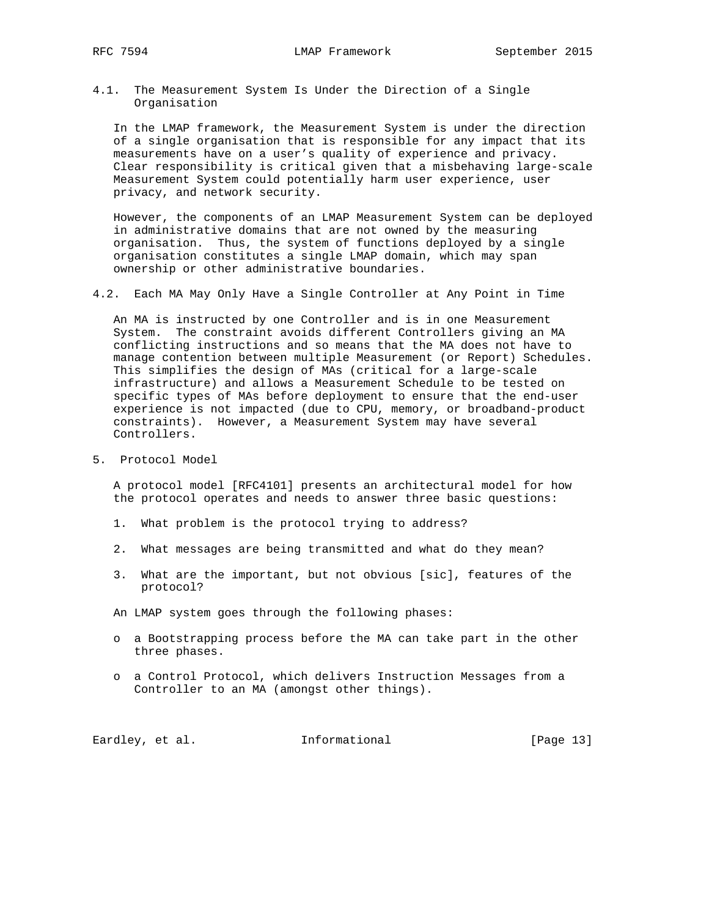### 4.1. The Measurement System Is Under the Direction of a Single Organisation

In the LMAP framework, the Measurement System is under the direction of a single organisation that is responsible for any impact that its measurements have on a user's quality of experience and privacy. Clear responsibility is critical given that a misbehaving large-scale Measurement System could potentially harm user experience, user privacy, and network security.

However, the components of an LMAP Measurement System can be deployed in administrative domains that are not owned by the measuring organisation. Thus, the system of functions deployed by a single organisation constitutes a single LMAP domain, which may span ownership or other administrative boundaries.

### 4.2. Each MA May Only Have a Single Controller at Any Point in Time

An MA is instructed by one Controller and is in one Measurement System. The constraint avoids different Controllers giving an MA conflicting instructions and so means that the MA does not have to manage contention between multiple Measurement (or Report) Schedules. This simplifies the design of MAs (critical for a large-scale infrastructure) and allows a Measurement Schedule to be tested on specific types of MAs before deployment to ensure that the end-user experience is not impacted (due to CPU, memory, or broadband-product constraints). However, a Measurement System may have several Controllers.

## 5. Protocol Model

A protocol model [RFC4101] presents an architectural model for how the protocol operates and needs to answer three basic questions:

1. What problem is the protocol trying to address?

2. What messages are being transmitted and what do they mean?

3. What are the important, but not obvious [sic], features of the protocol?

An LMAP system goes through the following phases:

- a Bootstrapping process before the MA can take part in the other three phases.

- a Control Protocol, which delivers Instruction Messages from a Controller to an MA (amongst other things).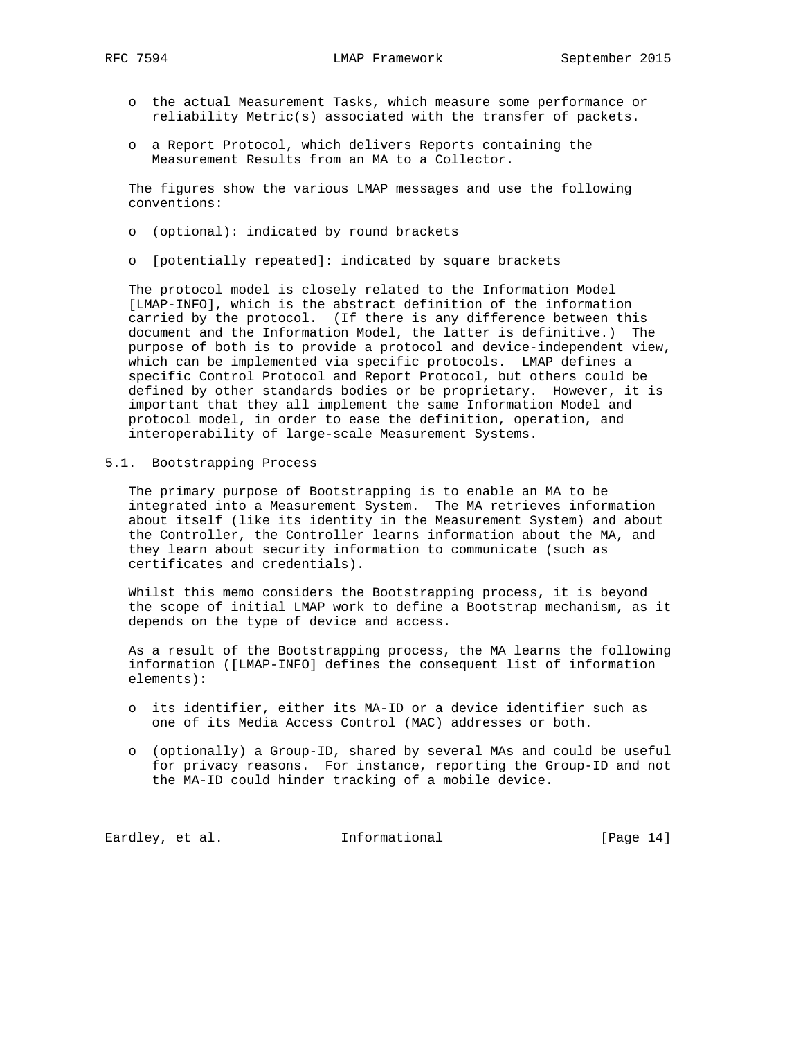- the actual Measurement Tasks, which measure some performance or reliability Metric(s) associated with the transfer of packets.

- a Report Protocol, which delivers Reports containing the Measurement Results from an MA to a Collector.

The figures show the various LMAP messages and use the following conventions:

- (optional): indicated by round brackets

- [potentially repeated]: indicated by square brackets

The protocol model is closely related to the Information Model [LMAP-INFO], which is the abstract definition of the information carried by the protocol. (If there is any difference between this document and the Information Model, the latter is definitive.) The purpose of both is to provide a protocol and device-independent view, which can be implemented via specific protocols. LMAP defines a specific Control Protocol and Report Protocol, but others could be defined by other standards bodies or be proprietary. However, it is important that they all implement the same Information Model and protocol model, in order to ease the definition, operation, and interoperability of large-scale Measurement Systems.

## 5.1. Bootstrapping Process

The primary purpose of Bootstrapping is to enable an MA to be integrated into a Measurement System. The MA retrieves information about itself (like its identity in the Measurement System) and about the Controller, the Controller learns information about the MA, and they learn about security information to communicate (such as certificates and credentials).

Whilst this memo considers the Bootstrapping process, it is beyond the scope of initial LMAP work to define a Bootstrap mechanism, as it depends on the type of device and access.

As a result of the Bootstrapping process, the MA learns the following information ([LMAP-INFO] defines the consequent list of information elements):

- its identifier, either its MA-ID or a device identifier such as one of its Media Access Control (MAC) addresses or both.

- (optionally) a Group-ID, shared by several MAs and could be useful for privacy reasons. For instance, reporting the Group-ID and not the MA-ID could hinder tracking of a mobile device.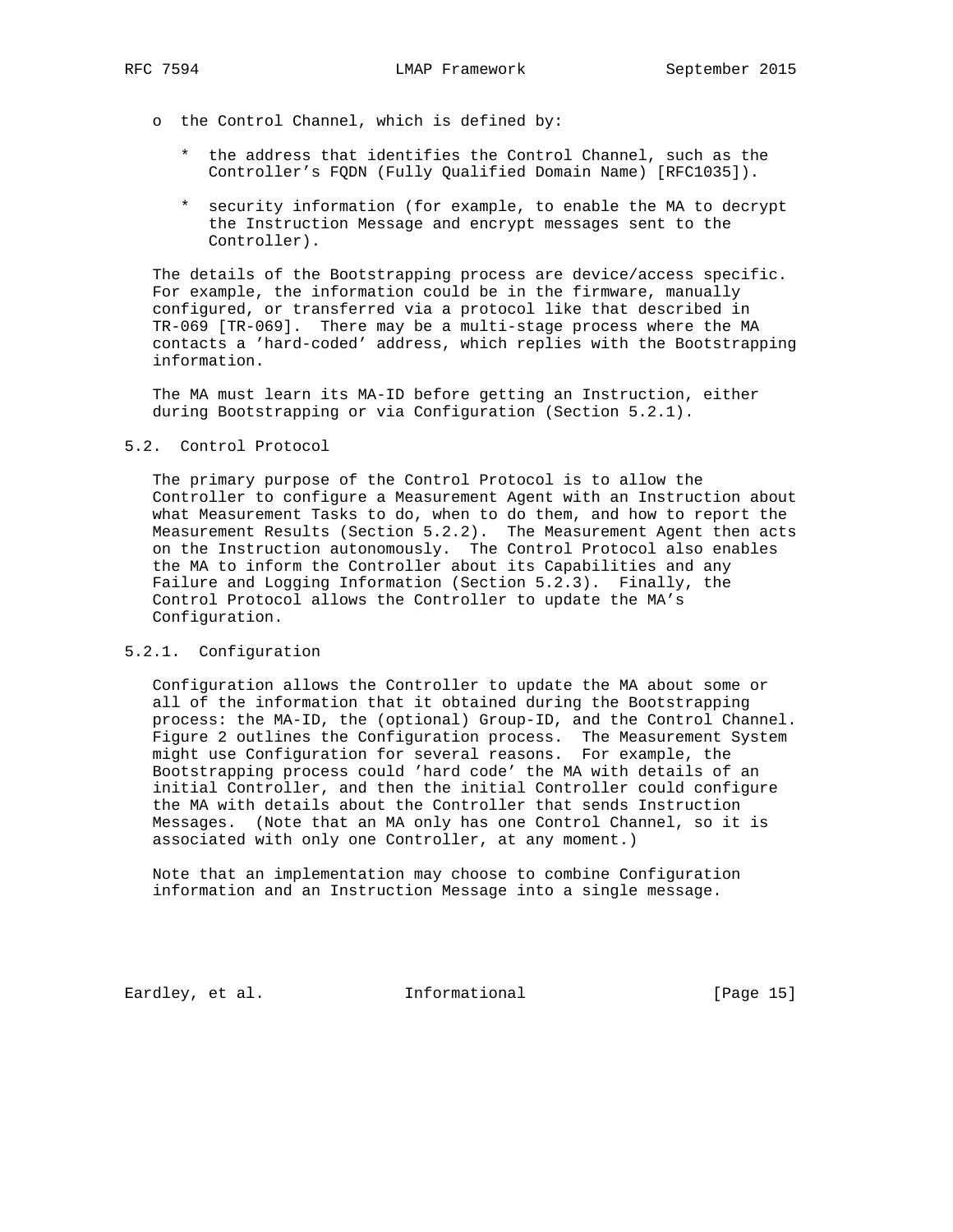- the Control Channel, which is defined by:

  * the address that identifies the Control Channel, such as the Controller’s FQDN (Fully Qualified Domain Name) [RFC1035]).

  * security information (for example, to enable the MA to decrypt the Instruction Message and encrypt messages sent to the Controller).

The details of the Bootstrapping process are device/access specific. For example, the information could be in the firmware, manually configured, or transferred via a protocol like that described in TR-069 [TR-069]. There may be a multi-stage process where the MA contacts a ’hard-coded’ address, which replies with the Bootstrapping information.

The MA must learn its MA-ID before getting an Instruction, either during Bootstrapping or via Configuration (Section 5.2.1).

## 5.2. Control Protocol

The primary purpose of the Control Protocol is to allow the Controller to configure a Measurement Agent with an Instruction about what Measurement Tasks to do, when to do them, and how to report the Measurement Results (Section 5.2.2). The Measurement Agent then acts on the Instruction autonomously. The Control Protocol also enables the MA to inform the Controller about its Capabilities and any Failure and Logging Information (Section 5.2.3). Finally, the Control Protocol allows the Controller to update the MA’s Configuration.

### 5.2.1. Configuration

Configuration allows the Controller to update the MA about some or all of the information that it obtained during the Bootstrapping process: the MA-ID, the (optional) Group-ID, and the Control Channel. Figure 2 outlines the Configuration process. The Measurement System might use Configuration for several reasons. For example, the Bootstrapping process could ’hard code’ the MA with details of an initial Controller, and then the initial Controller could configure the MA with details about the Controller that sends Instruction Messages. (Note that an MA only has one Control Channel, so it is associated with only one Controller, at any moment.)

Note that an implementation may choose to combine Configuration information and an Instruction Message into a single message.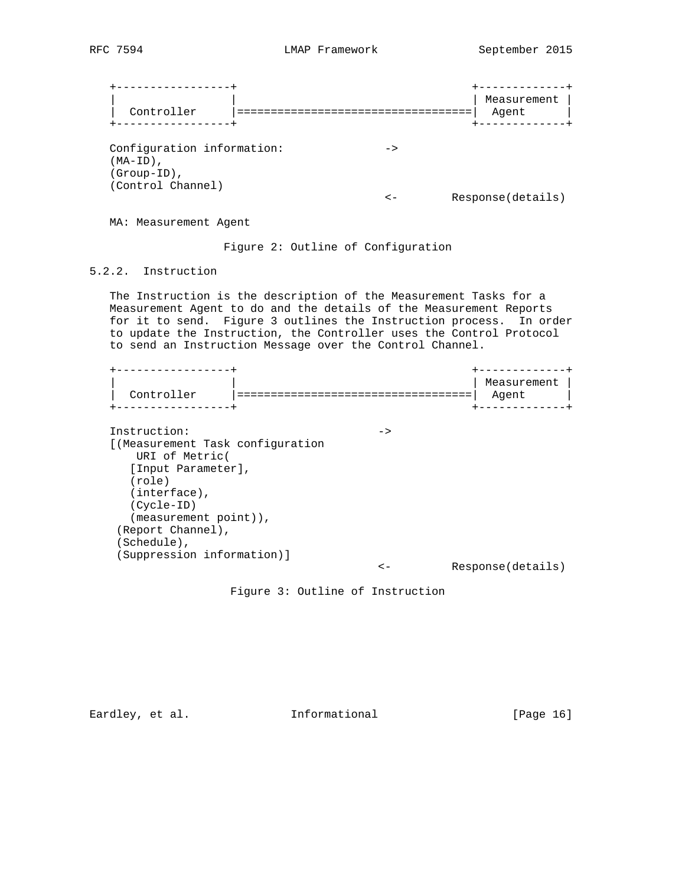```
   +-----------------+                                   +-------------+
   |                 |                                   | Measurement |
   |  Controller     |===================================|  Agent      |
   +-----------------+                                   +-------------+

   Configuration information:              ->
   (MA-ID),
   (Group-ID),
   (Control Channel)
                                           <-        Response(details)

   MA: Measurement Agent
```

Figure 2: Outline of Configuration

### 5.2.2. Instruction

The Instruction is the description of the Measurement Tasks for a Measurement Agent to do and the details of the Measurement Reports for it to send. Figure 3 outlines the Instruction process. In order to update the Instruction, the Controller uses the Control Protocol to send an Instruction Message over the Control Channel.

```
   +-----------------+                                   +-------------+
   |                 |                                   | Measurement |
   |  Controller     |===================================|  Agent      |
   +-----------------+                                   +-------------+

   Instruction:                           ->
   [(Measurement Task configuration
       URI of Metric(
      [Input Parameter],
      (role)
      (interface),
      (Cycle-ID)
      (measurement point)),
    (Report Channel),
    (Schedule),
    (Suppression information)]
                                          <-         Response(details)
```

Figure 3: Outline of Instruction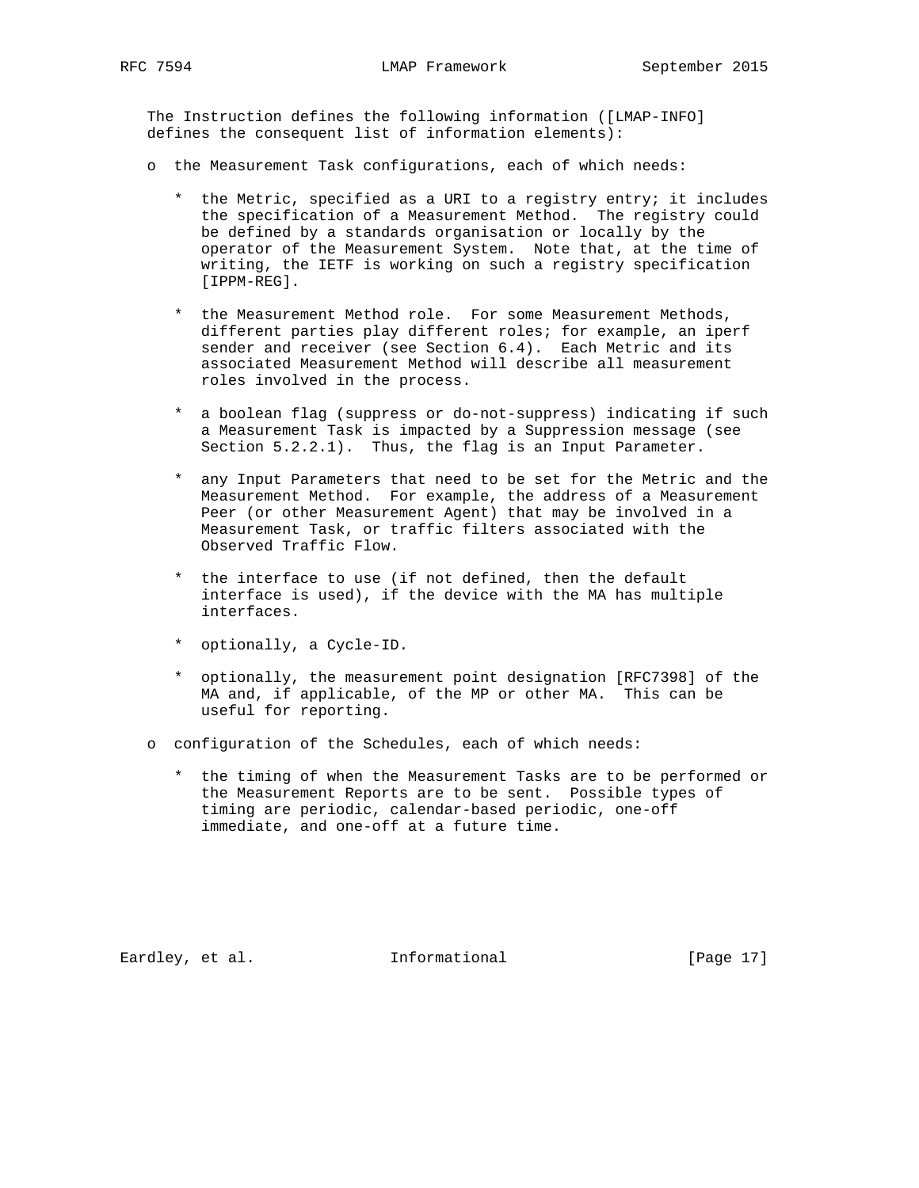The Instruction defines the following information ([LMAP-INFO] defines the consequent list of information elements):

- the Measurement Task configurations, each of which needs:

  * the Metric, specified as a URI to a registry entry; it includes the specification of a Measurement Method. The registry could be defined by a standards organisation or locally by the operator of the Measurement System. Note that, at the time of writing, the IETF is working on such a registry specification [IPPM-REG].

  * the Measurement Method role. For some Measurement Methods, different parties play different roles; for example, an iperf sender and receiver (see Section 6.4). Each Metric and its associated Measurement Method will describe all measurement roles involved in the process.

  * a boolean flag (suppress or do-not-suppress) indicating if such a Measurement Task is impacted by a Suppression message (see Section 5.2.2.1). Thus, the flag is an Input Parameter.

  * any Input Parameters that need to be set for the Metric and the Measurement Method. For example, the address of a Measurement Peer (or other Measurement Agent) that may be involved in a Measurement Task, or traffic filters associated with the Observed Traffic Flow.

  * the interface to use (if not defined, then the default interface is used), if the device with the MA has multiple interfaces.

  * optionally, a Cycle-ID.

  * optionally, the measurement point designation [RFC7398] of the MA and, if applicable, of the MP or other MA. This can be useful for reporting.

- configuration of the Schedules, each of which needs:

  * the timing of when the Measurement Tasks are to be performed or the Measurement Reports are to be sent. Possible types of timing are periodic, calendar-based periodic, one-off immediate, and one-off at a future time.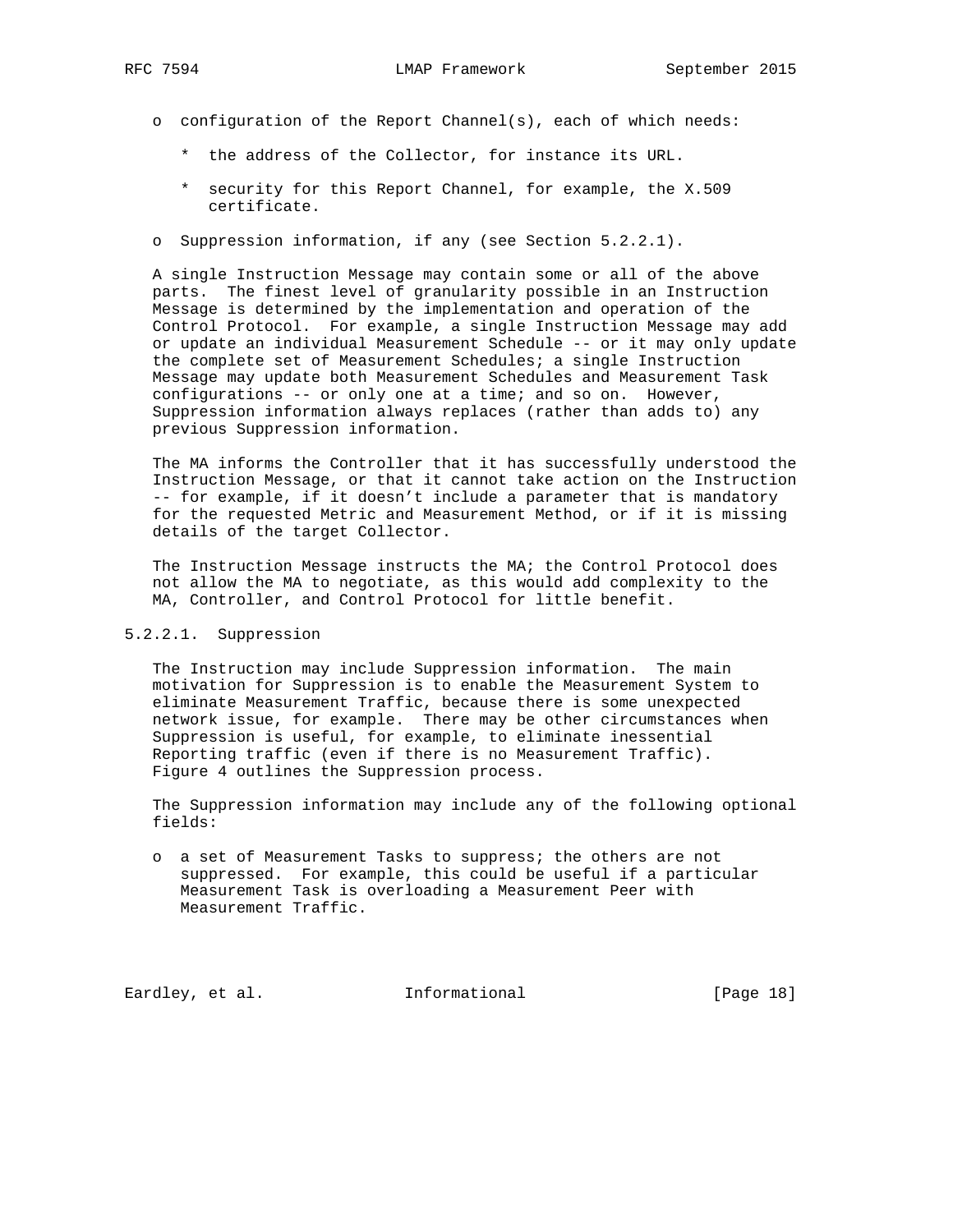- configuration of the Report Channel(s), each of which needs:

  * the address of the Collector, for instance its URL.

  * security for this Report Channel, for example, the X.509 certificate.

- Suppression information, if any (see Section 5.2.2.1).

A single Instruction Message may contain some or all of the above parts. The finest level of granularity possible in an Instruction Message is determined by the implementation and operation of the Control Protocol. For example, a single Instruction Message may add or update an individual Measurement Schedule -- or it may only update the complete set of Measurement Schedules; a single Instruction Message may update both Measurement Schedules and Measurement Task configurations -- or only one at a time; and so on. However, Suppression information always replaces (rather than adds to) any previous Suppression information.

The MA informs the Controller that it has successfully understood the Instruction Message, or that it cannot take action on the Instruction -- for example, if it doesn't include a parameter that is mandatory for the requested Metric and Measurement Method, or if it is missing details of the target Collector.

The Instruction Message instructs the MA; the Control Protocol does not allow the MA to negotiate, as this would add complexity to the MA, Controller, and Control Protocol for little benefit.

#### 5.2.2.1. Suppression

The Instruction may include Suppression information. The main motivation for Suppression is to enable the Measurement System to eliminate Measurement Traffic, because there is some unexpected network issue, for example. There may be other circumstances when Suppression is useful, for example, to eliminate inessential Reporting traffic (even if there is no Measurement Traffic). Figure 4 outlines the Suppression process.

The Suppression information may include any of the following optional fields:

- a set of Measurement Tasks to suppress; the others are not suppressed. For example, this could be useful if a particular Measurement Task is overloading a Measurement Peer with Measurement Traffic.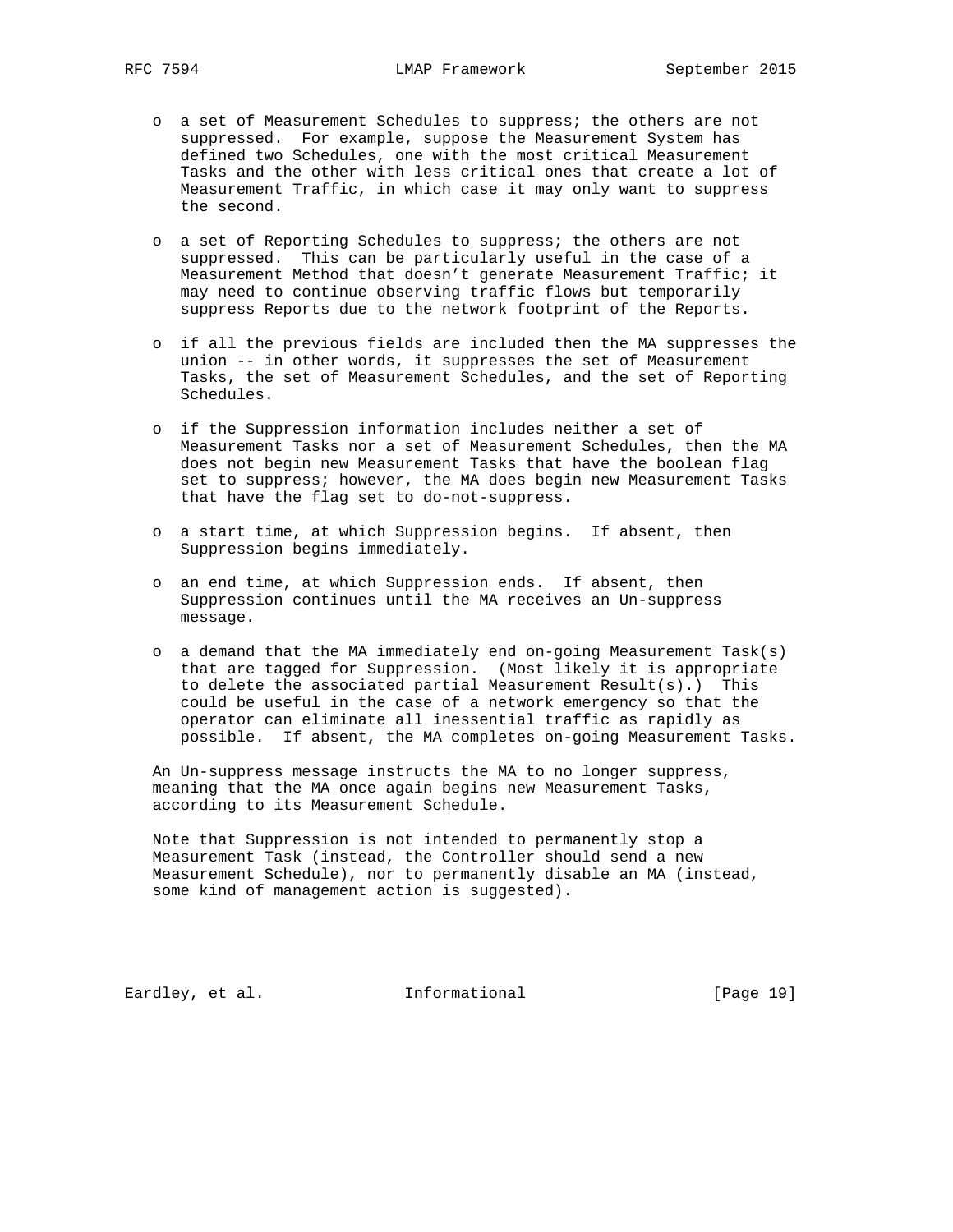- a set of Measurement Schedules to suppress; the others are not suppressed. For example, suppose the Measurement System has defined two Schedules, one with the most critical Measurement Tasks and the other with less critical ones that create a lot of Measurement Traffic, in which case it may only want to suppress the second.

- a set of Reporting Schedules to suppress; the others are not suppressed. This can be particularly useful in the case of a Measurement Method that doesn't generate Measurement Traffic; it may need to continue observing traffic flows but temporarily suppress Reports due to the network footprint of the Reports.

- if all the previous fields are included then the MA suppresses the union -- in other words, it suppresses the set of Measurement Tasks, the set of Measurement Schedules, and the set of Reporting Schedules.

- if the Suppression information includes neither a set of Measurement Tasks nor a set of Measurement Schedules, then the MA does not begin new Measurement Tasks that have the boolean flag set to suppress; however, the MA does begin new Measurement Tasks that have the flag set to do-not-suppress.

- a start time, at which Suppression begins. If absent, then Suppression begins immediately.

- an end time, at which Suppression ends. If absent, then Suppression continues until the MA receives an Un-suppress message.

- a demand that the MA immediately end on-going Measurement Task(s) that are tagged for Suppression. (Most likely it is appropriate to delete the associated partial Measurement Result(s).) This could be useful in the case of a network emergency so that the operator can eliminate all inessential traffic as rapidly as possible. If absent, the MA completes on-going Measurement Tasks.

An Un-suppress message instructs the MA to no longer suppress, meaning that the MA once again begins new Measurement Tasks, according to its Measurement Schedule.

Note that Suppression is not intended to permanently stop a Measurement Task (instead, the Controller should send a new Measurement Schedule), nor to permanently disable an MA (instead, some kind of management action is suggested).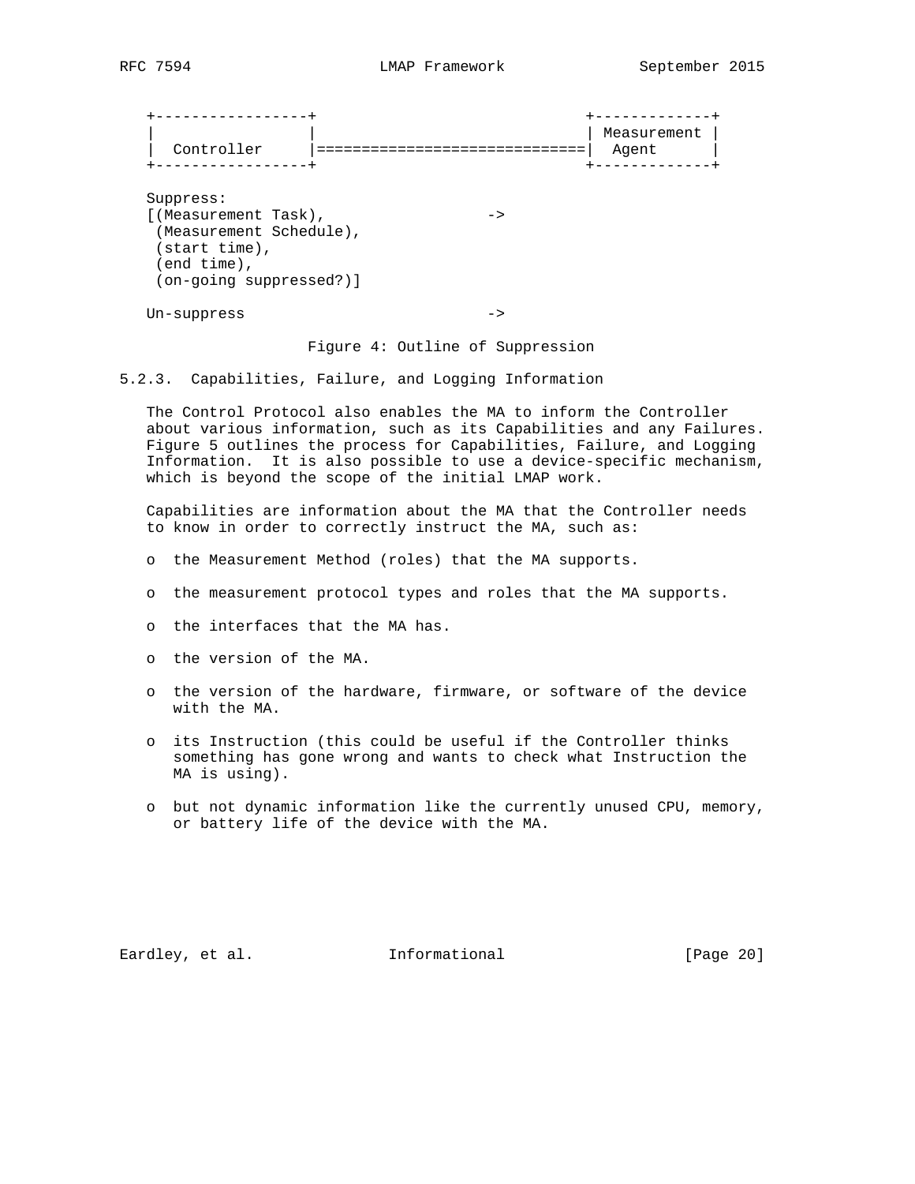```
+-----------------+                             +-------------+
|                 |                             | Measurement |
|  Controller     |=============================|  Agent      |
+-----------------+                             +-------------+

Suppress:
[(Measurement Task),              ->
 (Measurement Schedule),
 (start time),
 (end time),
 (on-going suppressed?)]

Un-suppress                       ->
```

Figure 4: Outline of Suppression

### 5.2.3. Capabilities, Failure, and Logging Information

The Control Protocol also enables the MA to inform the Controller about various information, such as its Capabilities and any Failures. Figure 5 outlines the process for Capabilities, Failure, and Logging Information. It is also possible to use a device-specific mechanism, which is beyond the scope of the initial LMAP work.

Capabilities are information about the MA that the Controller needs to know in order to correctly instruct the MA, such as:

- the Measurement Method (roles) that the MA supports.
- the measurement protocol types and roles that the MA supports.
- the interfaces that the MA has.
- the version of the MA.
- the version of the hardware, firmware, or software of the device with the MA.
- its Instruction (this could be useful if the Controller thinks something has gone wrong and wants to check what Instruction the MA is using).
- but not dynamic information like the currently unused CPU, memory, or battery life of the device with the MA.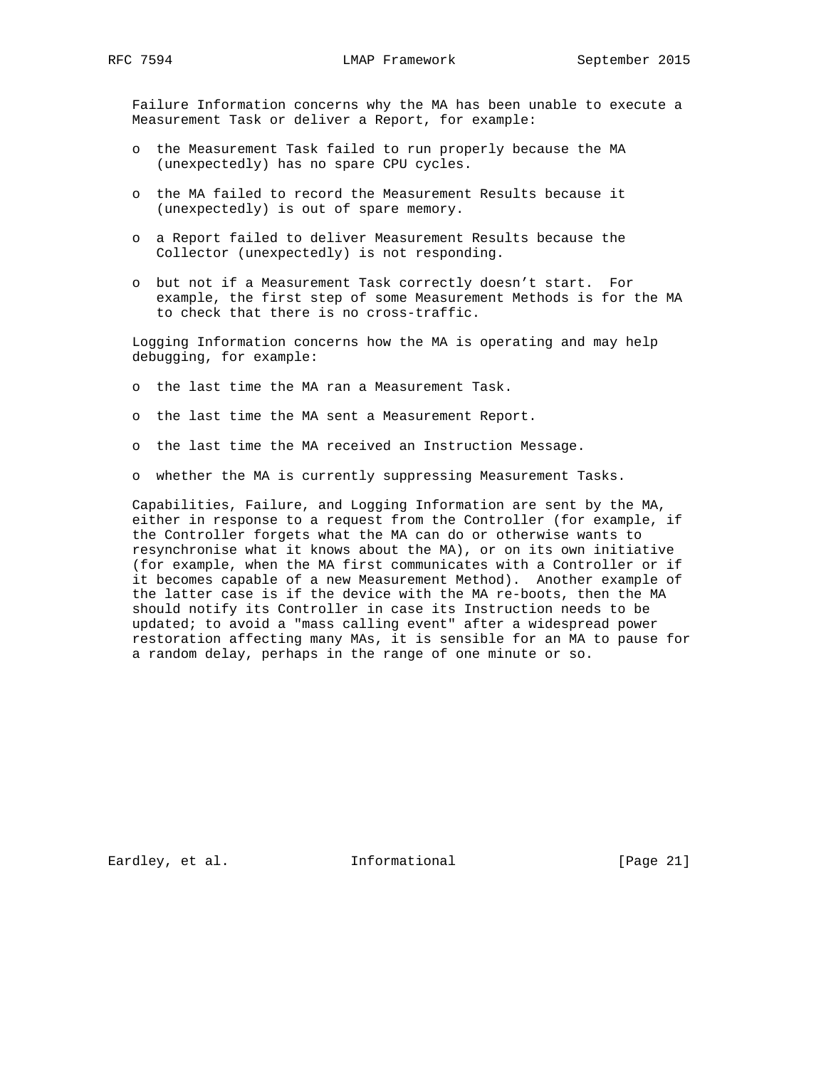Failure Information concerns why the MA has been unable to execute a Measurement Task or deliver a Report, for example:

- the Measurement Task failed to run properly because the MA (unexpectedly) has no spare CPU cycles.
- the MA failed to record the Measurement Results because it (unexpectedly) is out of spare memory.
- a Report failed to deliver Measurement Results because the Collector (unexpectedly) is not responding.
- but not if a Measurement Task correctly doesn't start. For example, the first step of some Measurement Methods is for the MA to check that there is no cross-traffic.

Logging Information concerns how the MA is operating and may help debugging, for example:

- the last time the MA ran a Measurement Task.
- the last time the MA sent a Measurement Report.
- the last time the MA received an Instruction Message.
- whether the MA is currently suppressing Measurement Tasks.

Capabilities, Failure, and Logging Information are sent by the MA, either in response to a request from the Controller (for example, if the Controller forgets what the MA can do or otherwise wants to resynchronise what it knows about the MA), or on its own initiative (for example, when the MA first communicates with a Controller or if it becomes capable of a new Measurement Method). Another example of the latter case is if the device with the MA re-boots, then the MA should notify its Controller in case its Instruction needs to be updated; to avoid a "mass calling event" after a widespread power restoration affecting many MAs, it is sensible for an MA to pause for a random delay, perhaps in the range of one minute or so.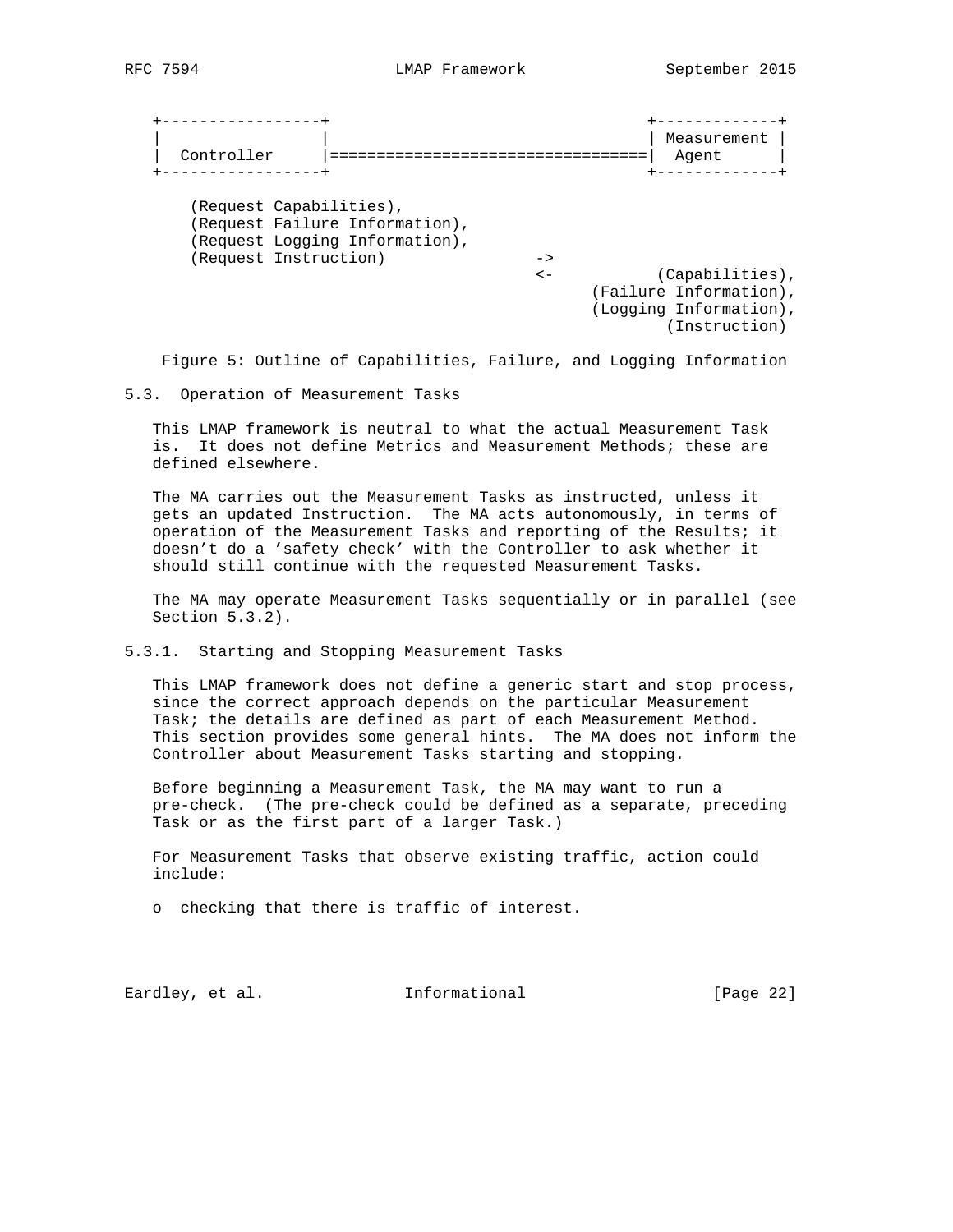```
+-----------------+                                +-------------+
|                 |                                | Measurement |
|  Controller     |================================|  Agent      |
+-----------------+                                +-------------+

    (Request Capabilities),
    (Request Failure Information),
    (Request Logging Information),
    (Request Instruction)              ->
                                       <-           (Capabilities),
                                              (Failure Information),
                                              (Logging Information),
                                                     (Instruction)
```

Figure 5: Outline of Capabilities, Failure, and Logging Information

### 5.3. Operation of Measurement Tasks

This LMAP framework is neutral to what the actual Measurement Task is. It does not define Metrics and Measurement Methods; these are defined elsewhere.

The MA carries out the Measurement Tasks as instructed, unless it gets an updated Instruction. The MA acts autonomously, in terms of operation of the Measurement Tasks and reporting of the Results; it doesn't do a 'safety check' with the Controller to ask whether it should still continue with the requested Measurement Tasks.

The MA may operate Measurement Tasks sequentially or in parallel (see Section 5.3.2).

#### 5.3.1. Starting and Stopping Measurement Tasks

This LMAP framework does not define a generic start and stop process, since the correct approach depends on the particular Measurement Task; the details are defined as part of each Measurement Method. This section provides some general hints. The MA does not inform the Controller about Measurement Tasks starting and stopping.

Before beginning a Measurement Task, the MA may want to run a pre-check. (The pre-check could be defined as a separate, preceding Task or as the first part of a larger Task.)

For Measurement Tasks that observe existing traffic, action could include:

- checking that there is traffic of interest.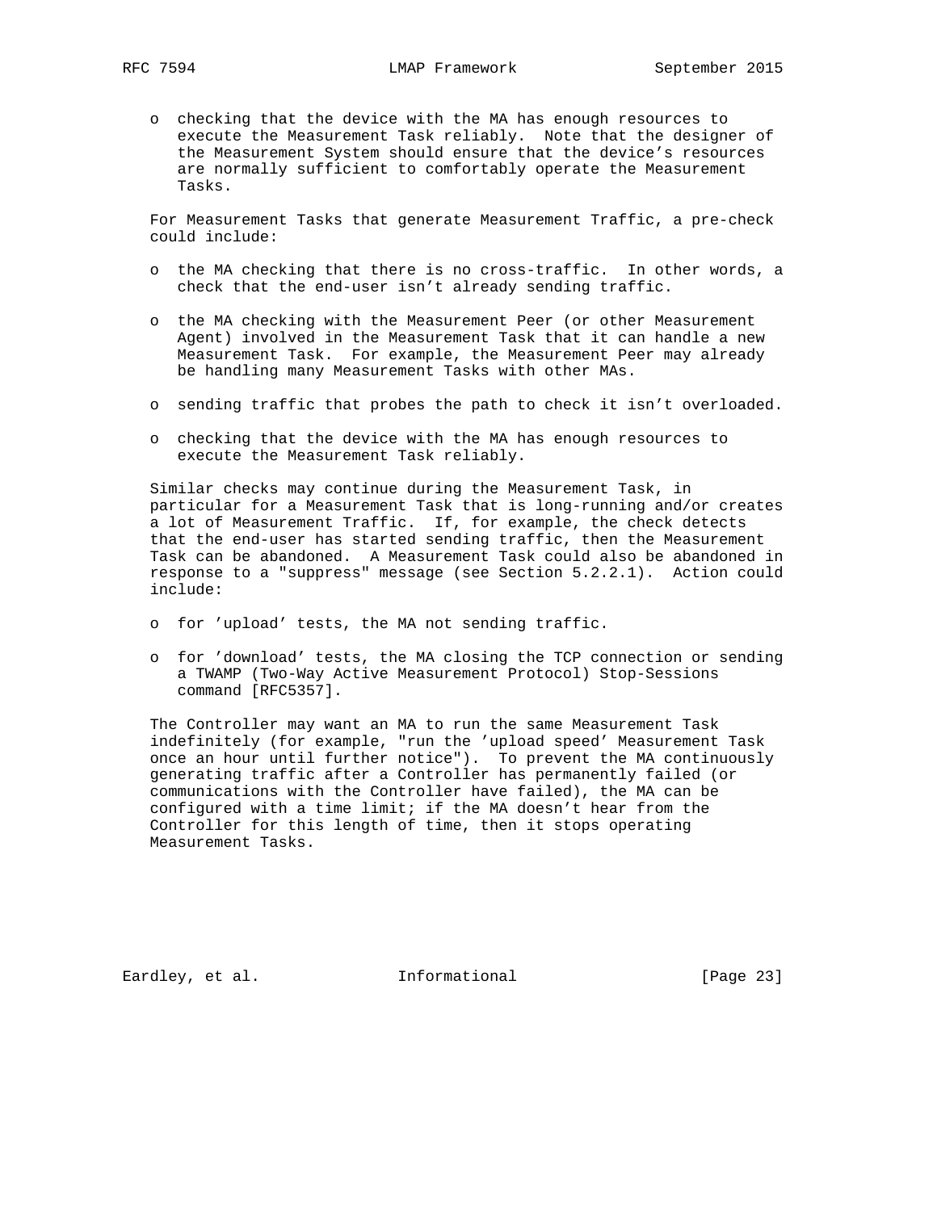- checking that the device with the MA has enough resources to execute the Measurement Task reliably. Note that the designer of the Measurement System should ensure that the device's resources are normally sufficient to comfortably operate the Measurement Tasks.

For Measurement Tasks that generate Measurement Traffic, a pre-check could include:

- the MA checking that there is no cross-traffic. In other words, a check that the end-user isn't already sending traffic.

- the MA checking with the Measurement Peer (or other Measurement Agent) involved in the Measurement Task that it can handle a new Measurement Task. For example, the Measurement Peer may already be handling many Measurement Tasks with other MAs.

- sending traffic that probes the path to check it isn't overloaded.

- checking that the device with the MA has enough resources to execute the Measurement Task reliably.

Similar checks may continue during the Measurement Task, in particular for a Measurement Task that is long-running and/or creates a lot of Measurement Traffic. If, for example, the check detects that the end-user has started sending traffic, then the Measurement Task can be abandoned. A Measurement Task could also be abandoned in response to a "suppress" message (see Section 5.2.2.1). Action could include:

- for 'upload' tests, the MA not sending traffic.

- for 'download' tests, the MA closing the TCP connection or sending a TWAMP (Two-Way Active Measurement Protocol) Stop-Sessions command [RFC5357].

The Controller may want an MA to run the same Measurement Task indefinitely (for example, "run the 'upload speed' Measurement Task once an hour until further notice"). To prevent the MA continuously generating traffic after a Controller has permanently failed (or communications with the Controller have failed), the MA can be configured with a time limit; if the MA doesn't hear from the Controller for this length of time, then it stops operating Measurement Tasks.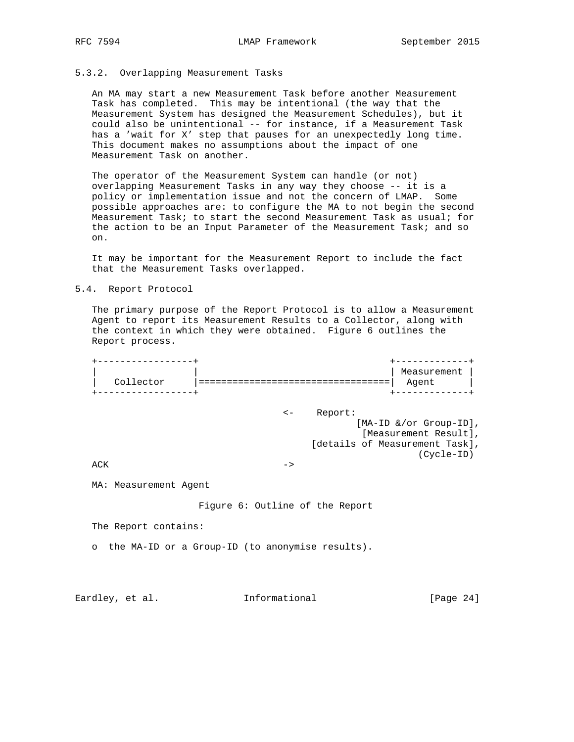### 5.3.2. Overlapping Measurement Tasks

An MA may start a new Measurement Task before another Measurement Task has completed. This may be intentional (the way that the Measurement System has designed the Measurement Schedules), but it could also be unintentional -- for instance, if a Measurement Task has a 'wait for X' step that pauses for an unexpectedly long time. This document makes no assumptions about the impact of one Measurement Task on another.

The operator of the Measurement System can handle (or not) overlapping Measurement Tasks in any way they choose -- it is a policy or implementation issue and not the concern of LMAP. Some possible approaches are: to configure the MA to not begin the second Measurement Task; to start the second Measurement Task as usual; for the action to be an Input Parameter of the Measurement Task; and so on.

It may be important for the Measurement Report to include the fact that the Measurement Tasks overlapped.

## 5.4. Report Protocol

The primary purpose of the Report Protocol is to allow a Measurement Agent to report its Measurement Results to a Collector, along with the context in which they were obtained. Figure 6 outlines the Report process.

```
+-----------------+                                 +-------------+
|                 |                                 | Measurement |
|   Collector     |=================================|  Agent      |
+-----------------+                                 +-------------+

                                    <-    Report:
                                                 [MA-ID &/or Group-ID],
                                                  [Measurement Result],
                                          [details of Measurement Task],
                                                              (Cycle-ID)
ACK                                 ->

MA: Measurement Agent
```

Figure 6: Outline of the Report

The Report contains:

- o the MA-ID or a Group-ID (to anonymise results).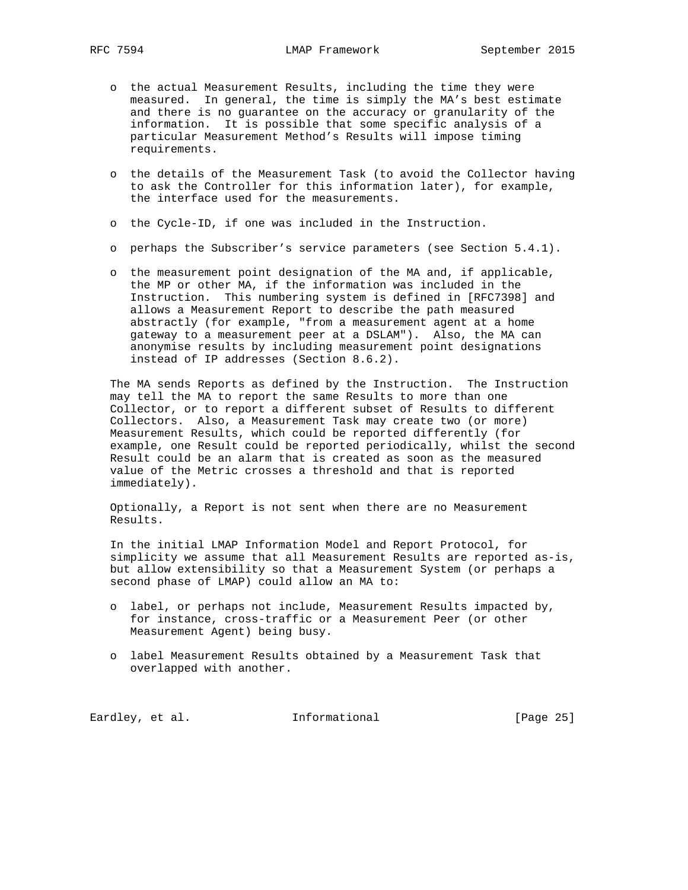- the actual Measurement Results, including the time they were measured. In general, the time is simply the MA's best estimate and there is no guarantee on the accuracy or granularity of the information. It is possible that some specific analysis of a particular Measurement Method's Results will impose timing requirements.

- the details of the Measurement Task (to avoid the Collector having to ask the Controller for this information later), for example, the interface used for the measurements.

- the Cycle-ID, if one was included in the Instruction.

- perhaps the Subscriber's service parameters (see Section 5.4.1).

- the measurement point designation of the MA and, if applicable, the MP or other MA, if the information was included in the Instruction. This numbering system is defined in [RFC7398] and allows a Measurement Report to describe the path measured abstractly (for example, "from a measurement agent at a home gateway to a measurement peer at a DSLAM"). Also, the MA can anonymise results by including measurement point designations instead of IP addresses (Section 8.6.2).

The MA sends Reports as defined by the Instruction. The Instruction may tell the MA to report the same Results to more than one Collector, or to report a different subset of Results to different Collectors. Also, a Measurement Task may create two (or more) Measurement Results, which could be reported differently (for example, one Result could be reported periodically, whilst the second Result could be an alarm that is created as soon as the measured value of the Metric crosses a threshold and that is reported immediately).

Optionally, a Report is not sent when there are no Measurement Results.

In the initial LMAP Information Model and Report Protocol, for simplicity we assume that all Measurement Results are reported as-is, but allow extensibility so that a Measurement System (or perhaps a second phase of LMAP) could allow an MA to:

- label, or perhaps not include, Measurement Results impacted by, for instance, cross-traffic or a Measurement Peer (or other Measurement Agent) being busy.

- label Measurement Results obtained by a Measurement Task that overlapped with another.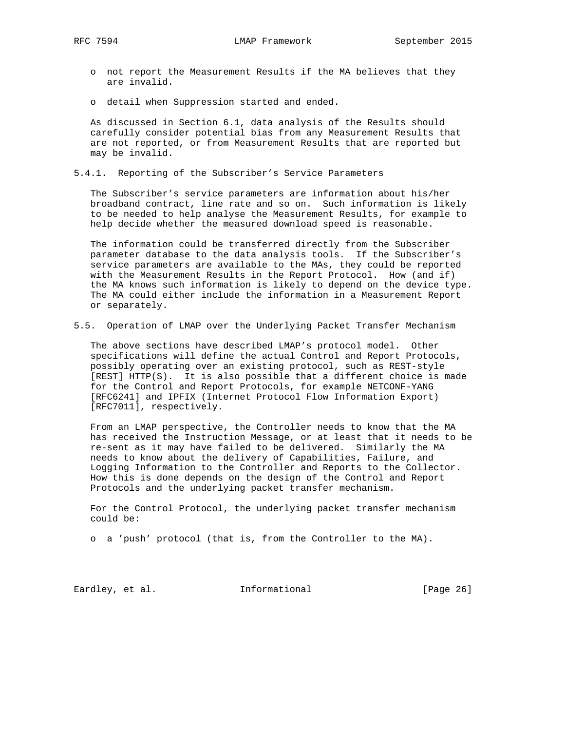- not report the Measurement Results if the MA believes that they are invalid.

- detail when Suppression started and ended.

As discussed in Section 6.1, data analysis of the Results should carefully consider potential bias from any Measurement Results that are not reported, or from Measurement Results that are reported but may be invalid.

### 5.4.1. Reporting of the Subscriber's Service Parameters

The Subscriber's service parameters are information about his/her broadband contract, line rate and so on. Such information is likely to be needed to help analyse the Measurement Results, for example to help decide whether the measured download speed is reasonable.

The information could be transferred directly from the Subscriber parameter database to the data analysis tools. If the Subscriber's service parameters are available to the MAs, they could be reported with the Measurement Results in the Report Protocol. How (and if) the MA knows such information is likely to depend on the device type. The MA could either include the information in a Measurement Report or separately.

## 5.5. Operation of LMAP over the Underlying Packet Transfer Mechanism

The above sections have described LMAP's protocol model. Other specifications will define the actual Control and Report Protocols, possibly operating over an existing protocol, such as REST-style [REST] HTTP(S). It is also possible that a different choice is made for the Control and Report Protocols, for example NETCONF-YANG [RFC6241] and IPFIX (Internet Protocol Flow Information Export) [RFC7011], respectively.

From an LMAP perspective, the Controller needs to know that the MA has received the Instruction Message, or at least that it needs to be re-sent as it may have failed to be delivered. Similarly the MA needs to know about the delivery of Capabilities, Failure, and Logging Information to the Controller and Reports to the Collector. How this is done depends on the design of the Control and Report Protocols and the underlying packet transfer mechanism.

For the Control Protocol, the underlying packet transfer mechanism could be:

- a 'push' protocol (that is, from the Controller to the MA).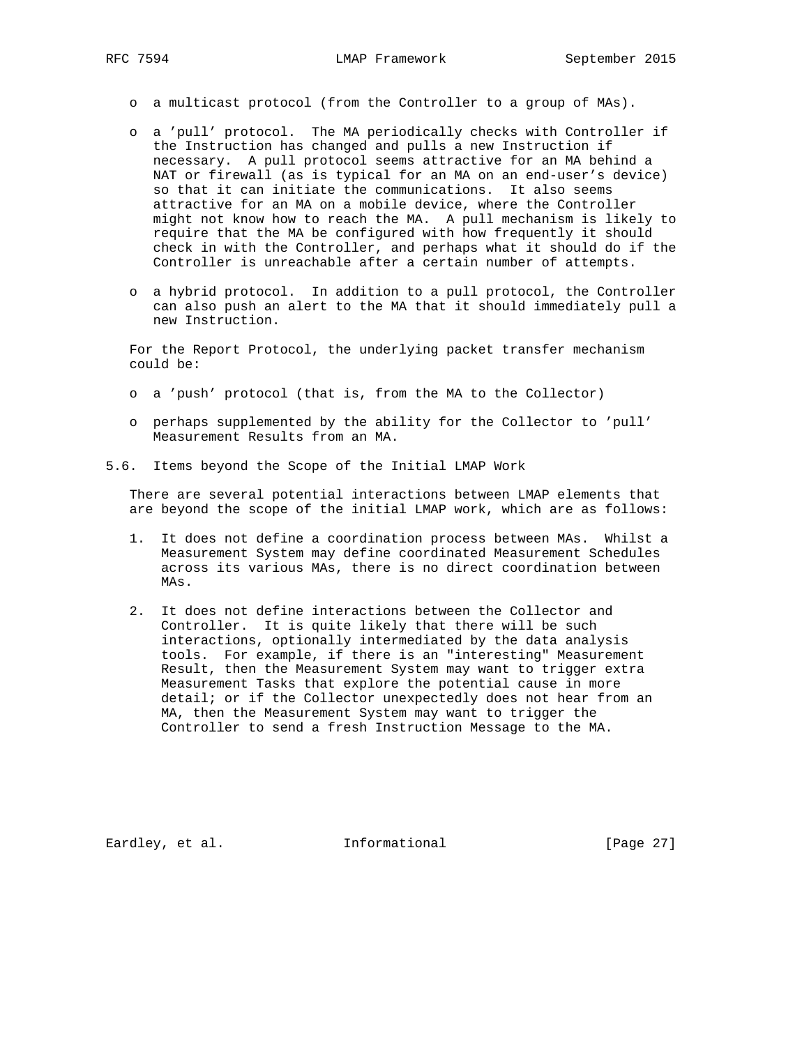- a multicast protocol (from the Controller to a group of MAs).

- a 'pull' protocol. The MA periodically checks with Controller if the Instruction has changed and pulls a new Instruction if necessary. A pull protocol seems attractive for an MA behind a NAT or firewall (as is typical for an MA on an end-user's device) so that it can initiate the communications. It also seems attractive for an MA on a mobile device, where the Controller might not know how to reach the MA. A pull mechanism is likely to require that the MA be configured with how frequently it should check in with the Controller, and perhaps what it should do if the Controller is unreachable after a certain number of attempts.

- a hybrid protocol. In addition to a pull protocol, the Controller can also push an alert to the MA that it should immediately pull a new Instruction.

For the Report Protocol, the underlying packet transfer mechanism could be:

- a 'push' protocol (that is, from the MA to the Collector)

- perhaps supplemented by the ability for the Collector to 'pull' Measurement Results from an MA.

### 5.6. Items beyond the Scope of the Initial LMAP Work

There are several potential interactions between LMAP elements that are beyond the scope of the initial LMAP work, which are as follows:

1. It does not define a coordination process between MAs. Whilst a Measurement System may define coordinated Measurement Schedules across its various MAs, there is no direct coordination between MAs.

2. It does not define interactions between the Collector and Controller. It is quite likely that there will be such interactions, optionally intermediated by the data analysis tools. For example, if there is an "interesting" Measurement Result, then the Measurement System may want to trigger extra Measurement Tasks that explore the potential cause in more detail; or if the Collector unexpectedly does not hear from an MA, then the Measurement System may want to trigger the Controller to send a fresh Instruction Message to the MA.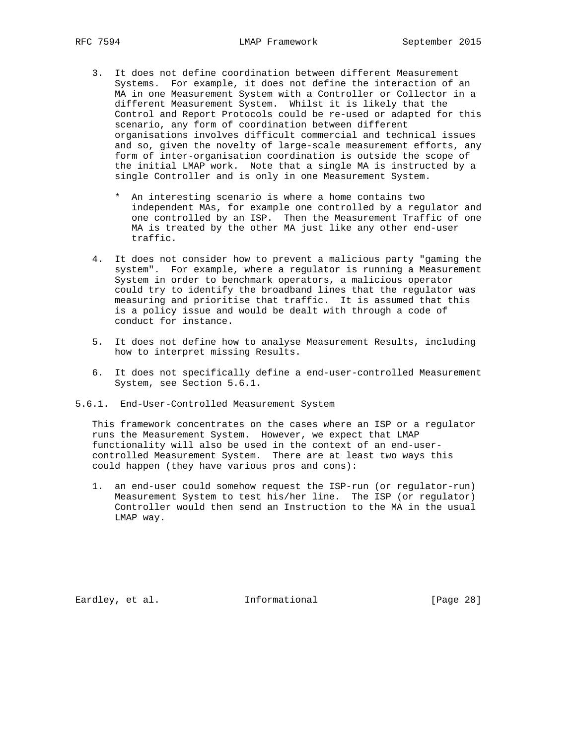3. It does not define coordination between different Measurement Systems. For example, it does not define the interaction of an MA in one Measurement System with a Controller or Collector in a different Measurement System. Whilst it is likely that the Control and Report Protocols could be re-used or adapted for this scenario, any form of coordination between different organisations involves difficult commercial and technical issues and so, given the novelty of large-scale measurement efforts, any form of inter-organisation coordination is outside the scope of the initial LMAP work. Note that a single MA is instructed by a single Controller and is only in one Measurement System.

   * An interesting scenario is where a home contains two independent MAs, for example one controlled by a regulator and one controlled by an ISP. Then the Measurement Traffic of one MA is treated by the other MA just like any other end-user traffic.

4. It does not consider how to prevent a malicious party "gaming the system". For example, where a regulator is running a Measurement System in order to benchmark operators, a malicious operator could try to identify the broadband lines that the regulator was measuring and prioritise that traffic. It is assumed that this is a policy issue and would be dealt with through a code of conduct for instance.

5. It does not define how to analyse Measurement Results, including how to interpret missing Results.

6. It does not specifically define a end-user-controlled Measurement System, see Section 5.6.1.

#### 5.6.1. End-User-Controlled Measurement System

This framework concentrates on the cases where an ISP or a regulator runs the Measurement System. However, we expect that LMAP functionality will also be used in the context of an end-user-controlled Measurement System. There are at least two ways this could happen (they have various pros and cons):

1. an end-user could somehow request the ISP-run (or regulator-run) Measurement System to test his/her line. The ISP (or regulator) Controller would then send an Instruction to the MA in the usual LMAP way.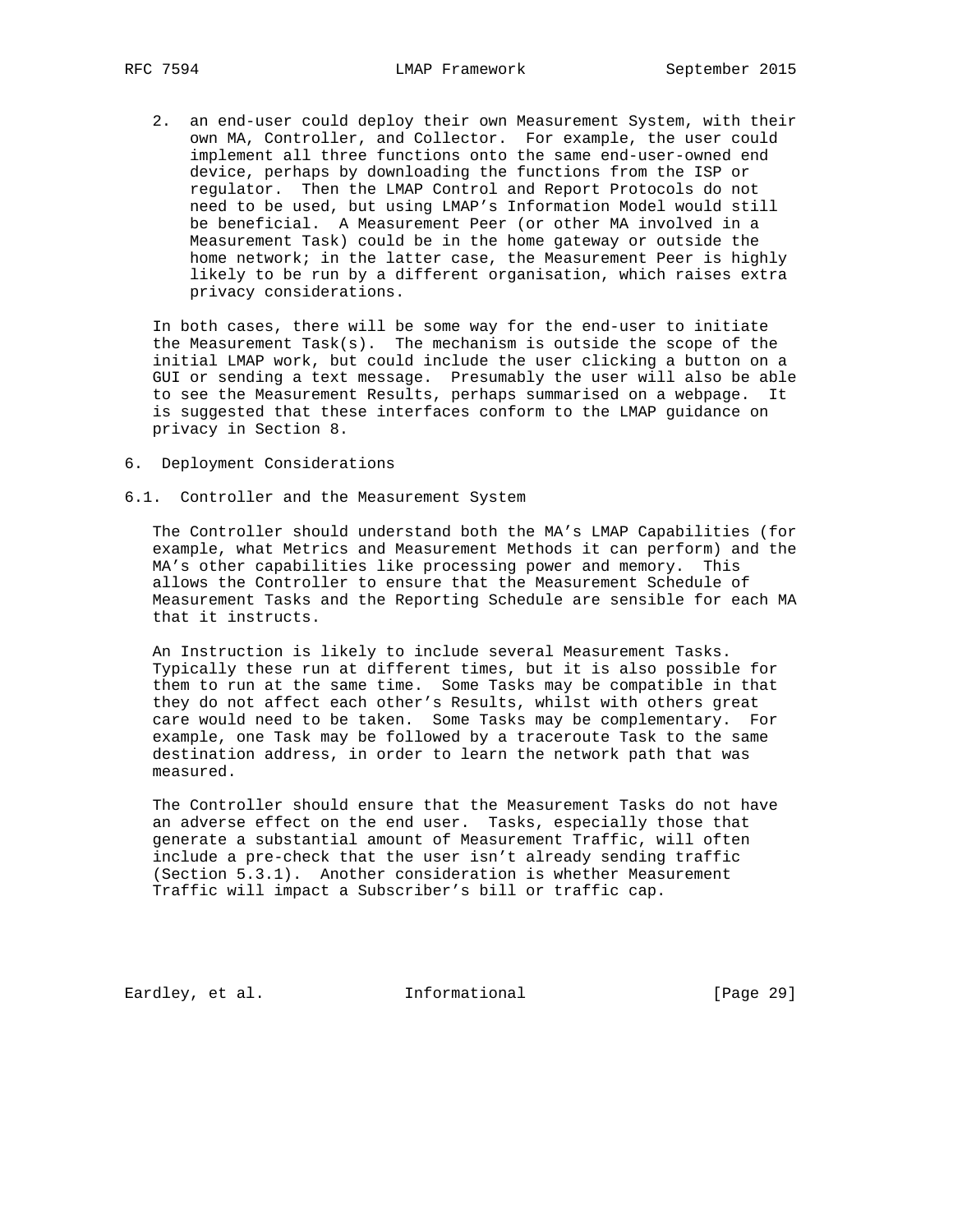2. an end-user could deploy their own Measurement System, with their own MA, Controller, and Collector. For example, the user could implement all three functions onto the same end-user-owned end device, perhaps by downloading the functions from the ISP or regulator. Then the LMAP Control and Report Protocols do not need to be used, but using LMAP's Information Model would still be beneficial. A Measurement Peer (or other MA involved in a Measurement Task) could be in the home gateway or outside the home network; in the latter case, the Measurement Peer is highly likely to be run by a different organisation, which raises extra privacy considerations.

In both cases, there will be some way for the end-user to initiate the Measurement Task(s). The mechanism is outside the scope of the initial LMAP work, but could include the user clicking a button on a GUI or sending a text message. Presumably the user will also be able to see the Measurement Results, perhaps summarised on a webpage. It is suggested that these interfaces conform to the LMAP guidance on privacy in Section 8.

## 6. Deployment Considerations

### 6.1. Controller and the Measurement System

The Controller should understand both the MA's LMAP Capabilities (for example, what Metrics and Measurement Methods it can perform) and the MA's other capabilities like processing power and memory. This allows the Controller to ensure that the Measurement Schedule of Measurement Tasks and the Reporting Schedule are sensible for each MA that it instructs.

An Instruction is likely to include several Measurement Tasks. Typically these run at different times, but it is also possible for them to run at the same time. Some Tasks may be compatible in that they do not affect each other's Results, whilst with others great care would need to be taken. Some Tasks may be complementary. For example, one Task may be followed by a traceroute Task to the same destination address, in order to learn the network path that was measured.

The Controller should ensure that the Measurement Tasks do not have an adverse effect on the end user. Tasks, especially those that generate a substantial amount of Measurement Traffic, will often include a pre-check that the user isn't already sending traffic (Section 5.3.1). Another consideration is whether Measurement Traffic will impact a Subscriber's bill or traffic cap.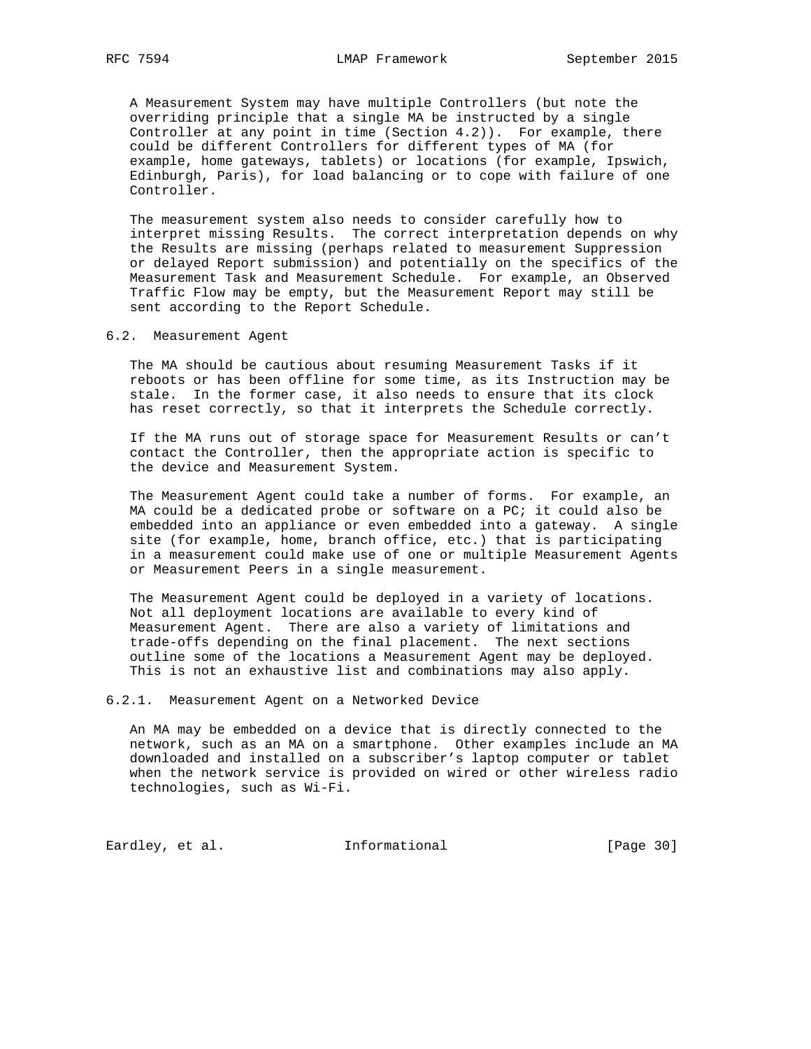A Measurement System may have multiple Controllers (but note the overriding principle that a single MA be instructed by a single Controller at any point in time (Section 4.2)). For example, there could be different Controllers for different types of MA (for example, home gateways, tablets) or locations (for example, Ipswich, Edinburgh, Paris), for load balancing or to cope with failure of one Controller.

The measurement system also needs to consider carefully how to interpret missing Results. The correct interpretation depends on why the Results are missing (perhaps related to measurement Suppression or delayed Report submission) and potentially on the specifics of the Measurement Task and Measurement Schedule. For example, an Observed Traffic Flow may be empty, but the Measurement Report may still be sent according to the Report Schedule.

### 6.2. Measurement Agent

The MA should be cautious about resuming Measurement Tasks if it reboots or has been offline for some time, as its Instruction may be stale. In the former case, it also needs to ensure that its clock has reset correctly, so that it interprets the Schedule correctly.

If the MA runs out of storage space for Measurement Results or can't contact the Controller, then the appropriate action is specific to the device and Measurement System.

The Measurement Agent could take a number of forms. For example, an MA could be a dedicated probe or software on a PC; it could also be embedded into an appliance or even embedded into a gateway. A single site (for example, home, branch office, etc.) that is participating in a measurement could make use of one or multiple Measurement Agents or Measurement Peers in a single measurement.

The Measurement Agent could be deployed in a variety of locations. Not all deployment locations are available to every kind of Measurement Agent. There are also a variety of limitations and trade-offs depending on the final placement. The next sections outline some of the locations a Measurement Agent may be deployed. This is not an exhaustive list and combinations may also apply.

#### 6.2.1. Measurement Agent on a Networked Device

An MA may be embedded on a device that is directly connected to the network, such as an MA on a smartphone. Other examples include an MA downloaded and installed on a subscriber's laptop computer or tablet when the network service is provided on wired or other wireless radio technologies, such as Wi-Fi.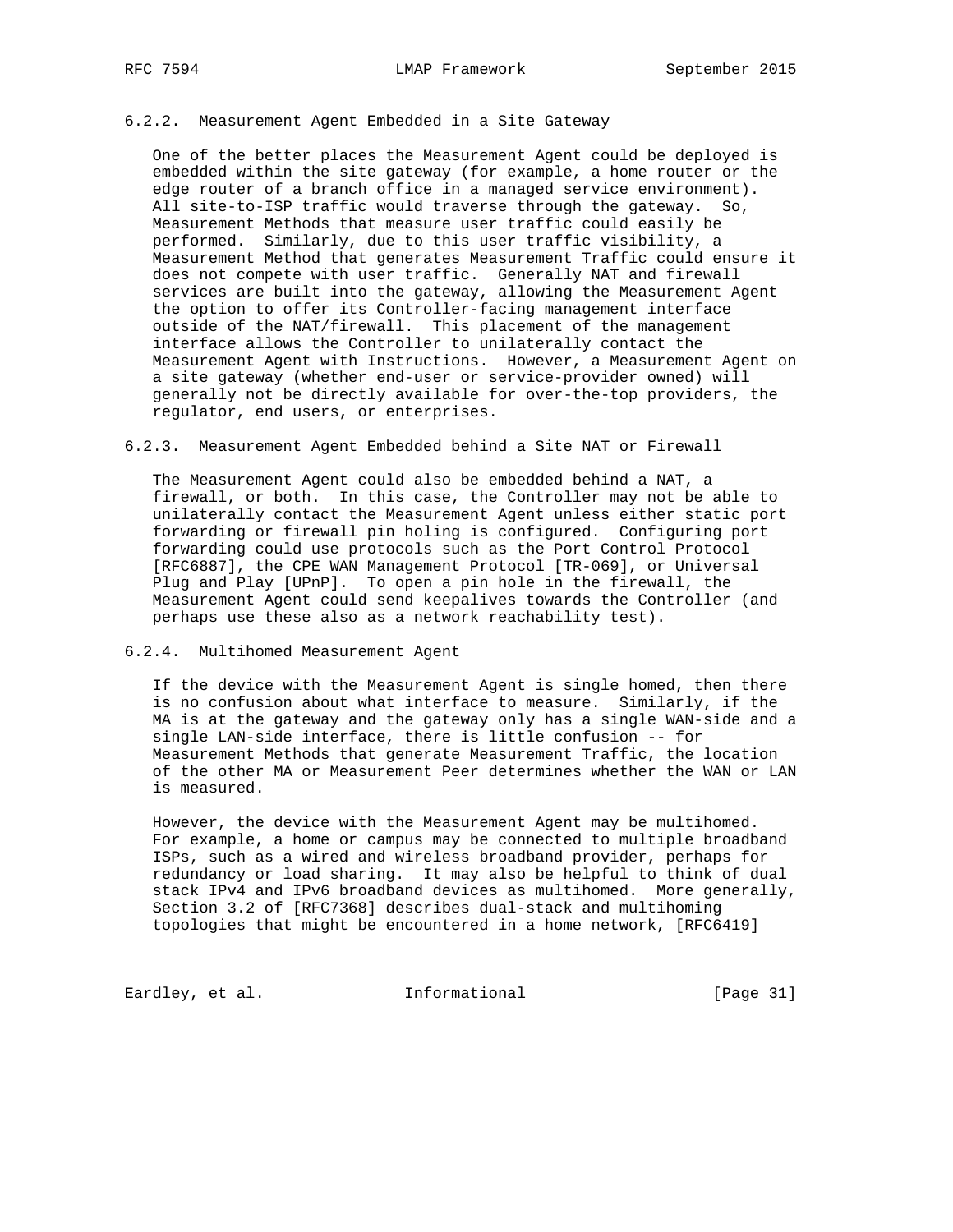#### 6.2.2. Measurement Agent Embedded in a Site Gateway

One of the better places the Measurement Agent could be deployed is embedded within the site gateway (for example, a home router or the edge router of a branch office in a managed service environment). All site-to-ISP traffic would traverse through the gateway. So, Measurement Methods that measure user traffic could easily be performed. Similarly, due to this user traffic visibility, a Measurement Method that generates Measurement Traffic could ensure it does not compete with user traffic. Generally NAT and firewall services are built into the gateway, allowing the Measurement Agent the option to offer its Controller-facing management interface outside of the NAT/firewall. This placement of the management interface allows the Controller to unilaterally contact the Measurement Agent with Instructions. However, a Measurement Agent on a site gateway (whether end-user or service-provider owned) will generally not be directly available for over-the-top providers, the regulator, end users, or enterprises.

#### 6.2.3. Measurement Agent Embedded behind a Site NAT or Firewall

The Measurement Agent could also be embedded behind a NAT, a firewall, or both. In this case, the Controller may not be able to unilaterally contact the Measurement Agent unless either static port forwarding or firewall pin holing is configured. Configuring port forwarding could use protocols such as the Port Control Protocol [RFC6887], the CPE WAN Management Protocol [TR-069], or Universal Plug and Play [UPnP]. To open a pin hole in the firewall, the Measurement Agent could send keepalives towards the Controller (and perhaps use these also as a network reachability test).

#### 6.2.4. Multihomed Measurement Agent

If the device with the Measurement Agent is single homed, then there is no confusion about what interface to measure. Similarly, if the MA is at the gateway and the gateway only has a single WAN-side and a single LAN-side interface, there is little confusion -- for Measurement Methods that generate Measurement Traffic, the location of the other MA or Measurement Peer determines whether the WAN or LAN is measured.

However, the device with the Measurement Agent may be multihomed. For example, a home or campus may be connected to multiple broadband ISPs, such as a wired and wireless broadband provider, perhaps for redundancy or load sharing. It may also be helpful to think of dual stack IPv4 and IPv6 broadband devices as multihomed. More generally, Section 3.2 of [RFC7368] describes dual-stack and multihoming topologies that might be encountered in a home network, [RFC6419]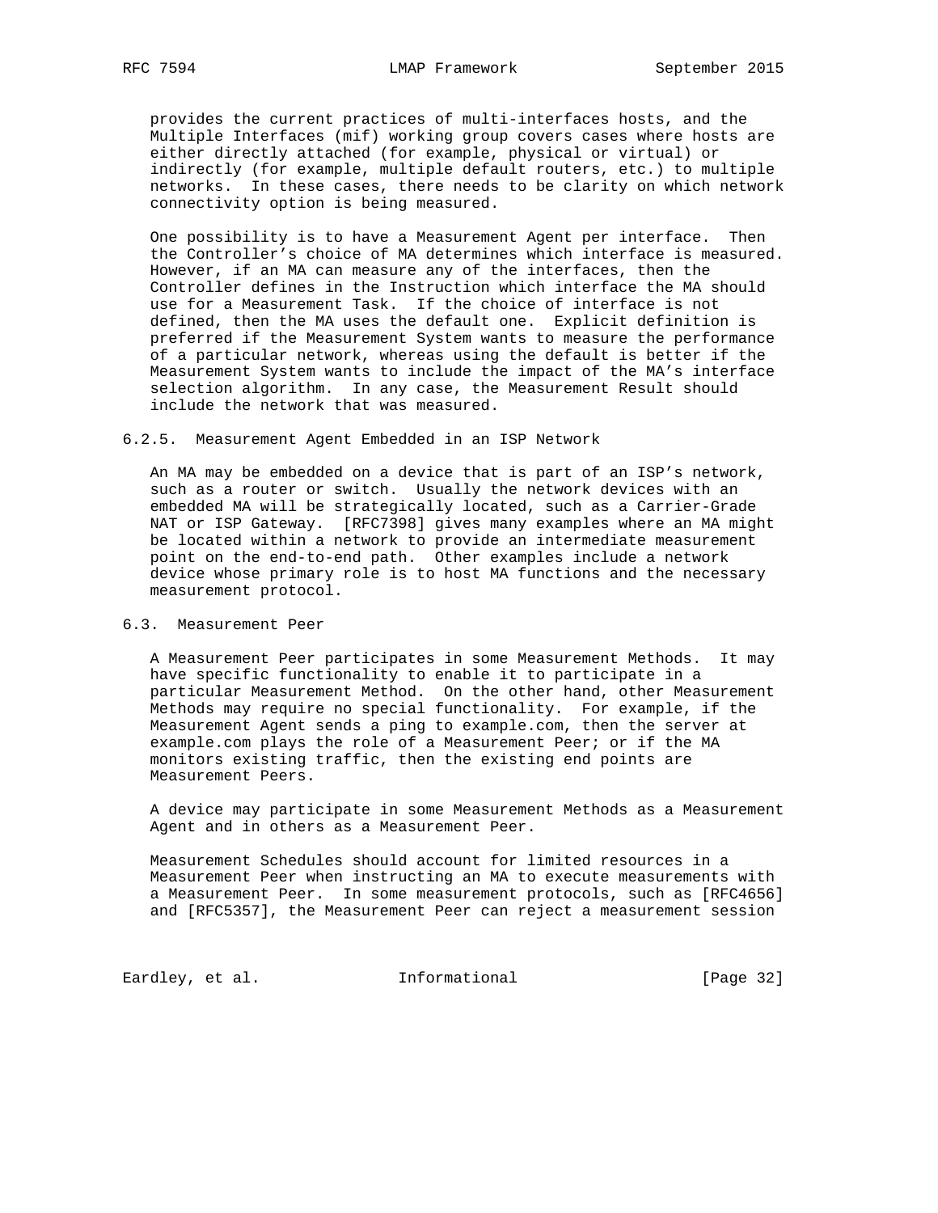provides the current practices of multi-interfaces hosts, and the Multiple Interfaces (mif) working group covers cases where hosts are either directly attached (for example, physical or virtual) or indirectly (for example, multiple default routers, etc.) to multiple networks. In these cases, there needs to be clarity on which network connectivity option is being measured.

One possibility is to have a Measurement Agent per interface. Then the Controller's choice of MA determines which interface is measured. However, if an MA can measure any of the interfaces, then the Controller defines in the Instruction which interface the MA should use for a Measurement Task. If the choice of interface is not defined, then the MA uses the default one. Explicit definition is preferred if the Measurement System wants to measure the performance of a particular network, whereas using the default is better if the Measurement System wants to include the impact of the MA's interface selection algorithm. In any case, the Measurement Result should include the network that was measured.

#### 6.2.5. Measurement Agent Embedded in an ISP Network

An MA may be embedded on a device that is part of an ISP's network, such as a router or switch. Usually the network devices with an embedded MA will be strategically located, such as a Carrier-Grade NAT or ISP Gateway. [RFC7398] gives many examples where an MA might be located within a network to provide an intermediate measurement point on the end-to-end path. Other examples include a network device whose primary role is to host MA functions and the necessary measurement protocol.

### 6.3. Measurement Peer

A Measurement Peer participates in some Measurement Methods. It may have specific functionality to enable it to participate in a particular Measurement Method. On the other hand, other Measurement Methods may require no special functionality. For example, if the Measurement Agent sends a ping to example.com, then the server at example.com plays the role of a Measurement Peer; or if the MA monitors existing traffic, then the existing end points are Measurement Peers.

A device may participate in some Measurement Methods as a Measurement Agent and in others as a Measurement Peer.

Measurement Schedules should account for limited resources in a Measurement Peer when instructing an MA to execute measurements with a Measurement Peer. In some measurement protocols, such as [RFC4656] and [RFC5357], the Measurement Peer can reject a measurement session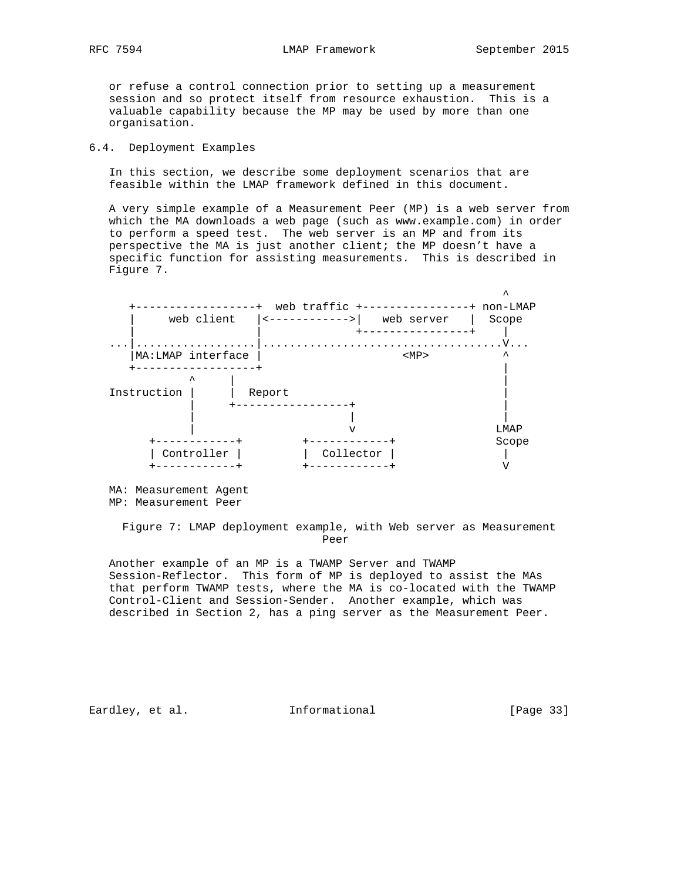or refuse a control connection prior to setting up a measurement session and so protect itself from resource exhaustion. This is a valuable capability because the MP may be used by more than one organisation.

## 6.4. Deployment Examples

In this section, we describe some deployment scenarios that are feasible within the LMAP framework defined in this document.

A very simple example of a Measurement Peer (MP) is a web server from which the MA downloads a web page (such as www.example.com) in order to perform a speed test. The web server is an MP and from its perspective the MA is just another client; the MP doesn't have a specific function for assisting measurements. This is described in Figure 7.

```
                                                                 ^
   +------------------+  web traffic +----------------+ non-LMAP
   |     web client   |<------------>|   web server   |  Scope
   |                  |              +----------------+    |
...|..................|....................................V...
   |MA:LMAP interface |                      <MP>          ^
   +------------------+                                    |
            ^     |                                        |
Instruction |     |  Report                                |
            |     +-----------------+                      |
            |                       |                      |
            |                       v                     LMAP
      +------------+         +------------+               Scope
      | Controller |         |  Collector |                |
      +------------+         +------------+                V

MA: Measurement Agent
MP: Measurement Peer
```

Figure 7: LMAP deployment example, with Web server as Measurement Peer

Another example of an MP is a TWAMP Server and TWAMP Session-Reflector. This form of MP is deployed to assist the MAs that perform TWAMP tests, where the MA is co-located with the TWAMP Control-Client and Session-Sender. Another example, which was described in Section 2, has a ping server as the Measurement Peer.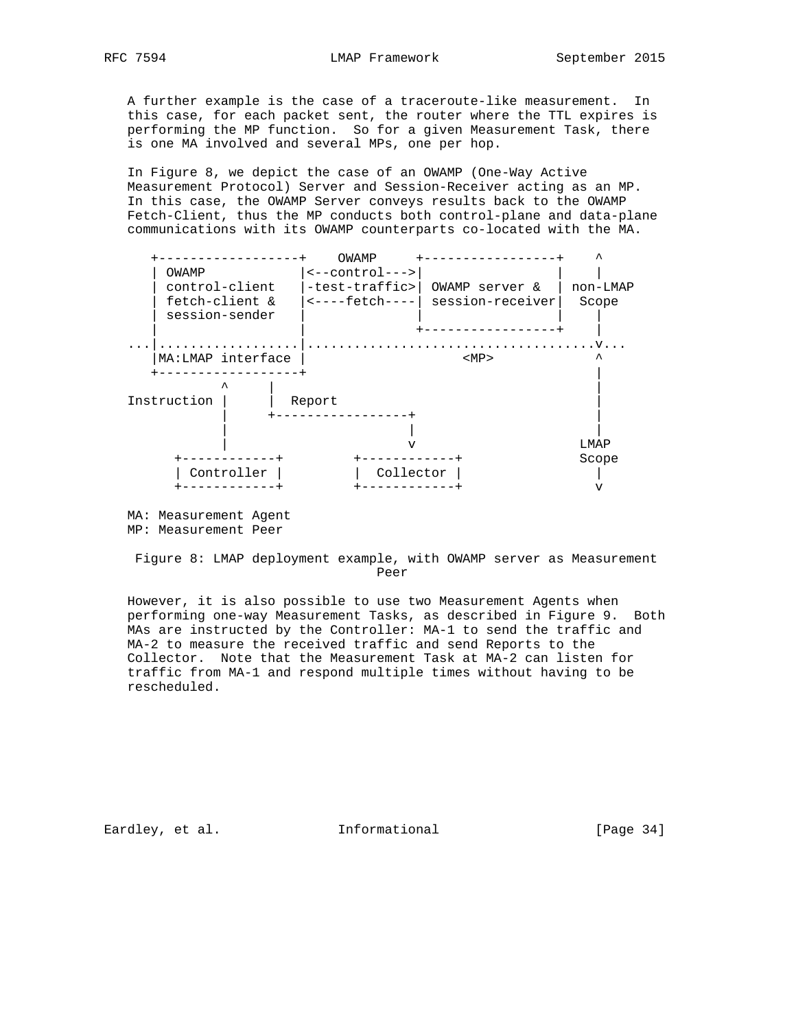A further example is the case of a traceroute-like measurement. In this case, for each packet sent, the router where the TTL expires is performing the MP function. So for a given Measurement Task, there is one MA involved and several MPs, one per hop.

In Figure 8, we depict the case of an OWAMP (One-Way Active Measurement Protocol) Server and Session-Receiver acting as an MP. In this case, the OWAMP Server conveys results back to the OWAMP Fetch-Client, thus the MP conducts both control-plane and data-plane communications with its OWAMP counterparts co-located with the MA.

```
   +------------------+    OWAMP     +-----------------+    ^
   | OWAMP            |<--control--->|                 |    |
   | control-client   |-test-traffic>| OWAMP server &  | non-LMAP
   | fetch-client &   |<----fetch----| session-receiver|  Scope
   | session-sender   |              |                 |    |
   |                  |              +-----------------+    |
...|..................|....................................v...
   |MA:LMAP interface |                  <MP>              ^
   +------------------+                                     |
            ^     |                                         |
Instruction |     |  Report                                 |
            |     +-----------------+                       |
            |                       |                       |
            |                       v                     LMAP
      +------------+         +------------+               Scope
      | Controller |         |  Collector |                 |
      +------------+         +------------+                 v

MA: Measurement Agent
MP: Measurement Peer
```

Figure 8: LMAP deployment example, with OWAMP server as Measurement Peer

However, it is also possible to use two Measurement Agents when performing one-way Measurement Tasks, as described in Figure 9. Both MAs are instructed by the Controller: MA-1 to send the traffic and MA-2 to measure the received traffic and send Reports to the Collector. Note that the Measurement Task at MA-2 can listen for traffic from MA-1 and respond multiple times without having to be rescheduled.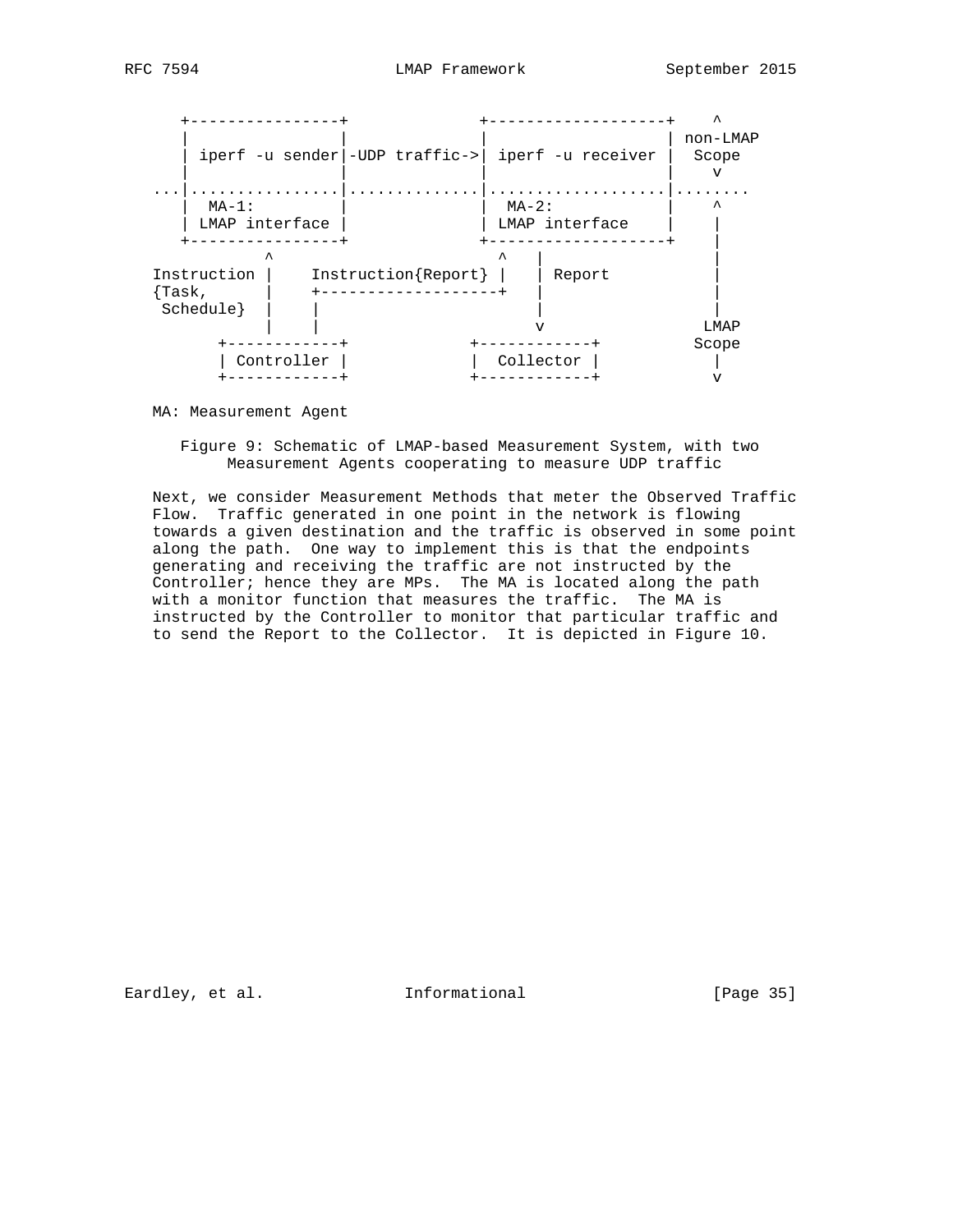```
   +----------------+              +-------------------+    ^
   |                |              |                   | non-LMAP
   | iperf -u sender|-UDP traffic->| iperf -u receiver |  Scope
   |                |              |                   |    v
...|................|..............|...................|........
   |  MA-1:         |              |  MA-2:            |    ^
   | LMAP interface |              | LMAP interface    |    |
   +----------------+              +-------------------+    |
           ^                        ^   |                   |
Instruction |    Instruction{Report} |   | Report           |
{Task,      |    +-------------------+   |                  |
 Schedule}  |    |                       |                  |
            |    |                       v                 LMAP
      +------------+            +------------+            Scope
      | Controller |            |  Collector |              |
      +------------+            +------------+              v
```

MA: Measurement Agent

Figure 9: Schematic of LMAP-based Measurement System, with two Measurement Agents cooperating to measure UDP traffic

Next, we consider Measurement Methods that meter the Observed Traffic Flow. Traffic generated in one point in the network is flowing towards a given destination and the traffic is observed in some point along the path. One way to implement this is that the endpoints generating and receiving the traffic are not instructed by the Controller; hence they are MPs. The MA is located along the path with a monitor function that measures the traffic. The MA is instructed by the Controller to monitor that particular traffic and to send the Report to the Collector. It is depicted in Figure 10.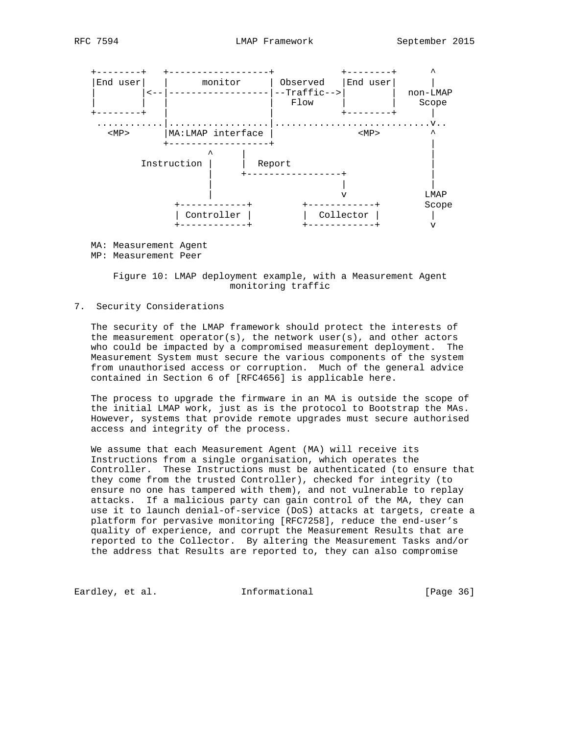```
   +--------+   +------------------+            +--------+      ^
   |End user|   |      monitor     | Observed   |End user|      |
   |        |<--|------------------|--Traffic-->|        |  non-LMAP
   |        |   |                  |   Flow     |        |    Scope
   +--------+   |                  |            +--------+      |
    ............|..................|............................v..
      <MP>      |MA:LMAP interface |              <MP>          ^
                +------------------+                            |
                          ^     |                               |
             Instruction |     |  Report                        |
                          |     +-----------------+             |
                          |                       |             |
                          |                       v           LMAP
                  +------------+         +------------+       Scope
                  | Controller |         |  Collector |         |
                  +------------+         +------------+         v
```

MA: Measurement Agent
MP: Measurement Peer

Figure 10: LMAP deployment example, with a Measurement Agent monitoring traffic

## 7. Security Considerations

The security of the LMAP framework should protect the interests of the measurement operator(s), the network user(s), and other actors who could be impacted by a compromised measurement deployment. The Measurement System must secure the various components of the system from unauthorised access or corruption. Much of the general advice contained in Section 6 of [RFC4656] is applicable here.

The process to upgrade the firmware in an MA is outside the scope of the initial LMAP work, just as is the protocol to Bootstrap the MAs. However, systems that provide remote upgrades must secure authorised access and integrity of the process.

We assume that each Measurement Agent (MA) will receive its Instructions from a single organisation, which operates the Controller. These Instructions must be authenticated (to ensure that they come from the trusted Controller), checked for integrity (to ensure no one has tampered with them), and not vulnerable to replay attacks. If a malicious party can gain control of the MA, they can use it to launch denial-of-service (DoS) attacks at targets, create a platform for pervasive monitoring [RFC7258], reduce the end-user's quality of experience, and corrupt the Measurement Results that are reported to the Collector. By altering the Measurement Tasks and/or the address that Results are reported to, they can also compromise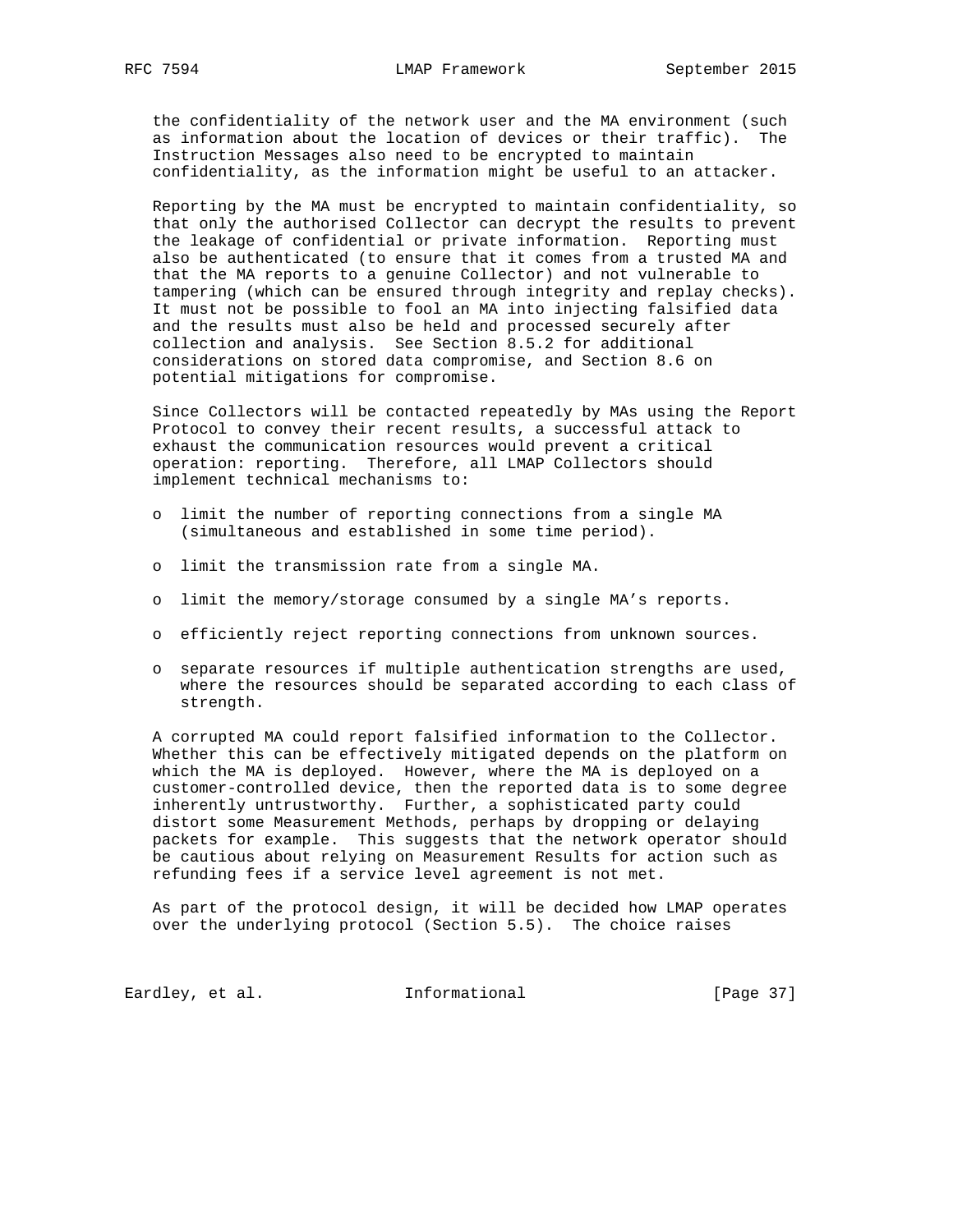the confidentiality of the network user and the MA environment (such as information about the location of devices or their traffic). The Instruction Messages also need to be encrypted to maintain confidentiality, as the information might be useful to an attacker.

Reporting by the MA must be encrypted to maintain confidentiality, so that only the authorised Collector can decrypt the results to prevent the leakage of confidential or private information. Reporting must also be authenticated (to ensure that it comes from a trusted MA and that the MA reports to a genuine Collector) and not vulnerable to tampering (which can be ensured through integrity and replay checks). It must not be possible to fool an MA into injecting falsified data and the results must also be held and processed securely after collection and analysis. See Section 8.5.2 for additional considerations on stored data compromise, and Section 8.6 on potential mitigations for compromise.

Since Collectors will be contacted repeatedly by MAs using the Report Protocol to convey their recent results, a successful attack to exhaust the communication resources would prevent a critical operation: reporting. Therefore, all LMAP Collectors should implement technical mechanisms to:

- limit the number of reporting connections from a single MA (simultaneous and established in some time period).
- limit the transmission rate from a single MA.
- limit the memory/storage consumed by a single MA's reports.
- efficiently reject reporting connections from unknown sources.
- separate resources if multiple authentication strengths are used, where the resources should be separated according to each class of strength.

A corrupted MA could report falsified information to the Collector. Whether this can be effectively mitigated depends on the platform on which the MA is deployed. However, where the MA is deployed on a customer-controlled device, then the reported data is to some degree inherently untrustworthy. Further, a sophisticated party could distort some Measurement Methods, perhaps by dropping or delaying packets for example. This suggests that the network operator should be cautious about relying on Measurement Results for action such as refunding fees if a service level agreement is not met.

As part of the protocol design, it will be decided how LMAP operates over the underlying protocol (Section 5.5). The choice raises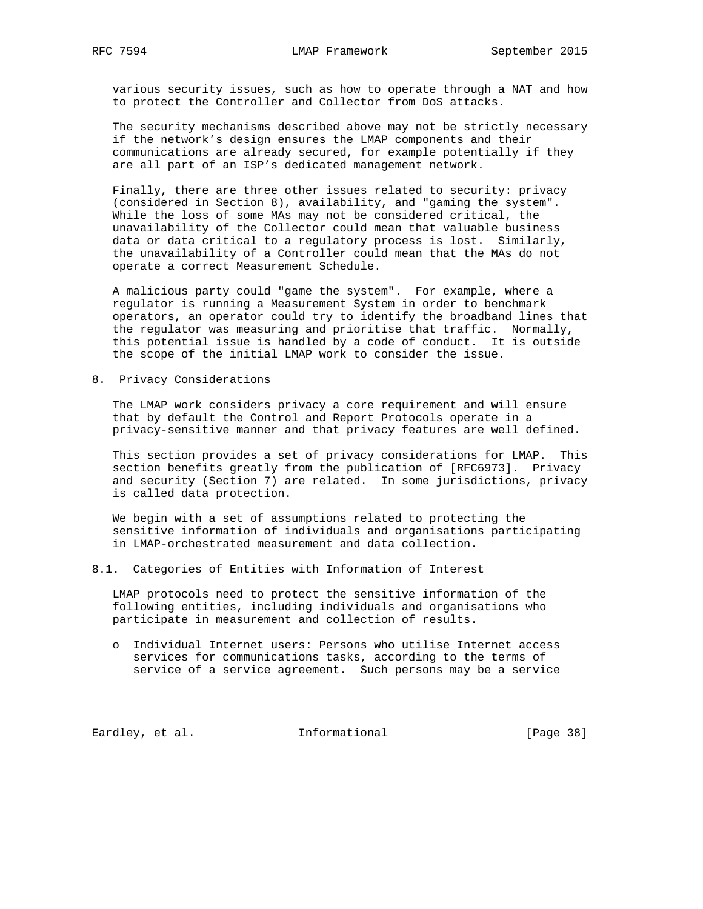various security issues, such as how to operate through a NAT and how to protect the Controller and Collector from DoS attacks.

The security mechanisms described above may not be strictly necessary if the network's design ensures the LMAP components and their communications are already secured, for example potentially if they are all part of an ISP's dedicated management network.

Finally, there are three other issues related to security: privacy (considered in Section 8), availability, and "gaming the system". While the loss of some MAs may not be considered critical, the unavailability of the Collector could mean that valuable business data or data critical to a regulatory process is lost. Similarly, the unavailability of a Controller could mean that the MAs do not operate a correct Measurement Schedule.

A malicious party could "game the system". For example, where a regulator is running a Measurement System in order to benchmark operators, an operator could try to identify the broadband lines that the regulator was measuring and prioritise that traffic. Normally, this potential issue is handled by a code of conduct. It is outside the scope of the initial LMAP work to consider the issue.

## 8. Privacy Considerations

The LMAP work considers privacy a core requirement and will ensure that by default the Control and Report Protocols operate in a privacy-sensitive manner and that privacy features are well defined.

This section provides a set of privacy considerations for LMAP. This section benefits greatly from the publication of [RFC6973]. Privacy and security (Section 7) are related. In some jurisdictions, privacy is called data protection.

We begin with a set of assumptions related to protecting the sensitive information of individuals and organisations participating in LMAP-orchestrated measurement and data collection.

### 8.1. Categories of Entities with Information of Interest

LMAP protocols need to protect the sensitive information of the following entities, including individuals and organisations who participate in measurement and collection of results.

- Individual Internet users: Persons who utilise Internet access services for communications tasks, according to the terms of service of a service agreement. Such persons may be a service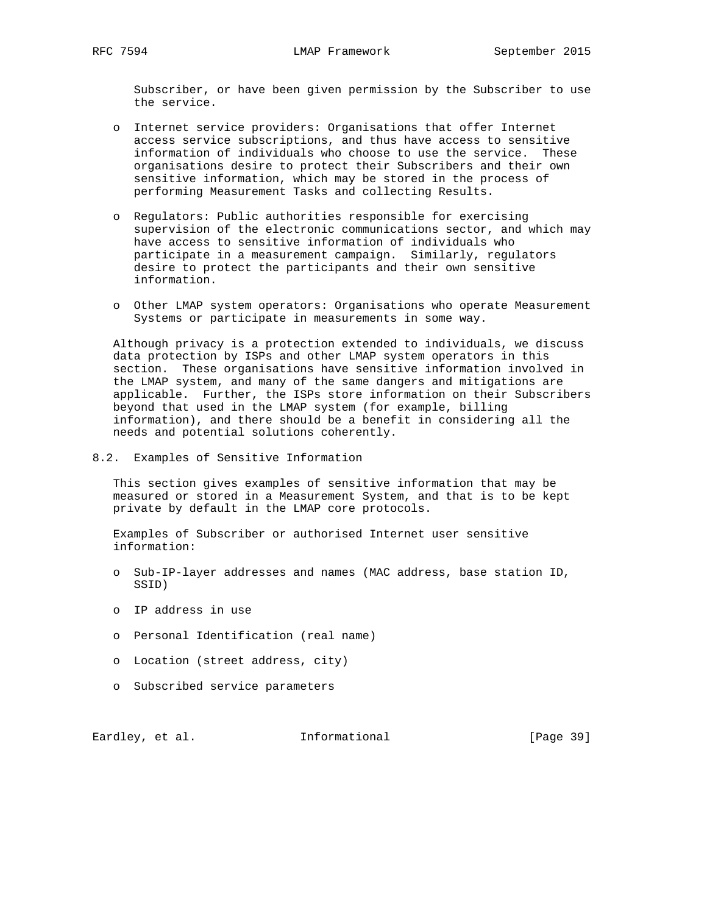Subscriber, or have been given permission by the Subscriber to use the service.

- Internet service providers: Organisations that offer Internet access service subscriptions, and thus have access to sensitive information of individuals who choose to use the service. These organisations desire to protect their Subscribers and their own sensitive information, which may be stored in the process of performing Measurement Tasks and collecting Results.

- Regulators: Public authorities responsible for exercising supervision of the electronic communications sector, and which may have access to sensitive information of individuals who participate in a measurement campaign. Similarly, regulators desire to protect the participants and their own sensitive information.

- Other LMAP system operators: Organisations who operate Measurement Systems or participate in measurements in some way.

Although privacy is a protection extended to individuals, we discuss data protection by ISPs and other LMAP system operators in this section. These organisations have sensitive information involved in the LMAP system, and many of the same dangers and mitigations are applicable. Further, the ISPs store information on their Subscribers beyond that used in the LMAP system (for example, billing information), and there should be a benefit in considering all the needs and potential solutions coherently.

## 8.2. Examples of Sensitive Information

This section gives examples of sensitive information that may be measured or stored in a Measurement System, and that is to be kept private by default in the LMAP core protocols.

Examples of Subscriber or authorised Internet user sensitive information:

- Sub-IP-layer addresses and names (MAC address, base station ID, SSID)

- IP address in use

- Personal Identification (real name)

- Location (street address, city)

- Subscribed service parameters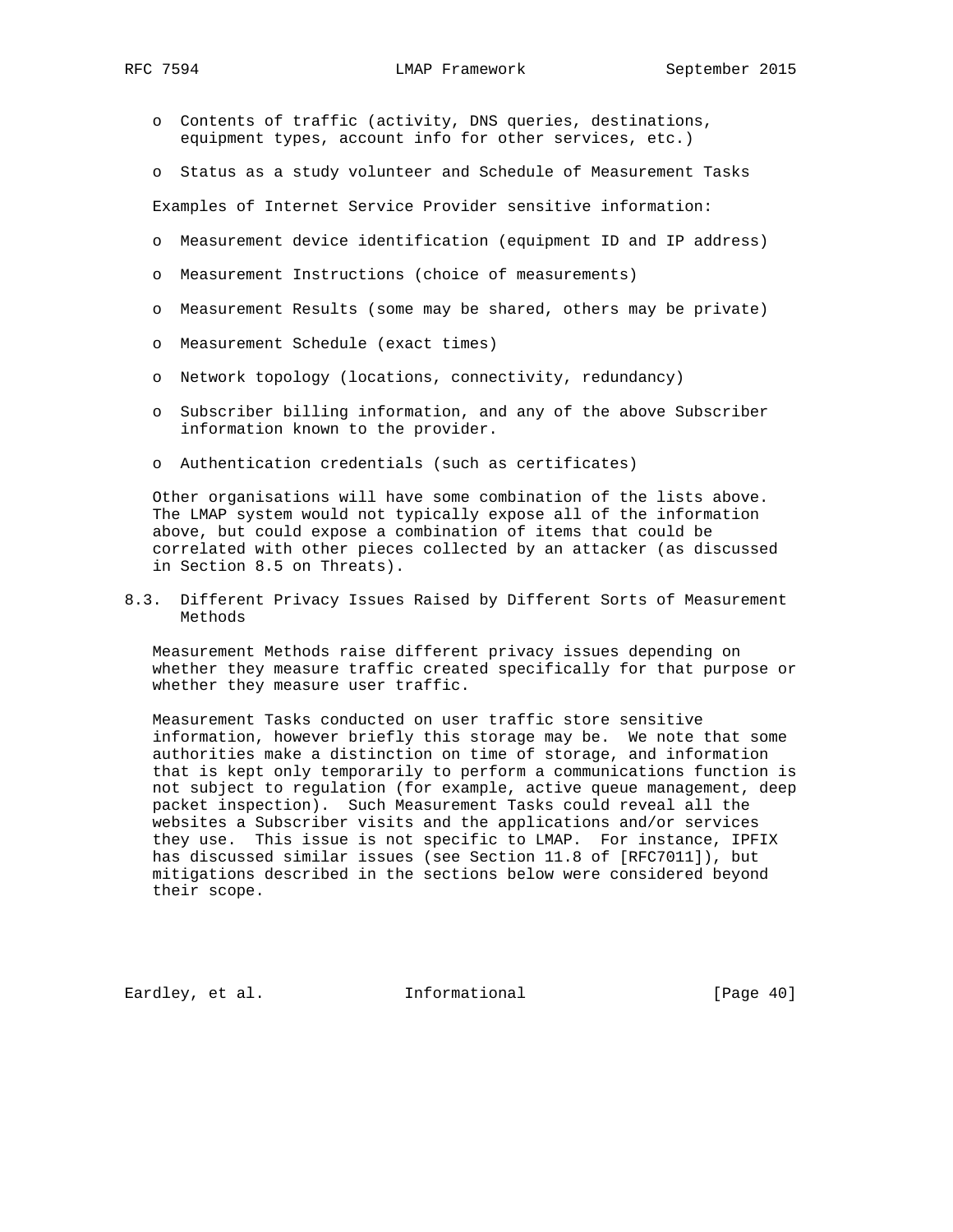- Contents of traffic (activity, DNS queries, destinations, equipment types, account info for other services, etc.)

- Status as a study volunteer and Schedule of Measurement Tasks

Examples of Internet Service Provider sensitive information:

- Measurement device identification (equipment ID and IP address)

- Measurement Instructions (choice of measurements)

- Measurement Results (some may be shared, others may be private)

- Measurement Schedule (exact times)

- Network topology (locations, connectivity, redundancy)

- Subscriber billing information, and any of the above Subscriber information known to the provider.

- Authentication credentials (such as certificates)

Other organisations will have some combination of the lists above. The LMAP system would not typically expose all of the information above, but could expose a combination of items that could be correlated with other pieces collected by an attacker (as discussed in Section 8.5 on Threats).

### 8.3. Different Privacy Issues Raised by Different Sorts of Measurement Methods

Measurement Methods raise different privacy issues depending on whether they measure traffic created specifically for that purpose or whether they measure user traffic.

Measurement Tasks conducted on user traffic store sensitive information, however briefly this storage may be. We note that some authorities make a distinction on time of storage, and information that is kept only temporarily to perform a communications function is not subject to regulation (for example, active queue management, deep packet inspection). Such Measurement Tasks could reveal all the websites a Subscriber visits and the applications and/or services they use. This issue is not specific to LMAP. For instance, IPFIX has discussed similar issues (see Section 11.8 of [RFC7011]), but mitigations described in the sections below were considered beyond their scope.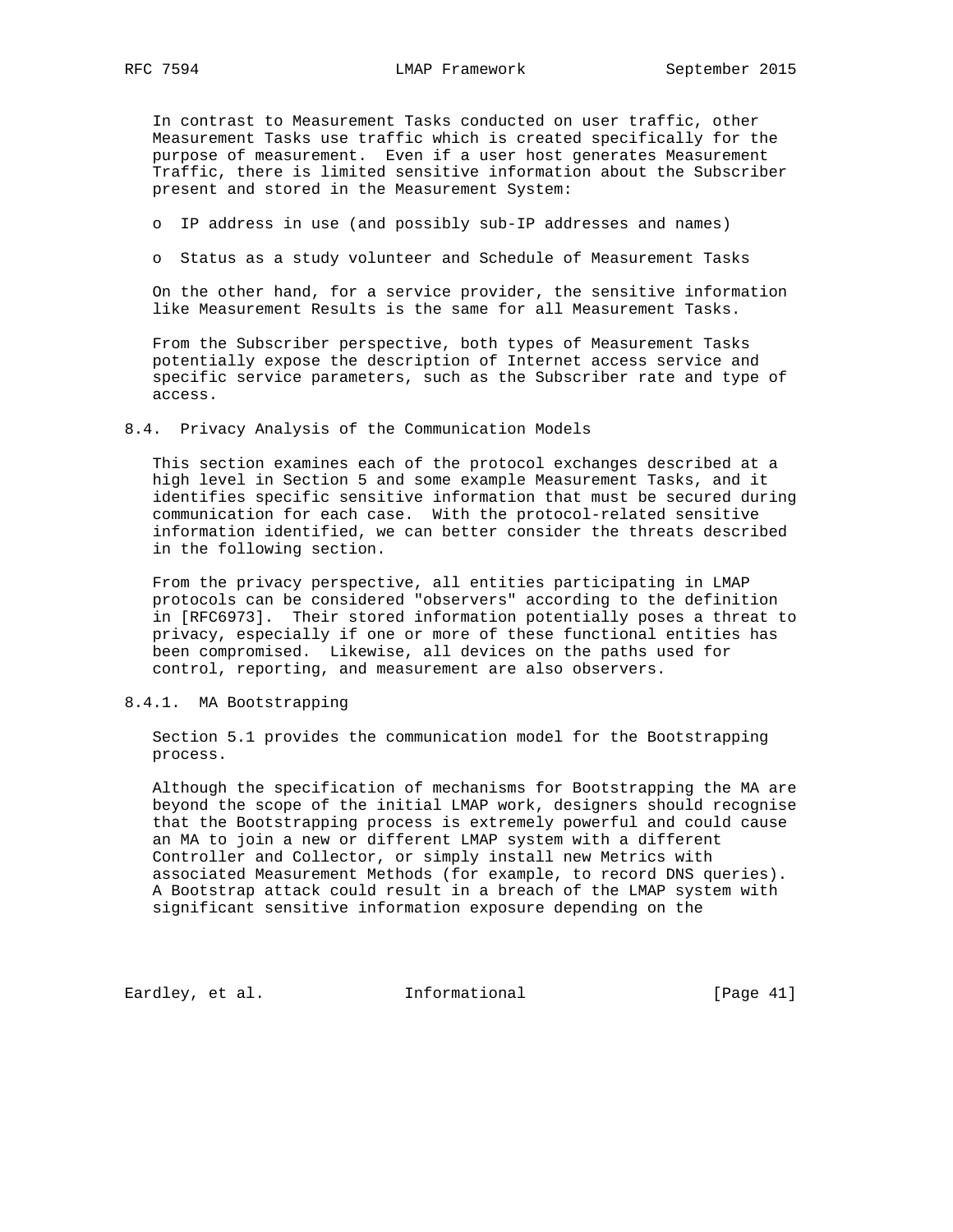In contrast to Measurement Tasks conducted on user traffic, other Measurement Tasks use traffic which is created specifically for the purpose of measurement. Even if a user host generates Measurement Traffic, there is limited sensitive information about the Subscriber present and stored in the Measurement System:

- IP address in use (and possibly sub-IP addresses and names)
- Status as a study volunteer and Schedule of Measurement Tasks

On the other hand, for a service provider, the sensitive information like Measurement Results is the same for all Measurement Tasks.

From the Subscriber perspective, both types of Measurement Tasks potentially expose the description of Internet access service and specific service parameters, such as the Subscriber rate and type of access.

### 8.4. Privacy Analysis of the Communication Models

This section examines each of the protocol exchanges described at a high level in Section 5 and some example Measurement Tasks, and it identifies specific sensitive information that must be secured during communication for each case. With the protocol-related sensitive information identified, we can better consider the threats described in the following section.

From the privacy perspective, all entities participating in LMAP protocols can be considered "observers" according to the definition in [RFC6973]. Their stored information potentially poses a threat to privacy, especially if one or more of these functional entities has been compromised. Likewise, all devices on the paths used for control, reporting, and measurement are also observers.

#### 8.4.1. MA Bootstrapping

Section 5.1 provides the communication model for the Bootstrapping process.

Although the specification of mechanisms for Bootstrapping the MA are beyond the scope of the initial LMAP work, designers should recognise that the Bootstrapping process is extremely powerful and could cause an MA to join a new or different LMAP system with a different Controller and Collector, or simply install new Metrics with associated Measurement Methods (for example, to record DNS queries). A Bootstrap attack could result in a breach of the LMAP system with significant sensitive information exposure depending on the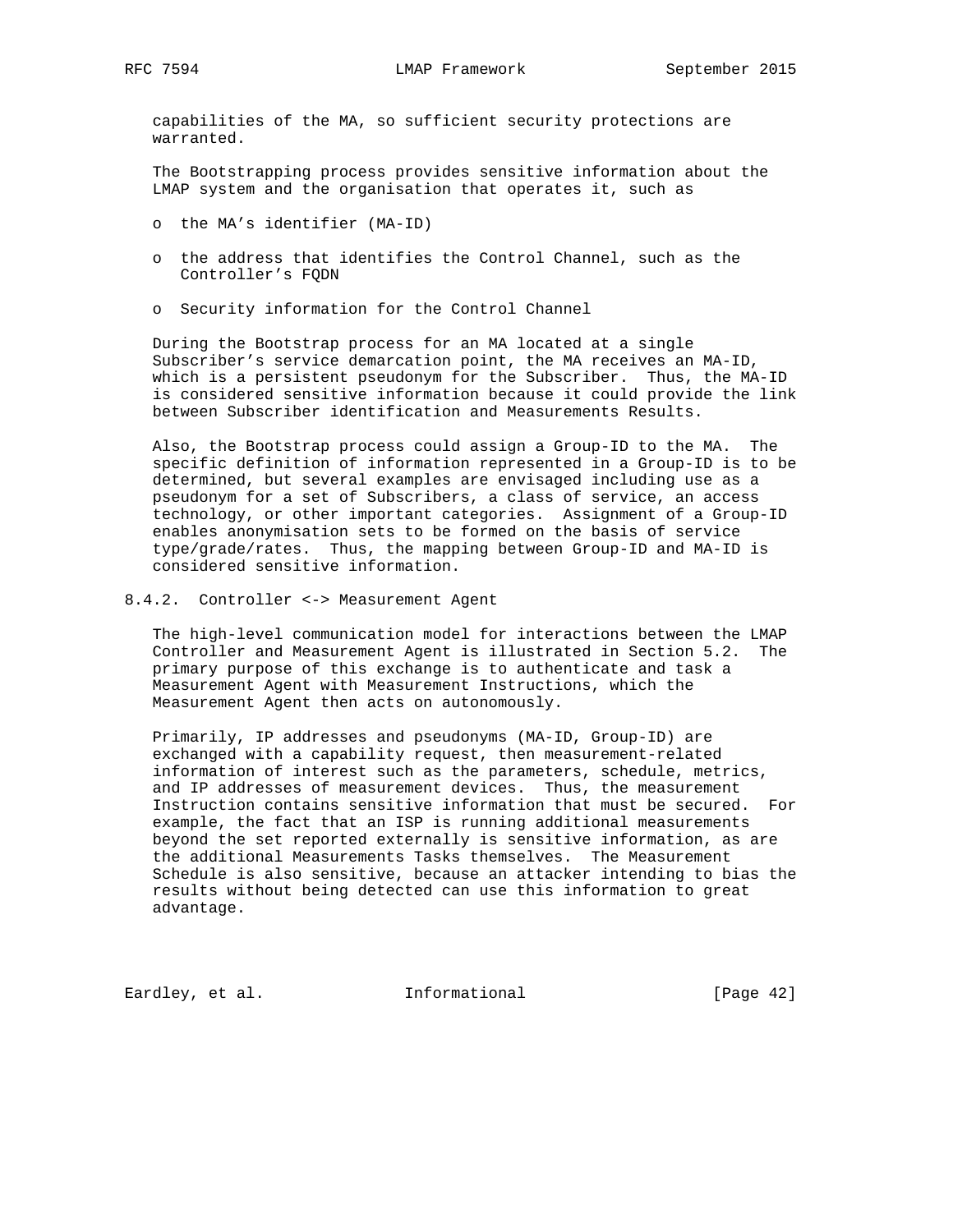capabilities of the MA, so sufficient security protections are warranted.

The Bootstrapping process provides sensitive information about the LMAP system and the organisation that operates it, such as

- the MA's identifier (MA-ID)
- the address that identifies the Control Channel, such as the Controller's FQDN
- Security information for the Control Channel

During the Bootstrap process for an MA located at a single Subscriber's service demarcation point, the MA receives an MA-ID, which is a persistent pseudonym for the Subscriber. Thus, the MA-ID is considered sensitive information because it could provide the link between Subscriber identification and Measurements Results.

Also, the Bootstrap process could assign a Group-ID to the MA. The specific definition of information represented in a Group-ID is to be determined, but several examples are envisaged including use as a pseudonym for a set of Subscribers, a class of service, an access technology, or other important categories. Assignment of a Group-ID enables anonymisation sets to be formed on the basis of service type/grade/rates. Thus, the mapping between Group-ID and MA-ID is considered sensitive information.

### 8.4.2. Controller <-> Measurement Agent

The high-level communication model for interactions between the LMAP Controller and Measurement Agent is illustrated in Section 5.2. The primary purpose of this exchange is to authenticate and task a Measurement Agent with Measurement Instructions, which the Measurement Agent then acts on autonomously.

Primarily, IP addresses and pseudonyms (MA-ID, Group-ID) are exchanged with a capability request, then measurement-related information of interest such as the parameters, schedule, metrics, and IP addresses of measurement devices. Thus, the measurement Instruction contains sensitive information that must be secured. For example, the fact that an ISP is running additional measurements beyond the set reported externally is sensitive information, as are the additional Measurements Tasks themselves. The Measurement Schedule is also sensitive, because an attacker intending to bias the results without being detected can use this information to great advantage.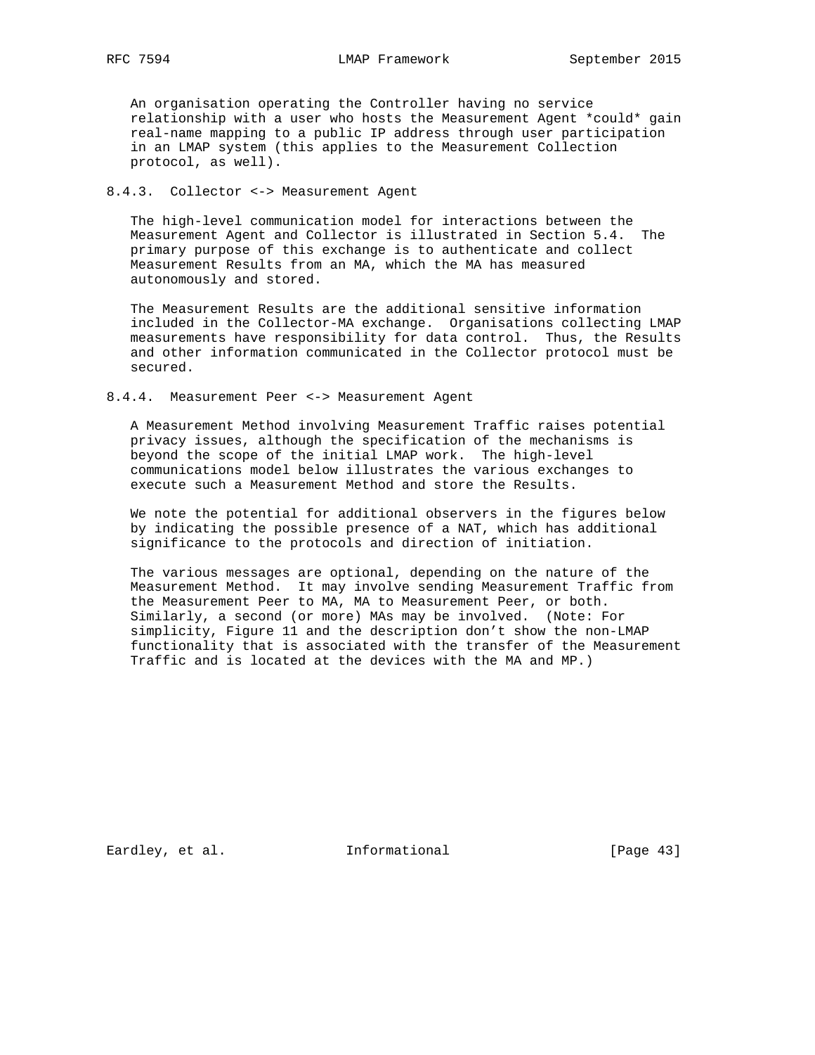An organisation operating the Controller having no service relationship with a user who hosts the Measurement Agent *could* gain real-name mapping to a public IP address through user participation in an LMAP system (this applies to the Measurement Collection protocol, as well).

#### 8.4.3. Collector <-> Measurement Agent

The high-level communication model for interactions between the Measurement Agent and Collector is illustrated in Section 5.4. The primary purpose of this exchange is to authenticate and collect Measurement Results from an MA, which the MA has measured autonomously and stored.

The Measurement Results are the additional sensitive information included in the Collector-MA exchange. Organisations collecting LMAP measurements have responsibility for data control. Thus, the Results and other information communicated in the Collector protocol must be secured.

#### 8.4.4. Measurement Peer <-> Measurement Agent

A Measurement Method involving Measurement Traffic raises potential privacy issues, although the specification of the mechanisms is beyond the scope of the initial LMAP work. The high-level communications model below illustrates the various exchanges to execute such a Measurement Method and store the Results.

We note the potential for additional observers in the figures below by indicating the possible presence of a NAT, which has additional significance to the protocols and direction of initiation.

The various messages are optional, depending on the nature of the Measurement Method. It may involve sending Measurement Traffic from the Measurement Peer to MA, MA to Measurement Peer, or both. Similarly, a second (or more) MAs may be involved. (Note: For simplicity, Figure 11 and the description don't show the non-LMAP functionality that is associated with the transfer of the Measurement Traffic and is located at the devices with the MA and MP.)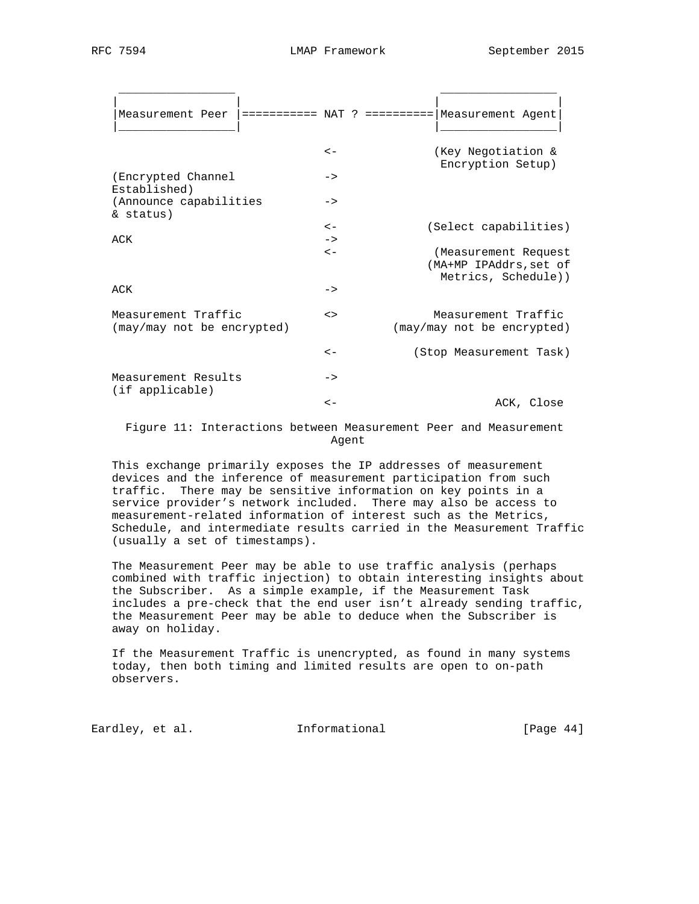```
 _________________                         _________________
|                 |                       |                 |
|Measurement Peer |=========== NAT ? =========|Measurement Agent|
|_________________|                       |_________________|

                           <-            (Key Negotiation &
                                           Encryption Setup)
(Encrypted Channel         ->
Established)
(Announce capabilities     ->
& status)
                           <-           (Select capabilities)
ACK                        ->
                           <-            (Measurement Request
                                        (MA+MP IPAddrs,set of
                                          Metrics, Schedule))
ACK                        ->

Measurement Traffic        <>              Measurement Traffic
(may/may not be encrypted)          (may/may not be encrypted)

                           <-          (Stop Measurement Task)

Measurement Results        ->
(if applicable)
                           <-                       ACK, Close
```

Figure 11: Interactions between Measurement Peer and Measurement Agent

This exchange primarily exposes the IP addresses of measurement devices and the inference of measurement participation from such traffic. There may be sensitive information on key points in a service provider's network included. There may also be access to measurement-related information of interest such as the Metrics, Schedule, and intermediate results carried in the Measurement Traffic (usually a set of timestamps).

The Measurement Peer may be able to use traffic analysis (perhaps combined with traffic injection) to obtain interesting insights about the Subscriber. As a simple example, if the Measurement Task includes a pre-check that the end user isn't already sending traffic, the Measurement Peer may be able to deduce when the Subscriber is away on holiday.

If the Measurement Traffic is unencrypted, as found in many systems today, then both timing and limited results are open to on-path observers.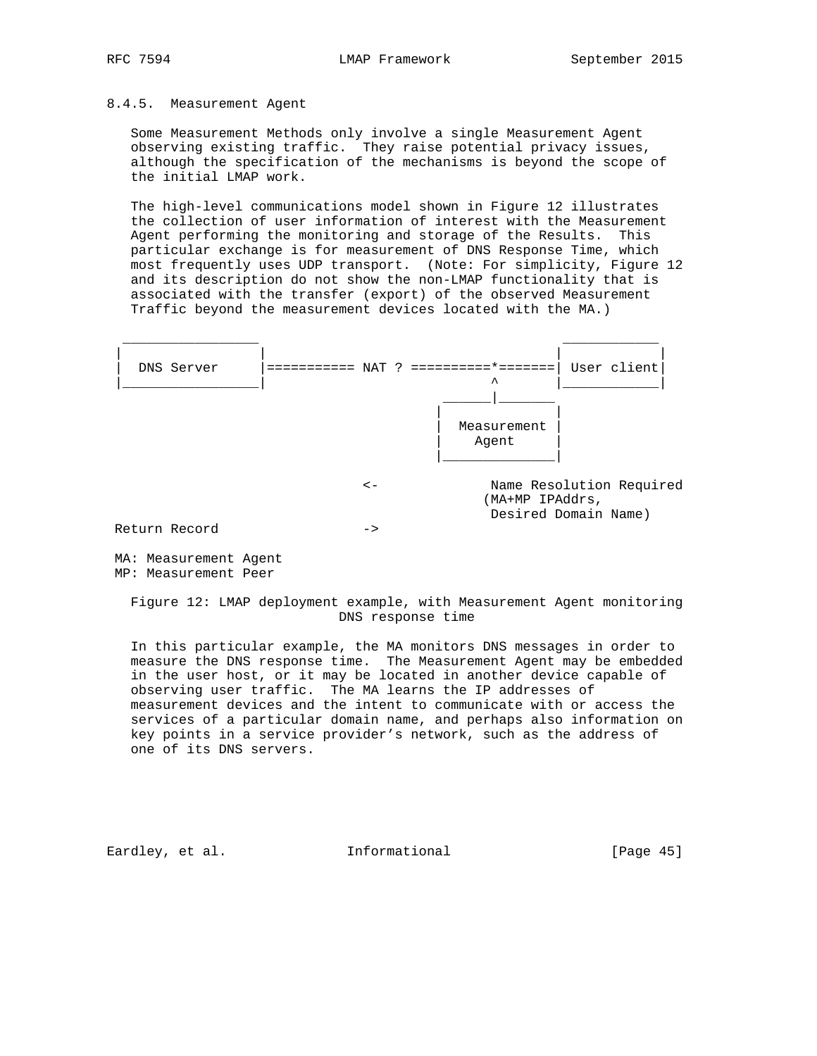#### 8.4.5. Measurement Agent

Some Measurement Methods only involve a single Measurement Agent observing existing traffic. They raise potential privacy issues, although the specification of the mechanisms is beyond the scope of the initial LMAP work.

The high-level communications model shown in Figure 12 illustrates the collection of user information of interest with the Measurement Agent performing the monitoring and storage of the Results. This particular exchange is for measurement of DNS Response Time, which most frequently uses UDP transport. (Note: For simplicity, Figure 12 and its description do not show the non-LMAP functionality that is associated with the transfer (export) of the observed Measurement Traffic beyond the measurement devices located with the MA.)

```
 _________________                                  ____________
|                 |                                |            |
|  DNS Server     |=========== NAT ? ==========*=======| User client|
|_________________|                           ^    |____________|
                                        ______|_______
                                       |              |
                                       |  Measurement |
                                       |    Agent     |
                                       |______________|

                              <-              Name Resolution Required
                                             (MA+MP IPAddrs,
                                              Desired Domain Name)
Return Record                 ->

MA: Measurement Agent
MP: Measurement Peer
```

Figure 12: LMAP deployment example, with Measurement Agent monitoring DNS response time

In this particular example, the MA monitors DNS messages in order to measure the DNS response time. The Measurement Agent may be embedded in the user host, or it may be located in another device capable of observing user traffic. The MA learns the IP addresses of measurement devices and the intent to communicate with or access the services of a particular domain name, and perhaps also information on key points in a service provider's network, such as the address of one of its DNS servers.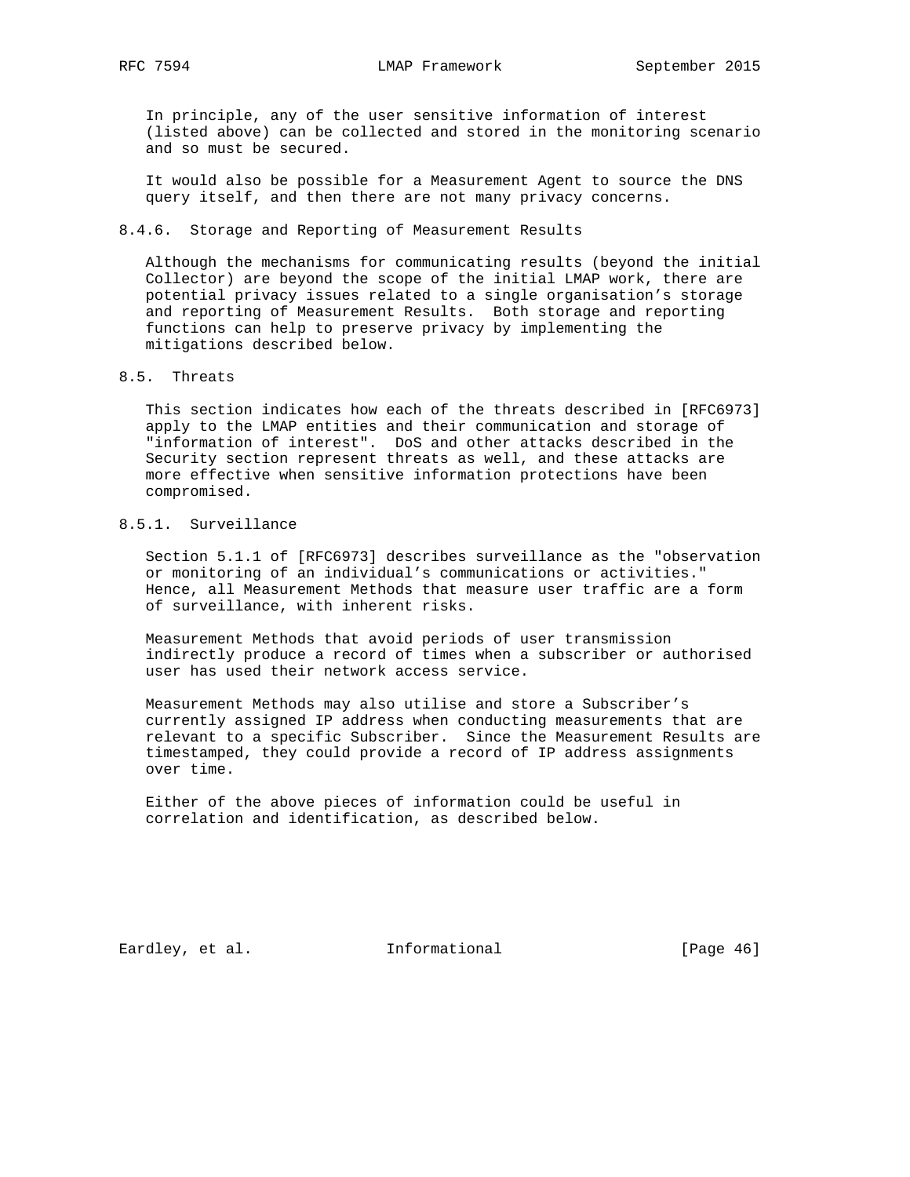In principle, any of the user sensitive information of interest (listed above) can be collected and stored in the monitoring scenario and so must be secured.

It would also be possible for a Measurement Agent to source the DNS query itself, and then there are not many privacy concerns.

### 8.4.6. Storage and Reporting of Measurement Results

Although the mechanisms for communicating results (beyond the initial Collector) are beyond the scope of the initial LMAP work, there are potential privacy issues related to a single organisation's storage and reporting of Measurement Results. Both storage and reporting functions can help to preserve privacy by implementing the mitigations described below.

## 8.5. Threats

This section indicates how each of the threats described in [RFC6973] apply to the LMAP entities and their communication and storage of "information of interest". DoS and other attacks described in the Security section represent threats as well, and these attacks are more effective when sensitive information protections have been compromised.

### 8.5.1. Surveillance

Section 5.1.1 of [RFC6973] describes surveillance as the "observation or monitoring of an individual's communications or activities." Hence, all Measurement Methods that measure user traffic are a form of surveillance, with inherent risks.

Measurement Methods that avoid periods of user transmission indirectly produce a record of times when a subscriber or authorised user has used their network access service.

Measurement Methods may also utilise and store a Subscriber's currently assigned IP address when conducting measurements that are relevant to a specific Subscriber. Since the Measurement Results are timestamped, they could provide a record of IP address assignments over time.

Either of the above pieces of information could be useful in correlation and identification, as described below.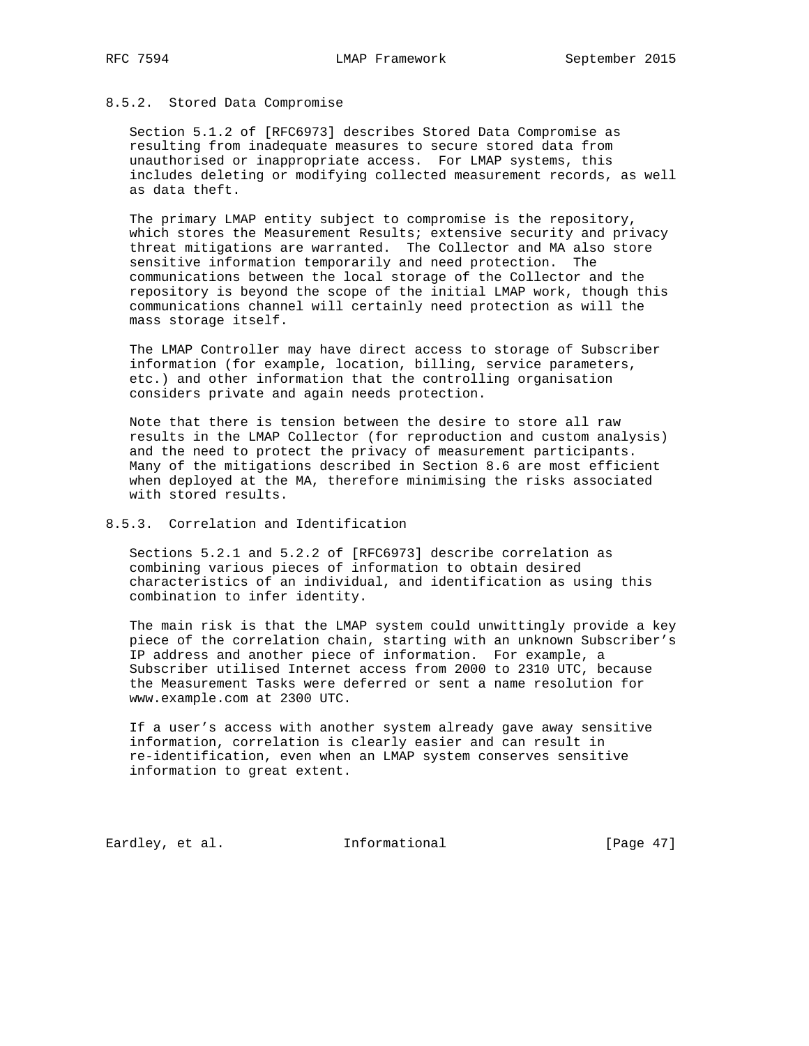#### 8.5.2. Stored Data Compromise

Section 5.1.2 of [RFC6973] describes Stored Data Compromise as resulting from inadequate measures to secure stored data from unauthorised or inappropriate access. For LMAP systems, this includes deleting or modifying collected measurement records, as well as data theft.

The primary LMAP entity subject to compromise is the repository, which stores the Measurement Results; extensive security and privacy threat mitigations are warranted. The Collector and MA also store sensitive information temporarily and need protection. The communications between the local storage of the Collector and the repository is beyond the scope of the initial LMAP work, though this communications channel will certainly need protection as will the mass storage itself.

The LMAP Controller may have direct access to storage of Subscriber information (for example, location, billing, service parameters, etc.) and other information that the controlling organisation considers private and again needs protection.

Note that there is tension between the desire to store all raw results in the LMAP Collector (for reproduction and custom analysis) and the need to protect the privacy of measurement participants. Many of the mitigations described in Section 8.6 are most efficient when deployed at the MA, therefore minimising the risks associated with stored results.

#### 8.5.3. Correlation and Identification

Sections 5.2.1 and 5.2.2 of [RFC6973] describe correlation as combining various pieces of information to obtain desired characteristics of an individual, and identification as using this combination to infer identity.

The main risk is that the LMAP system could unwittingly provide a key piece of the correlation chain, starting with an unknown Subscriber's IP address and another piece of information. For example, a Subscriber utilised Internet access from 2000 to 2310 UTC, because the Measurement Tasks were deferred or sent a name resolution for www.example.com at 2300 UTC.

If a user's access with another system already gave away sensitive information, correlation is clearly easier and can result in re-identification, even when an LMAP system conserves sensitive information to great extent.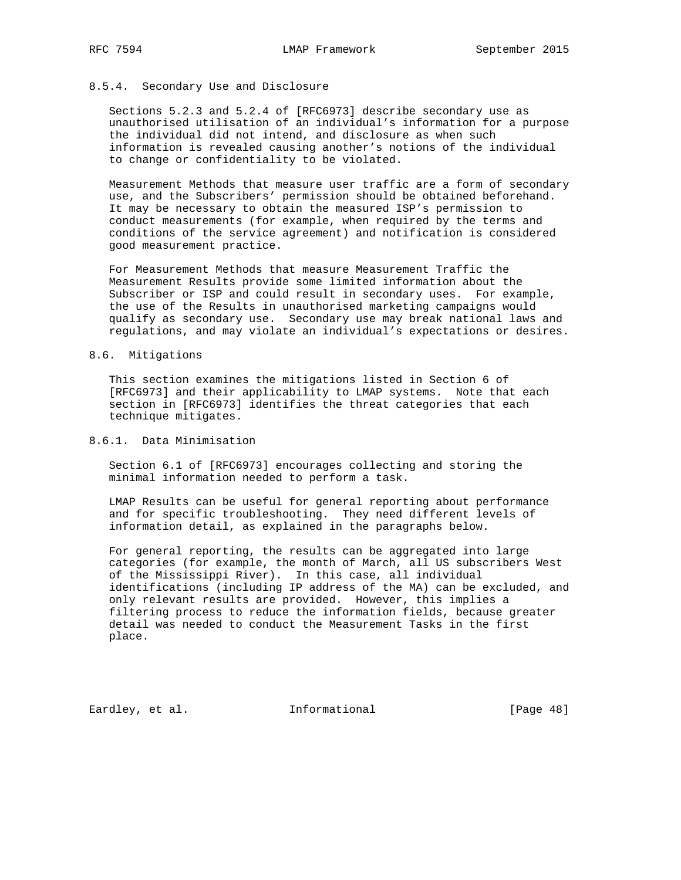#### 8.5.4. Secondary Use and Disclosure

Sections 5.2.3 and 5.2.4 of [RFC6973] describe secondary use as unauthorised utilisation of an individual's information for a purpose the individual did not intend, and disclosure as when such information is revealed causing another's notions of the individual to change or confidentiality to be violated.

Measurement Methods that measure user traffic are a form of secondary use, and the Subscribers' permission should be obtained beforehand. It may be necessary to obtain the measured ISP's permission to conduct measurements (for example, when required by the terms and conditions of the service agreement) and notification is considered good measurement practice.

For Measurement Methods that measure Measurement Traffic the Measurement Results provide some limited information about the Subscriber or ISP and could result in secondary uses. For example, the use of the Results in unauthorised marketing campaigns would qualify as secondary use. Secondary use may break national laws and regulations, and may violate an individual's expectations or desires.

### 8.6. Mitigations

This section examines the mitigations listed in Section 6 of [RFC6973] and their applicability to LMAP systems. Note that each section in [RFC6973] identifies the threat categories that each technique mitigates.

#### 8.6.1. Data Minimisation

Section 6.1 of [RFC6973] encourages collecting and storing the minimal information needed to perform a task.

LMAP Results can be useful for general reporting about performance and for specific troubleshooting. They need different levels of information detail, as explained in the paragraphs below.

For general reporting, the results can be aggregated into large categories (for example, the month of March, all US subscribers West of the Mississippi River). In this case, all individual identifications (including IP address of the MA) can be excluded, and only relevant results are provided. However, this implies a filtering process to reduce the information fields, because greater detail was needed to conduct the Measurement Tasks in the first place.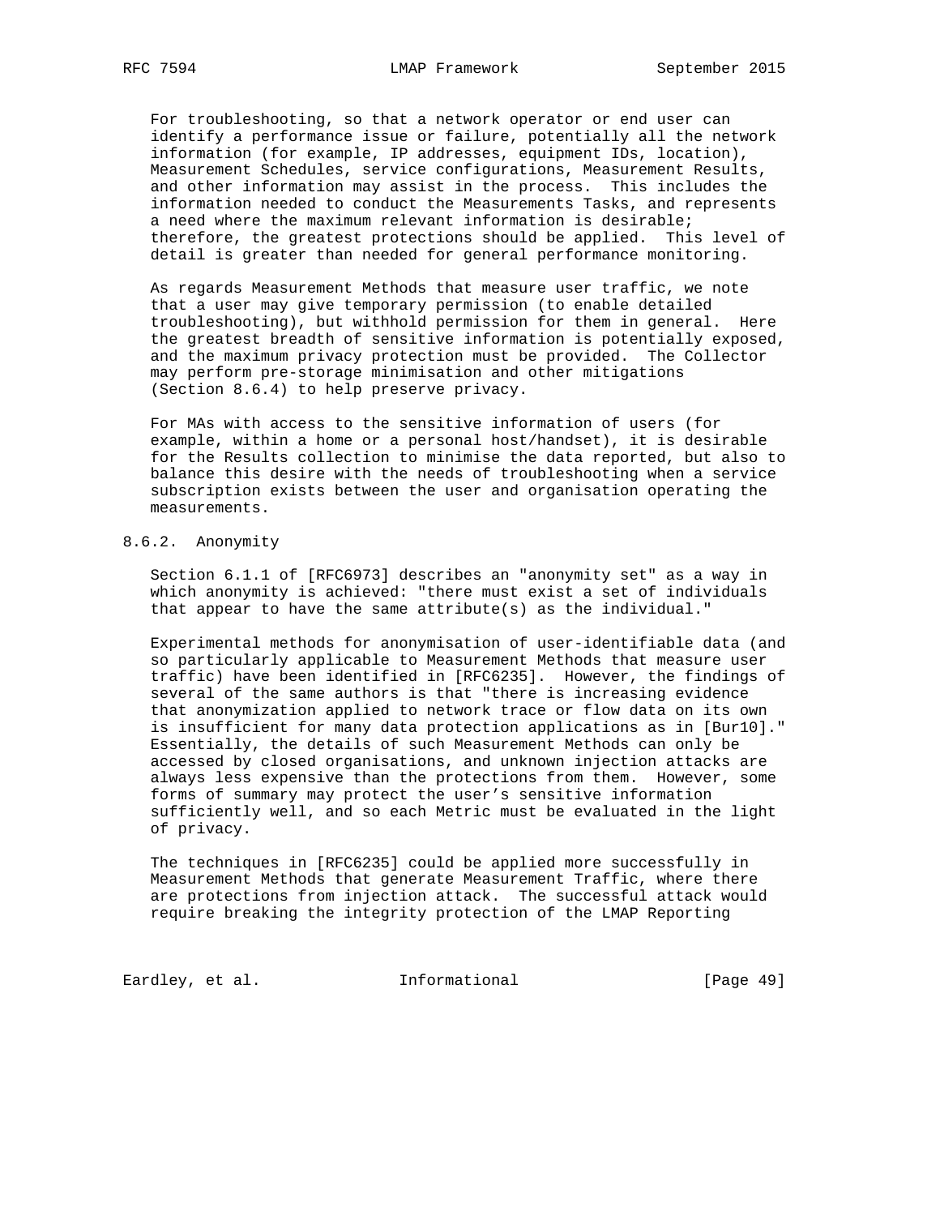For troubleshooting, so that a network operator or end user can identify a performance issue or failure, potentially all the network information (for example, IP addresses, equipment IDs, location), Measurement Schedules, service configurations, Measurement Results, and other information may assist in the process. This includes the information needed to conduct the Measurements Tasks, and represents a need where the maximum relevant information is desirable; therefore, the greatest protections should be applied. This level of detail is greater than needed for general performance monitoring.

As regards Measurement Methods that measure user traffic, we note that a user may give temporary permission (to enable detailed troubleshooting), but withhold permission for them in general. Here the greatest breadth of sensitive information is potentially exposed, and the maximum privacy protection must be provided. The Collector may perform pre-storage minimisation and other mitigations (Section 8.6.4) to help preserve privacy.

For MAs with access to the sensitive information of users (for example, within a home or a personal host/handset), it is desirable for the Results collection to minimise the data reported, but also to balance this desire with the needs of troubleshooting when a service subscription exists between the user and organisation operating the measurements.

### 8.6.2. Anonymity

Section 6.1.1 of [RFC6973] describes an "anonymity set" as a way in which anonymity is achieved: "there must exist a set of individuals that appear to have the same attribute(s) as the individual."

Experimental methods for anonymisation of user-identifiable data (and so particularly applicable to Measurement Methods that measure user traffic) have been identified in [RFC6235]. However, the findings of several of the same authors is that "there is increasing evidence that anonymization applied to network trace or flow data on its own is insufficient for many data protection applications as in [Bur10]." Essentially, the details of such Measurement Methods can only be accessed by closed organisations, and unknown injection attacks are always less expensive than the protections from them. However, some forms of summary may protect the user's sensitive information sufficiently well, and so each Metric must be evaluated in the light of privacy.

The techniques in [RFC6235] could be applied more successfully in Measurement Methods that generate Measurement Traffic, where there are protections from injection attack. The successful attack would require breaking the integrity protection of the LMAP Reporting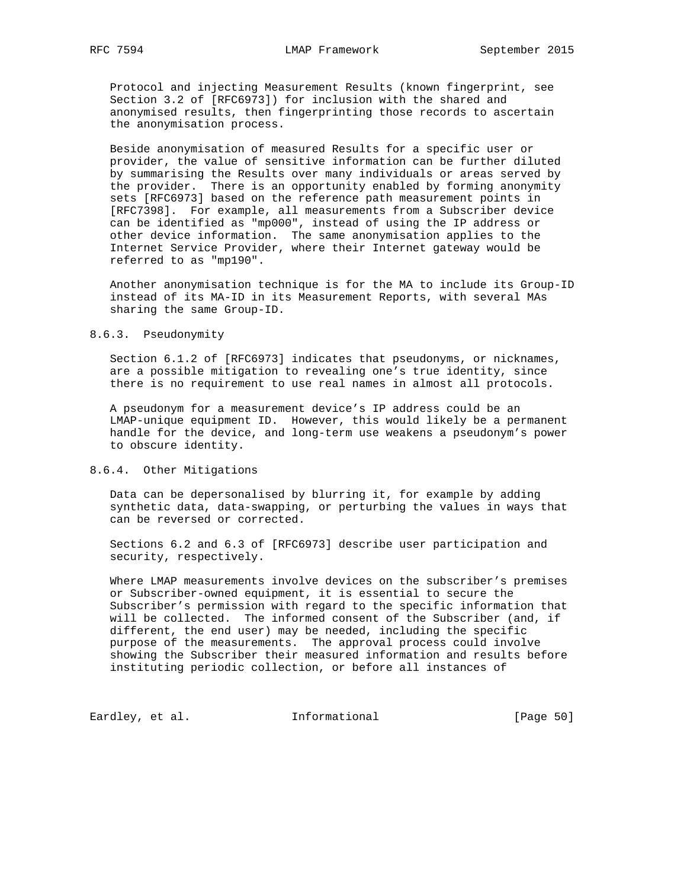Protocol and injecting Measurement Results (known fingerprint, see Section 3.2 of [RFC6973]) for inclusion with the shared and anonymised results, then fingerprinting those records to ascertain the anonymisation process.

Beside anonymisation of measured Results for a specific user or provider, the value of sensitive information can be further diluted by summarising the Results over many individuals or areas served by the provider. There is an opportunity enabled by forming anonymity sets [RFC6973] based on the reference path measurement points in [RFC7398]. For example, all measurements from a Subscriber device can be identified as "mp000", instead of using the IP address or other device information. The same anonymisation applies to the Internet Service Provider, where their Internet gateway would be referred to as "mp190".

Another anonymisation technique is for the MA to include its Group-ID instead of its MA-ID in its Measurement Reports, with several MAs sharing the same Group-ID.

### 8.6.3. Pseudonymity

Section 6.1.2 of [RFC6973] indicates that pseudonyms, or nicknames, are a possible mitigation to revealing one's true identity, since there is no requirement to use real names in almost all protocols.

A pseudonym for a measurement device's IP address could be an LMAP-unique equipment ID. However, this would likely be a permanent handle for the device, and long-term use weakens a pseudonym's power to obscure identity.

### 8.6.4. Other Mitigations

Data can be depersonalised by blurring it, for example by adding synthetic data, data-swapping, or perturbing the values in ways that can be reversed or corrected.

Sections 6.2 and 6.3 of [RFC6973] describe user participation and security, respectively.

Where LMAP measurements involve devices on the subscriber's premises or Subscriber-owned equipment, it is essential to secure the Subscriber's permission with regard to the specific information that will be collected. The informed consent of the Subscriber (and, if different, the end user) may be needed, including the specific purpose of the measurements. The approval process could involve showing the Subscriber their measured information and results before instituting periodic collection, or before all instances of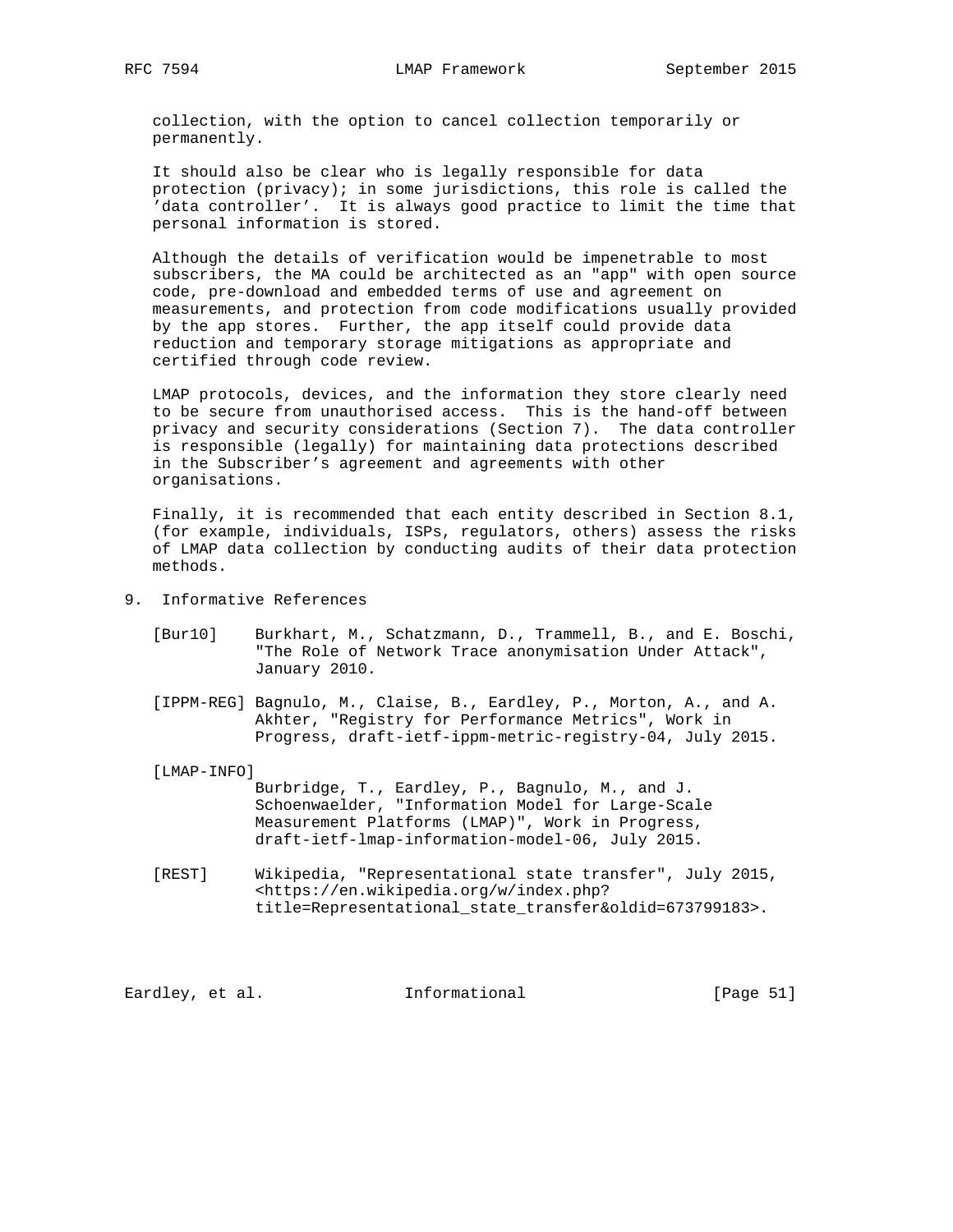collection, with the option to cancel collection temporarily or permanently.

It should also be clear who is legally responsible for data protection (privacy); in some jurisdictions, this role is called the 'data controller'. It is always good practice to limit the time that personal information is stored.

Although the details of verification would be impenetrable to most subscribers, the MA could be architected as an "app" with open source code, pre-download and embedded terms of use and agreement on measurements, and protection from code modifications usually provided by the app stores. Further, the app itself could provide data reduction and temporary storage mitigations as appropriate and certified through code review.

LMAP protocols, devices, and the information they store clearly need to be secure from unauthorised access. This is the hand-off between privacy and security considerations (Section 7). The data controller is responsible (legally) for maintaining data protections described in the Subscriber's agreement and agreements with other organisations.

Finally, it is recommended that each entity described in Section 8.1, (for example, individuals, ISPs, regulators, others) assess the risks of LMAP data collection by conducting audits of their data protection methods.

## 9. Informative References

[Bur10] Burkhart, M., Schatzmann, D., Trammell, B., and E. Boschi, "The Role of Network Trace anonymisation Under Attack", January 2010.

[IPPM-REG] Bagnulo, M., Claise, B., Eardley, P., Morton, A., and A. Akhter, "Registry for Performance Metrics", Work in Progress, draft-ietf-ippm-metric-registry-04, July 2015.

[LMAP-INFO] Burbridge, T., Eardley, P., Bagnulo, M., and J. Schoenwaelder, "Information Model for Large-Scale Measurement Platforms (LMAP)", Work in Progress, draft-ietf-lmap-information-model-06, July 2015.

[REST] Wikipedia, "Representational state transfer", July 2015, <https://en.wikipedia.org/w/index.php?title=Representational_state_transfer&oldid=673799183>.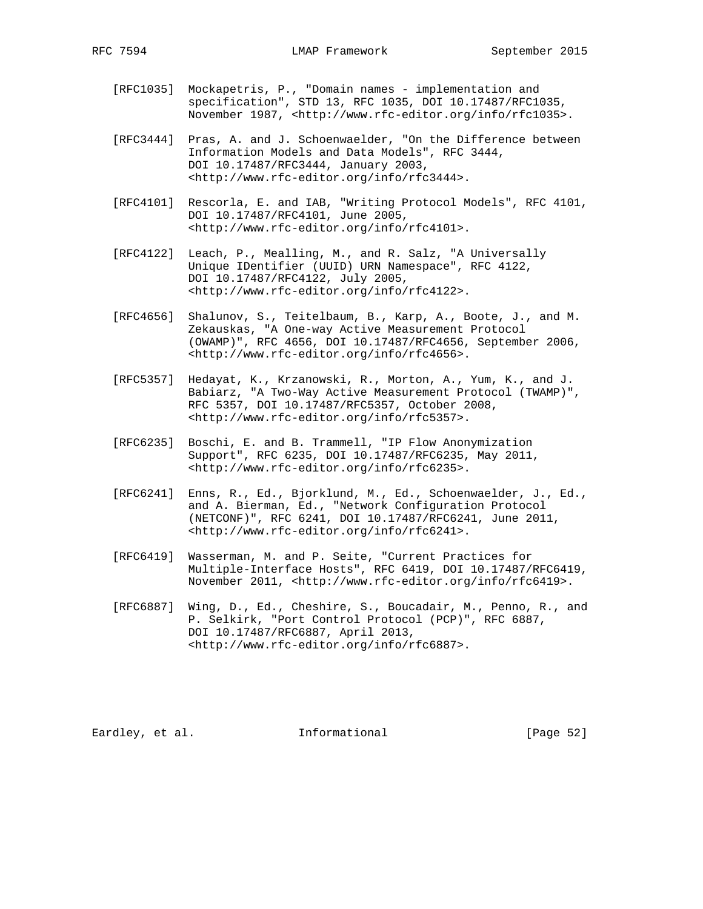[RFC1035] Mockapetris, P., "Domain names - implementation and specification", STD 13, RFC 1035, DOI 10.17487/RFC1035, November 1987, <http://www.rfc-editor.org/info/rfc1035>.

[RFC3444] Pras, A. and J. Schoenwaelder, "On the Difference between Information Models and Data Models", RFC 3444, DOI 10.17487/RFC3444, January 2003, <http://www.rfc-editor.org/info/rfc3444>.

[RFC4101] Rescorla, E. and IAB, "Writing Protocol Models", RFC 4101, DOI 10.17487/RFC4101, June 2005, <http://www.rfc-editor.org/info/rfc4101>.

[RFC4122] Leach, P., Mealling, M., and R. Salz, "A Universally Unique IDentifier (UUID) URN Namespace", RFC 4122, DOI 10.17487/RFC4122, July 2005, <http://www.rfc-editor.org/info/rfc4122>.

[RFC4656] Shalunov, S., Teitelbaum, B., Karp, A., Boote, J., and M. Zekauskas, "A One-way Active Measurement Protocol (OWAMP)", RFC 4656, DOI 10.17487/RFC4656, September 2006, <http://www.rfc-editor.org/info/rfc4656>.

[RFC5357] Hedayat, K., Krzanowski, R., Morton, A., Yum, K., and J. Babiarz, "A Two-Way Active Measurement Protocol (TWAMP)", RFC 5357, DOI 10.17487/RFC5357, October 2008, <http://www.rfc-editor.org/info/rfc5357>.

[RFC6235] Boschi, E. and B. Trammell, "IP Flow Anonymization Support", RFC 6235, DOI 10.17487/RFC6235, May 2011, <http://www.rfc-editor.org/info/rfc6235>.

[RFC6241] Enns, R., Ed., Bjorklund, M., Ed., Schoenwaelder, J., Ed., and A. Bierman, Ed., "Network Configuration Protocol (NETCONF)", RFC 6241, DOI 10.17487/RFC6241, June 2011, <http://www.rfc-editor.org/info/rfc6241>.

[RFC6419] Wasserman, M. and P. Seite, "Current Practices for Multiple-Interface Hosts", RFC 6419, DOI 10.17487/RFC6419, November 2011, <http://www.rfc-editor.org/info/rfc6419>.

[RFC6887] Wing, D., Ed., Cheshire, S., Boucadair, M., Penno, R., and P. Selkirk, "Port Control Protocol (PCP)", RFC 6887, DOI 10.17487/RFC6887, April 2013, <http://www.rfc-editor.org/info/rfc6887>.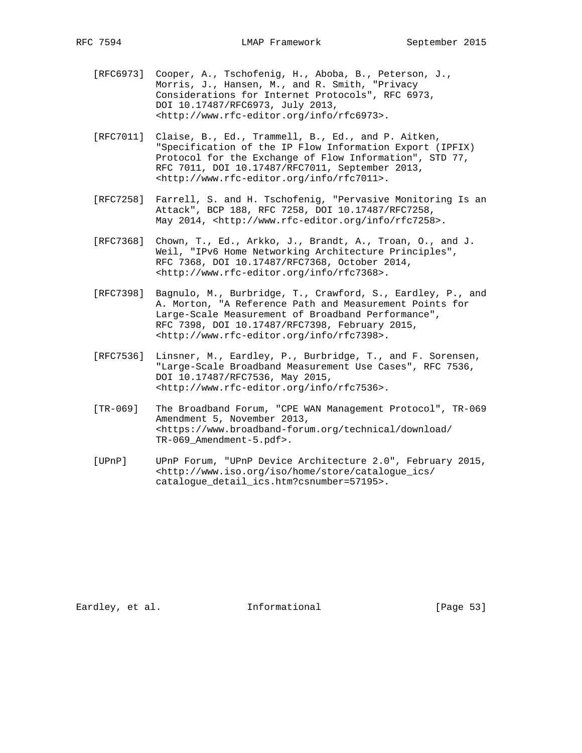[RFC6973] Cooper, A., Tschofenig, H., Aboba, B., Peterson, J., Morris, J., Hansen, M., and R. Smith, "Privacy Considerations for Internet Protocols", RFC 6973, DOI 10.17487/RFC6973, July 2013, <http://www.rfc-editor.org/info/rfc6973>.

[RFC7011] Claise, B., Ed., Trammell, B., Ed., and P. Aitken, "Specification of the IP Flow Information Export (IPFIX) Protocol for the Exchange of Flow Information", STD 77, RFC 7011, DOI 10.17487/RFC7011, September 2013, <http://www.rfc-editor.org/info/rfc7011>.

[RFC7258] Farrell, S. and H. Tschofenig, "Pervasive Monitoring Is an Attack", BCP 188, RFC 7258, DOI 10.17487/RFC7258, May 2014, <http://www.rfc-editor.org/info/rfc7258>.

[RFC7368] Chown, T., Ed., Arkko, J., Brandt, A., Troan, O., and J. Weil, "IPv6 Home Networking Architecture Principles", RFC 7368, DOI 10.17487/RFC7368, October 2014, <http://www.rfc-editor.org/info/rfc7368>.

[RFC7398] Bagnulo, M., Burbridge, T., Crawford, S., Eardley, P., and A. Morton, "A Reference Path and Measurement Points for Large-Scale Measurement of Broadband Performance", RFC 7398, DOI 10.17487/RFC7398, February 2015, <http://www.rfc-editor.org/info/rfc7398>.

[RFC7536] Linsner, M., Eardley, P., Burbridge, T., and F. Sorensen, "Large-Scale Broadband Measurement Use Cases", RFC 7536, DOI 10.17487/RFC7536, May 2015, <http://www.rfc-editor.org/info/rfc7536>.

[TR-069] The Broadband Forum, "CPE WAN Management Protocol", TR-069 Amendment 5, November 2013, <https://www.broadband-forum.org/technical/download/TR-069_Amendment-5.pdf>.

[UPnP] UPnP Forum, "UPnP Device Architecture 2.0", February 2015, <http://www.iso.org/iso/home/store/catalogue_ics/catalogue_detail_ics.htm?csnumber=57195>.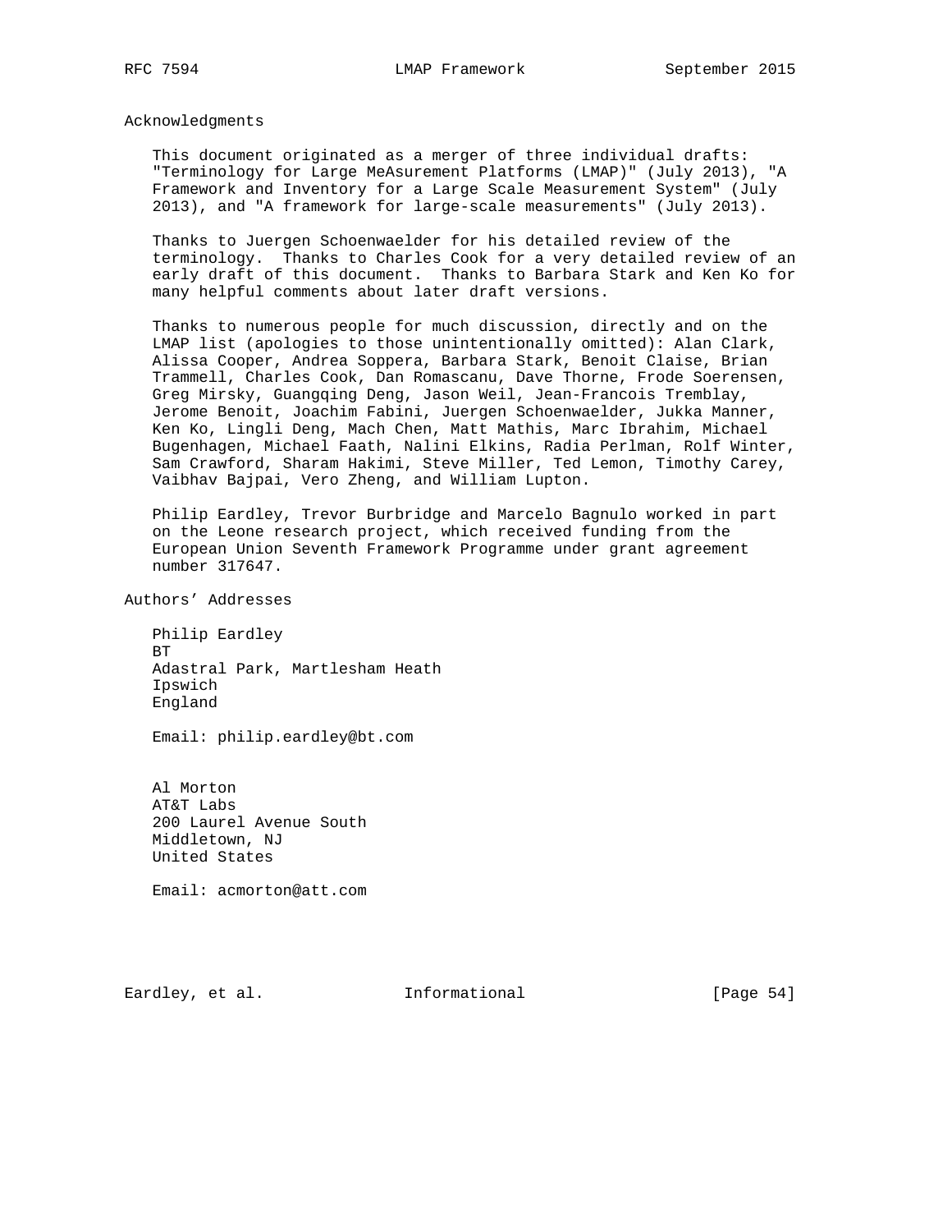## Acknowledgments

This document originated as a merger of three individual drafts: "Terminology for Large MeAsurement Platforms (LMAP)" (July 2013), "A Framework and Inventory for a Large Scale Measurement System" (July 2013), and "A framework for large-scale measurements" (July 2013).

Thanks to Juergen Schoenwaelder for his detailed review of the terminology. Thanks to Charles Cook for a very detailed review of an early draft of this document. Thanks to Barbara Stark and Ken Ko for many helpful comments about later draft versions.

Thanks to numerous people for much discussion, directly and on the LMAP list (apologies to those unintentionally omitted): Alan Clark, Alissa Cooper, Andrea Soppera, Barbara Stark, Benoit Claise, Brian Trammell, Charles Cook, Dan Romascanu, Dave Thorne, Frode Soerensen, Greg Mirsky, Guangqing Deng, Jason Weil, Jean-Francois Tremblay, Jerome Benoit, Joachim Fabini, Juergen Schoenwaelder, Jukka Manner, Ken Ko, Lingli Deng, Mach Chen, Matt Mathis, Marc Ibrahim, Michael Bugenhagen, Michael Faath, Nalini Elkins, Radia Perlman, Rolf Winter, Sam Crawford, Sharam Hakimi, Steve Miller, Ted Lemon, Timothy Carey, Vaibhav Bajpai, Vero Zheng, and William Lupton.

Philip Eardley, Trevor Burbridge and Marcelo Bagnulo worked in part on the Leone research project, which received funding from the European Union Seventh Framework Programme under grant agreement number 317647.

## Authors' Addresses

Philip Eardley
BT
Adastral Park, Martlesham Heath
Ipswich
England

Email: philip.eardley@bt.com

Al Morton
AT&T Labs
200 Laurel Avenue South
Middletown, NJ
United States

Email: acmorton@att.com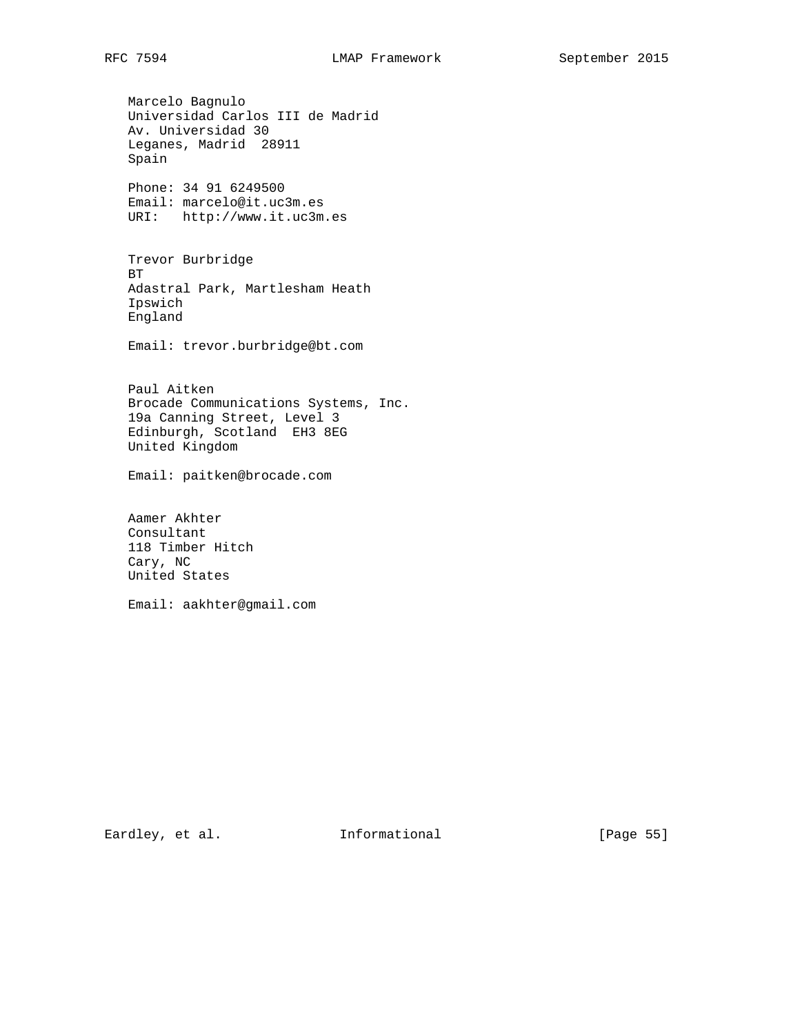Marcelo Bagnulo
Universidad Carlos III de Madrid
Av. Universidad 30
Leganes, Madrid  28911
Spain

Phone: 34 91 6249500
Email: marcelo@it.uc3m.es
URI:   http://www.it.uc3m.es

Trevor Burbridge
BT
Adastral Park, Martlesham Heath
Ipswich
England

Email: trevor.burbridge@bt.com

Paul Aitken
Brocade Communications Systems, Inc.
19a Canning Street, Level 3
Edinburgh, Scotland  EH3 8EG
United Kingdom

Email: paitken@brocade.com

Aamer Akhter
Consultant
118 Timber Hitch
Cary, NC
United States

Email: aakhter@gmail.com